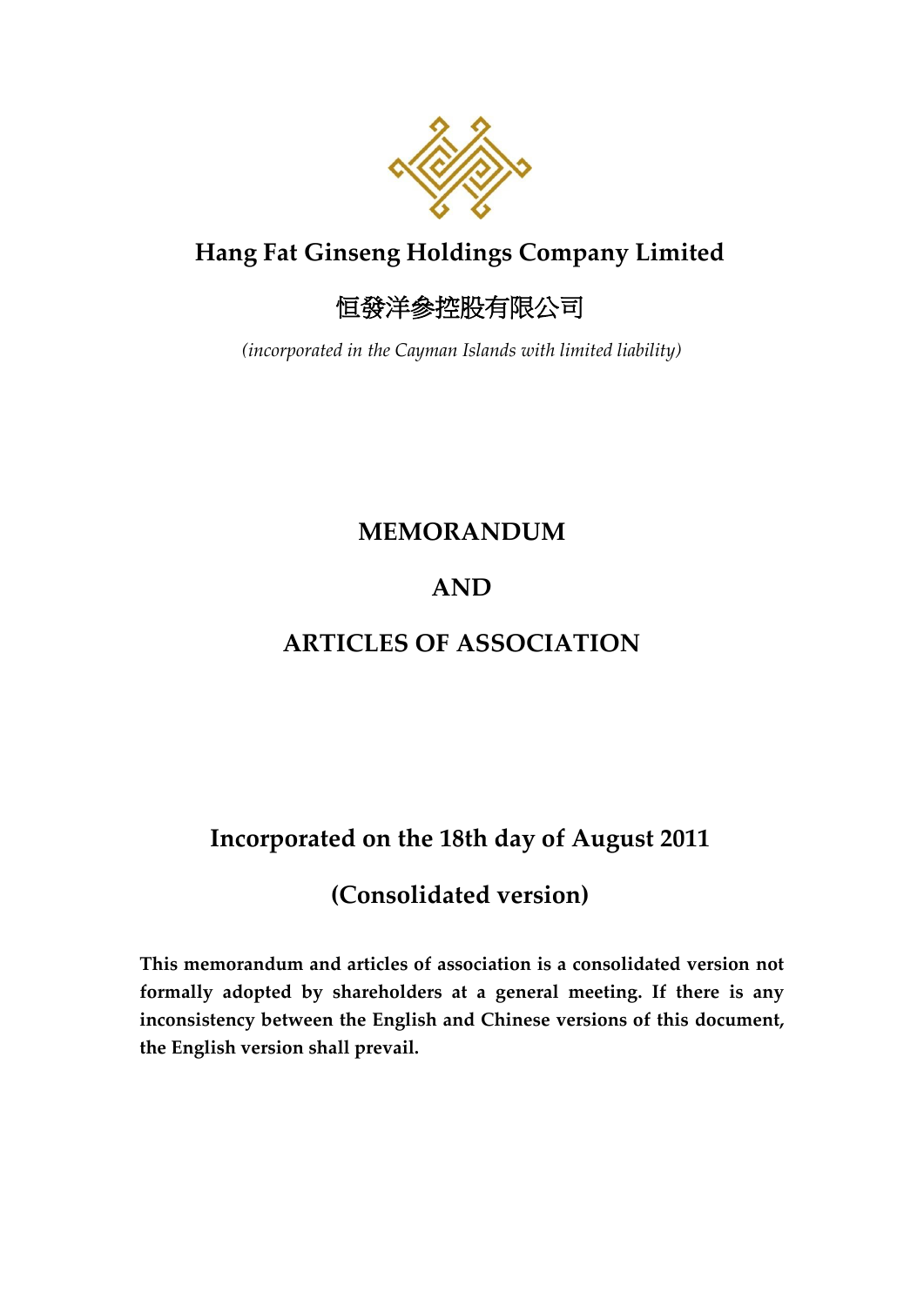# Hang Fat Ginseng Holdings Company Limited

# 恒發洋参控股有限公司

*(incorporated in the Cayman Islands with limited liability)*

## MEMORANDUM

## AND

## ARTICLES OF ASSOCIATION

**Incorporated on the 18th day of August 2011**

**(Consolidated version)**

**This memorandum and articles of association is a consolidated version not formally adopted by shareholders at a general meeting. If there is any inconsistency between the English and Chinese versions of this document, the English version shall prevail.**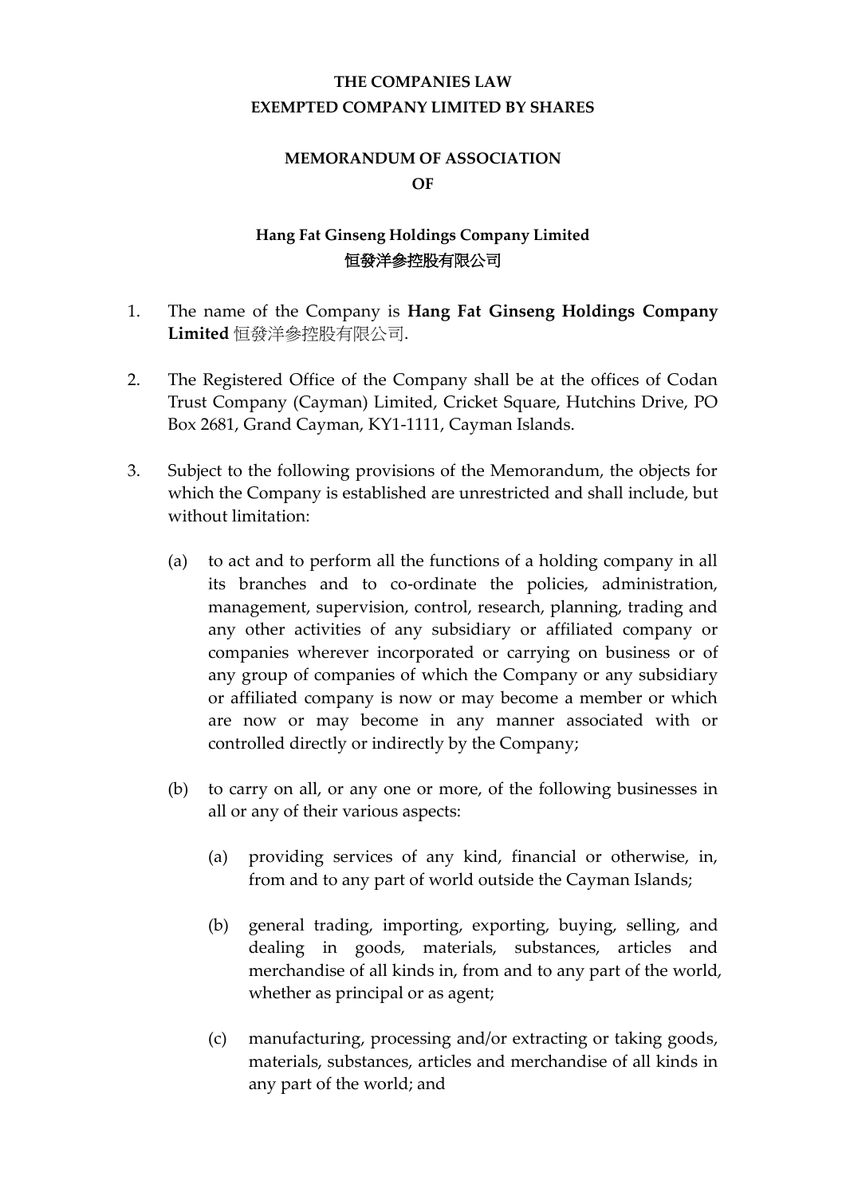**THE COMPANIES LAW**
**EXEMPTED COMPANY LIMITED BY SHARES**

**MEMORANDUM OF ASSOCIATION**
**OF**

**Hang Fat Ginseng Holdings Company Limited**
**恒發洋参控股有限公司**

1. The name of the Company is **Hang Fat Ginseng Holdings Company Limited** 恒發洋参控股有限公司.

2. The Registered Office of the Company shall be at the offices of Codan Trust Company (Cayman) Limited, Cricket Square, Hutchins Drive, PO Box 2681, Grand Cayman, KY1-1111, Cayman Islands.

3. Subject to the following provisions of the Memorandum, the objects for which the Company is established are unrestricted and shall include, but without limitation:

   (a) to act and to perform all the functions of a holding company in all its branches and to co-ordinate the policies, administration, management, supervision, control, research, planning, trading and any other activities of any subsidiary or affiliated company or companies wherever incorporated or carrying on business or of any group of companies of which the Company or any subsidiary or affiliated company is now or may become a member or which are now or may become in any manner associated with or controlled directly or indirectly by the Company;

   (b) to carry on all, or any one or more, of the following businesses in all or any of their various aspects:

      (a) providing services of any kind, financial or otherwise, in, from and to any part of world outside the Cayman Islands;

      (b) general trading, importing, exporting, buying, selling, and dealing in goods, materials, substances, articles and merchandise of all kinds in, from and to any part of the world, whether as principal or as agent;

      (c) manufacturing, processing and/or extracting or taking goods, materials, substances, articles and merchandise of all kinds in any part of the world; and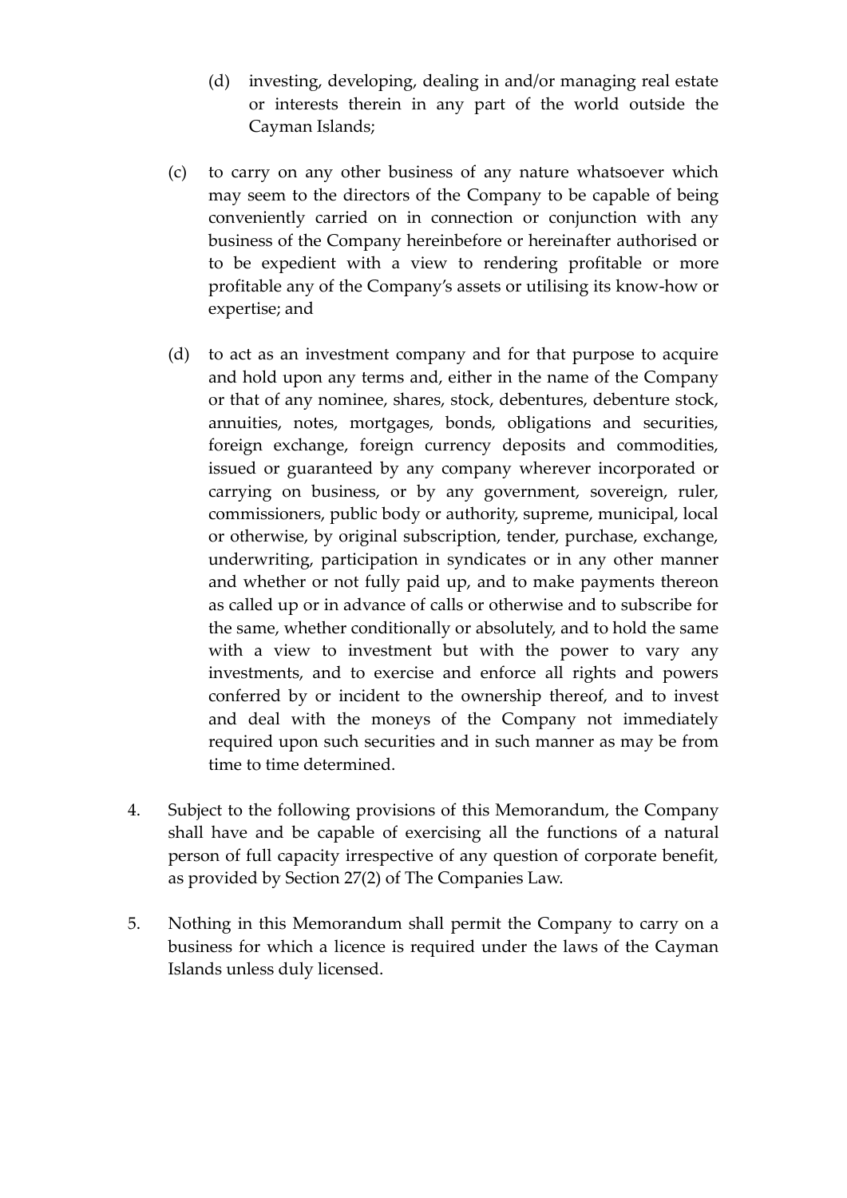(d) investing, developing, dealing in and/or managing real estate or interests therein in any part of the world outside the Cayman Islands;

(c) to carry on any other business of any nature whatsoever which may seem to the directors of the Company to be capable of being conveniently carried on in connection or conjunction with any business of the Company hereinbefore or hereinafter authorised or to be expedient with a view to rendering profitable or more profitable any of the Company's assets or utilising its know-how or expertise; and

(d) to act as an investment company and for that purpose to acquire and hold upon any terms and, either in the name of the Company or that of any nominee, shares, stock, debentures, debenture stock, annuities, notes, mortgages, bonds, obligations and securities, foreign exchange, foreign currency deposits and commodities, issued or guaranteed by any company wherever incorporated or carrying on business, or by any government, sovereign, ruler, commissioners, public body or authority, supreme, municipal, local or otherwise, by original subscription, tender, purchase, exchange, underwriting, participation in syndicates or in any other manner and whether or not fully paid up, and to make payments thereon as called up or in advance of calls or otherwise and to subscribe for the same, whether conditionally or absolutely, and to hold the same with a view to investment but with the power to vary any investments, and to exercise and enforce all rights and powers conferred by or incident to the ownership thereof, and to invest and deal with the moneys of the Company not immediately required upon such securities and in such manner as may be from time to time determined.

4. Subject to the following provisions of this Memorandum, the Company shall have and be capable of exercising all the functions of a natural person of full capacity irrespective of any question of corporate benefit, as provided by Section 27(2) of The Companies Law.

5. Nothing in this Memorandum shall permit the Company to carry on a business for which a licence is required under the laws of the Cayman Islands unless duly licensed.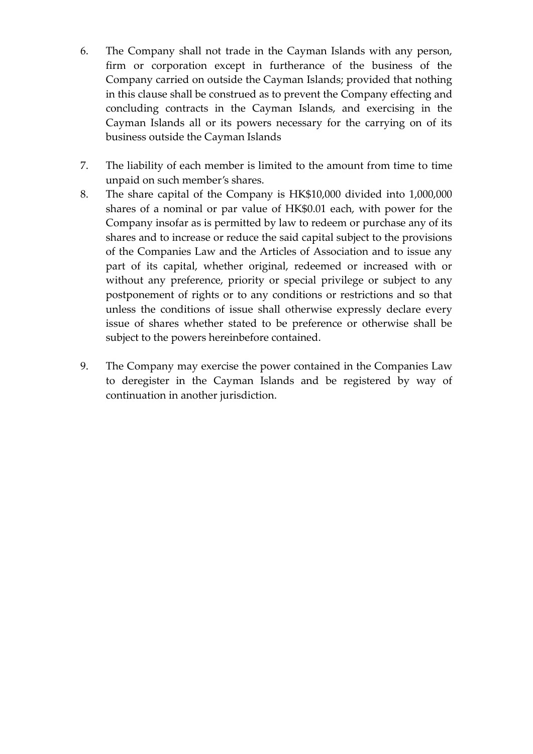6. The Company shall not trade in the Cayman Islands with any person, firm or corporation except in furtherance of the business of the Company carried on outside the Cayman Islands; provided that nothing in this clause shall be construed as to prevent the Company effecting and concluding contracts in the Cayman Islands, and exercising in the Cayman Islands all or its powers necessary for the carrying on of its business outside the Cayman Islands

7. The liability of each member is limited to the amount from time to time unpaid on such member's shares.

8. The share capital of the Company is HK$10,000 divided into 1,000,000 shares of a nominal or par value of HK$0.01 each, with power for the Company insofar as is permitted by law to redeem or purchase any of its shares and to increase or reduce the said capital subject to the provisions of the Companies Law and the Articles of Association and to issue any part of its capital, whether original, redeemed or increased with or without any preference, priority or special privilege or subject to any postponement of rights or to any conditions or restrictions and so that unless the conditions of issue shall otherwise expressly declare every issue of shares whether stated to be preference or otherwise shall be subject to the powers hereinbefore contained.

9. The Company may exercise the power contained in the Companies Law to deregister in the Cayman Islands and be registered by way of continuation in another jurisdiction.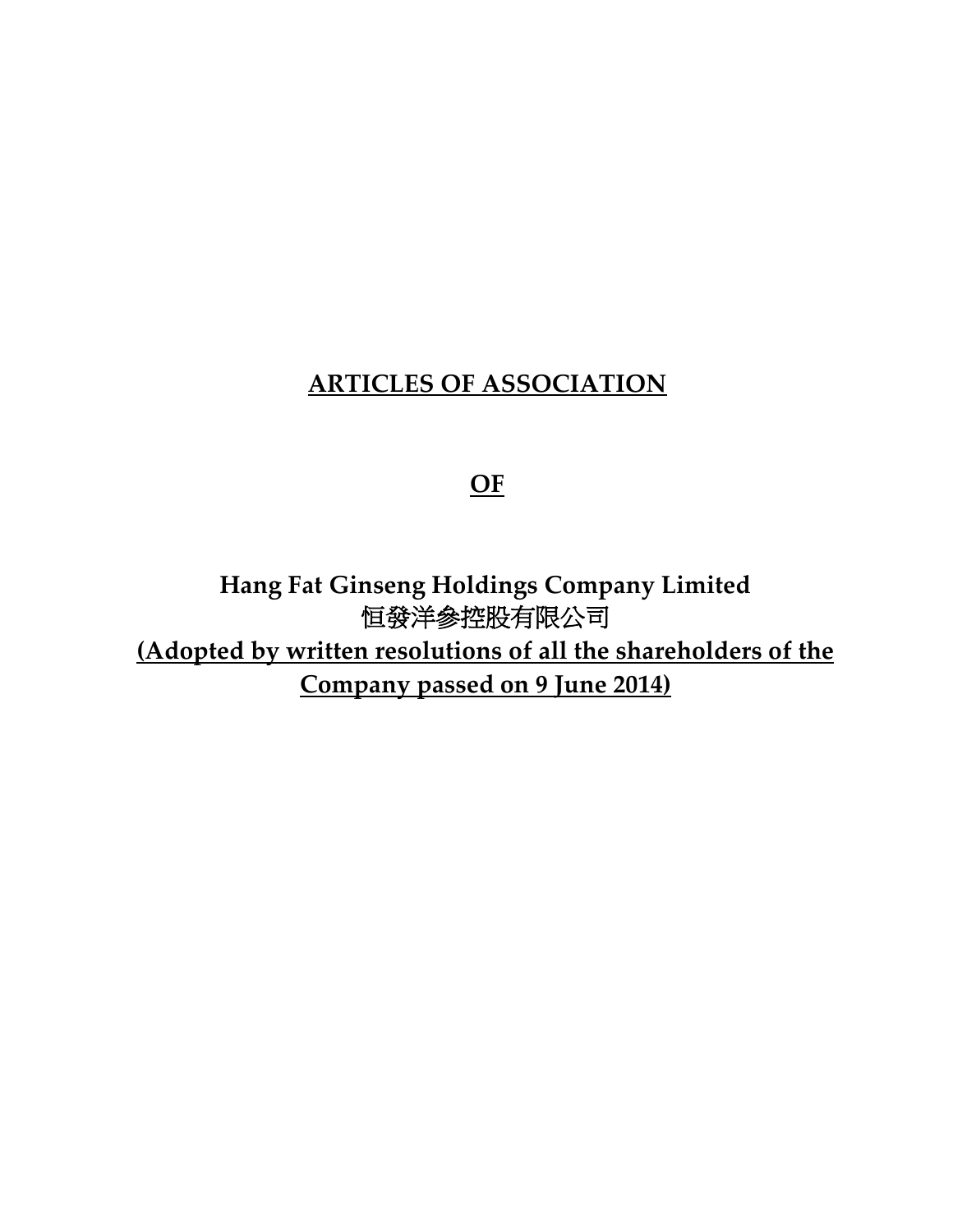# ARTICLES OF ASSOCIATION

# OF

# Hang Fat Ginseng Holdings Company Limited
# 恒發洋參控股有限公司

**(Adopted by written resolutions of all the shareholders of the Company passed on 9 June 2014)**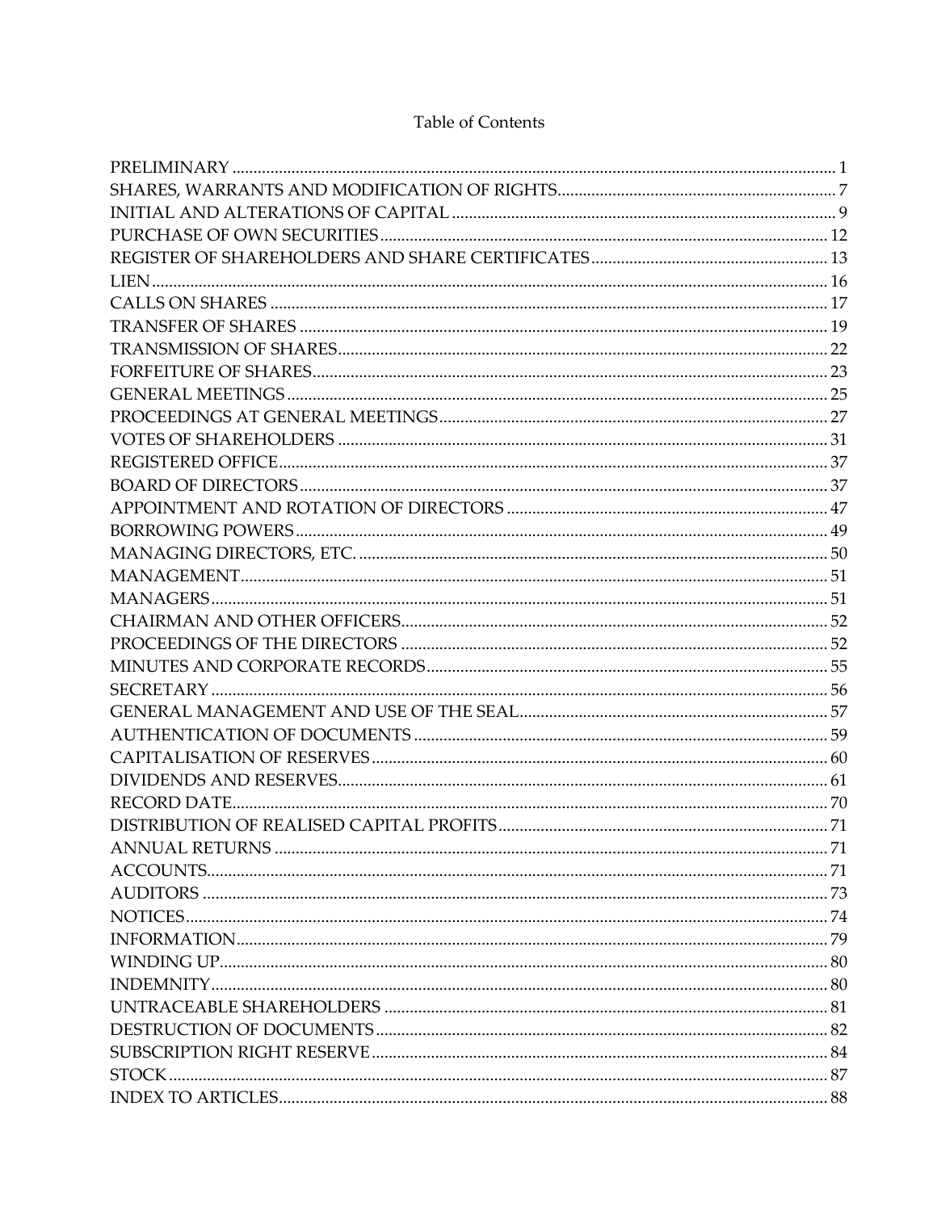Table of Contents

| | |
|---|---|
| PRELIMINARY | 1 |
| SHARES, WARRANTS AND MODIFICATION OF RIGHTS | 7 |
| INITIAL AND ALTERATIONS OF CAPITAL | 9 |
| PURCHASE OF OWN SECURITIES | 12 |
| REGISTER OF SHAREHOLDERS AND SHARE CERTIFICATES | 13 |
| LIEN | 16 |
| CALLS ON SHARES | 17 |
| TRANSFER OF SHARES | 19 |
| TRANSMISSION OF SHARES | 22 |
| FORFEITURE OF SHARES | 23 |
| GENERAL MEETINGS | 25 |
| PROCEEDINGS AT GENERAL MEETINGS | 27 |
| VOTES OF SHAREHOLDERS | 31 |
| REGISTERED OFFICE | 37 |
| BOARD OF DIRECTORS | 37 |
| APPOINTMENT AND ROTATION OF DIRECTORS | 47 |
| BORROWING POWERS | 49 |
| MANAGING DIRECTORS, ETC. | 50 |
| MANAGEMENT | 51 |
| MANAGERS | 51 |
| CHAIRMAN AND OTHER OFFICERS | 52 |
| PROCEEDINGS OF THE DIRECTORS | 52 |
| MINUTES AND CORPORATE RECORDS | 55 |
| SECRETARY | 56 |
| GENERAL MANAGEMENT AND USE OF THE SEAL | 57 |
| AUTHENTICATION OF DOCUMENTS | 59 |
| CAPITALISATION OF RESERVES | 60 |
| DIVIDENDS AND RESERVES | 61 |
| RECORD DATE | 70 |
| DISTRIBUTION OF REALISED CAPITAL PROFITS | 71 |
| ANNUAL RETURNS | 71 |
| ACCOUNTS | 71 |
| AUDITORS | 73 |
| NOTICES | 74 |
| INFORMATION | 79 |
| WINDING UP | 80 |
| INDEMNITY | 80 |
| UNTRACEABLE SHAREHOLDERS | 81 |
| DESTRUCTION OF DOCUMENTS | 82 |
| SUBSCRIPTION RIGHT RESERVE | 84 |
| STOCK | 87 |
| INDEX TO ARTICLES | 88 |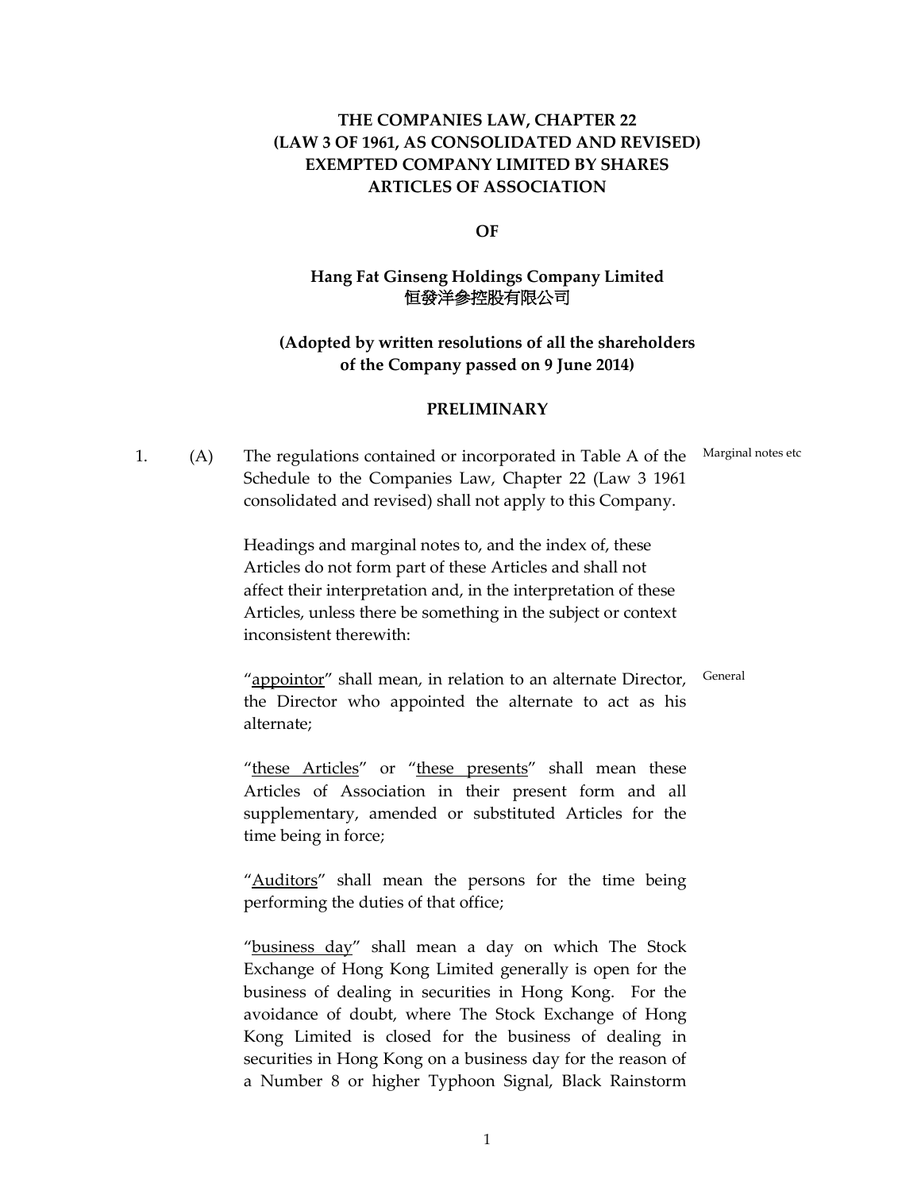**THE COMPANIES LAW, CHAPTER 22**
**(LAW 3 OF 1961, AS CONSOLIDATED AND REVISED)**
**EXEMPTED COMPANY LIMITED BY SHARES**
**ARTICLES OF ASSOCIATION**

**OF**

**Hang Fat Ginseng Holdings Company Limited**
**恒發洋參控股有限公司**

**(Adopted by written resolutions of all the shareholders of the Company passed on 9 June 2014)**

## PRELIMINARY

1. (A) The regulations contained or incorporated in Table A of the Schedule to the Companies Law, Chapter 22 (Law 3 1961 consolidated and revised) shall not apply to this Company.

Marginal notes etc

Headings and marginal notes to, and the index of, these Articles do not form part of these Articles and shall not affect their interpretation and, in the interpretation of these Articles, unless there be something in the subject or context inconsistent therewith:

General

"appointor" shall mean, in relation to an alternate Director, the Director who appointed the alternate to act as his alternate;

"these Articles" or "these presents" shall mean these Articles of Association in their present form and all supplementary, amended or substituted Articles for the time being in force;

"Auditors" shall mean the persons for the time being performing the duties of that office;

"business day" shall mean a day on which The Stock Exchange of Hong Kong Limited generally is open for the business of dealing in securities in Hong Kong. For the avoidance of doubt, where The Stock Exchange of Hong Kong Limited is closed for the business of dealing in securities in Hong Kong on a business day for the reason of a Number 8 or higher Typhoon Signal, Black Rainstorm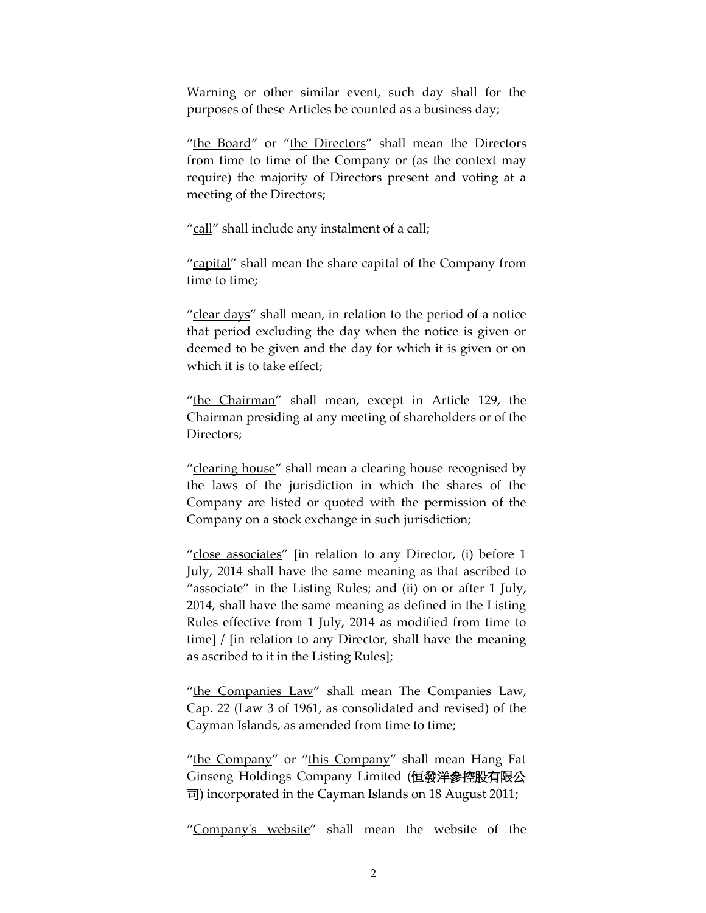Warning or other similar event, such day shall for the purposes of these Articles be counted as a business day;

"the Board" or "the Directors" shall mean the Directors from time to time of the Company or (as the context may require) the majority of Directors present and voting at a meeting of the Directors;

"call" shall include any instalment of a call;

"capital" shall mean the share capital of the Company from time to time;

"clear days" shall mean, in relation to the period of a notice that period excluding the day when the notice is given or deemed to be given and the day for which it is given or on which it is to take effect;

"the Chairman" shall mean, except in Article 129, the Chairman presiding at any meeting of shareholders or of the Directors;

"clearing house" shall mean a clearing house recognised by the laws of the jurisdiction in which the shares of the Company are listed or quoted with the permission of the Company on a stock exchange in such jurisdiction;

"close associates" [in relation to any Director, (i) before 1 July, 2014 shall have the same meaning as that ascribed to "associate" in the Listing Rules; and (ii) on or after 1 July, 2014, shall have the same meaning as defined in the Listing Rules effective from 1 July, 2014 as modified from time to time] / [in relation to any Director, shall have the meaning as ascribed to it in the Listing Rules];

"the Companies Law" shall mean The Companies Law, Cap. 22 (Law 3 of 1961, as consolidated and revised) of the Cayman Islands, as amended from time to time;

"the Company" or "this Company" shall mean Hang Fat Ginseng Holdings Company Limited (恒發洋參控股有限公司) incorporated in the Cayman Islands on 18 August 2011;

"Company's website" shall mean the website of the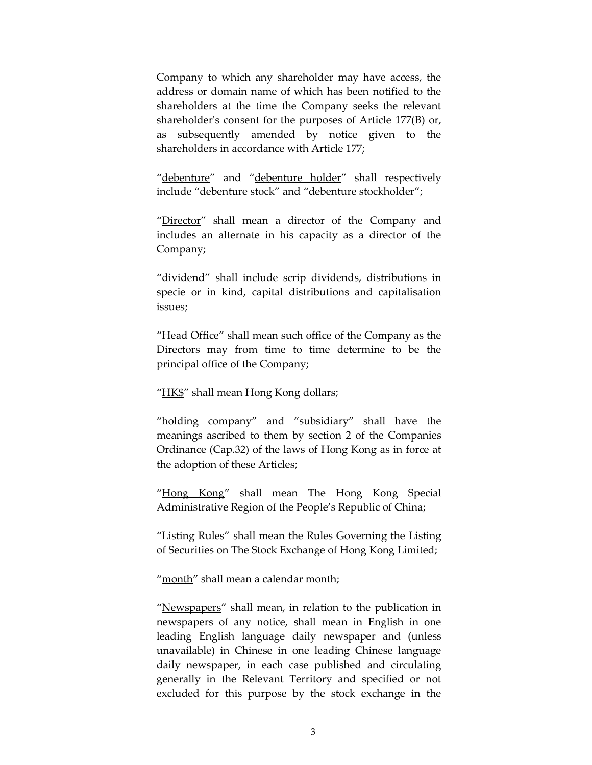Company to which any shareholder may have access, the address or domain name of which has been notified to the shareholders at the time the Company seeks the relevant shareholder's consent for the purposes of Article 177(B) or, as subsequently amended by notice given to the shareholders in accordance with Article 177;

"<u>debenture</u>" and "<u>debenture holder</u>" shall respectively include "debenture stock" and "debenture stockholder";

"<u>Director</u>" shall mean a director of the Company and includes an alternate in his capacity as a director of the Company;

"<u>dividend</u>" shall include scrip dividends, distributions in specie or in kind, capital distributions and capitalisation issues;

"<u>Head Office</u>" shall mean such office of the Company as the Directors may from time to time determine to be the principal office of the Company;

"<u>HK$</u>" shall mean Hong Kong dollars;

"<u>holding company</u>" and "<u>subsidiary</u>" shall have the meanings ascribed to them by section 2 of the Companies Ordinance (Cap.32) of the laws of Hong Kong as in force at the adoption of these Articles;

"<u>Hong Kong</u>" shall mean The Hong Kong Special Administrative Region of the People's Republic of China;

"<u>Listing Rules</u>" shall mean the Rules Governing the Listing of Securities on The Stock Exchange of Hong Kong Limited;

"<u>month</u>" shall mean a calendar month;

"<u>Newspapers</u>" shall mean, in relation to the publication in newspapers of any notice, shall mean in English in one leading English language daily newspaper and (unless unavailable) in Chinese in one leading Chinese language daily newspaper, in each case published and circulating generally in the Relevant Territory and specified or not excluded for this purpose by the stock exchange in the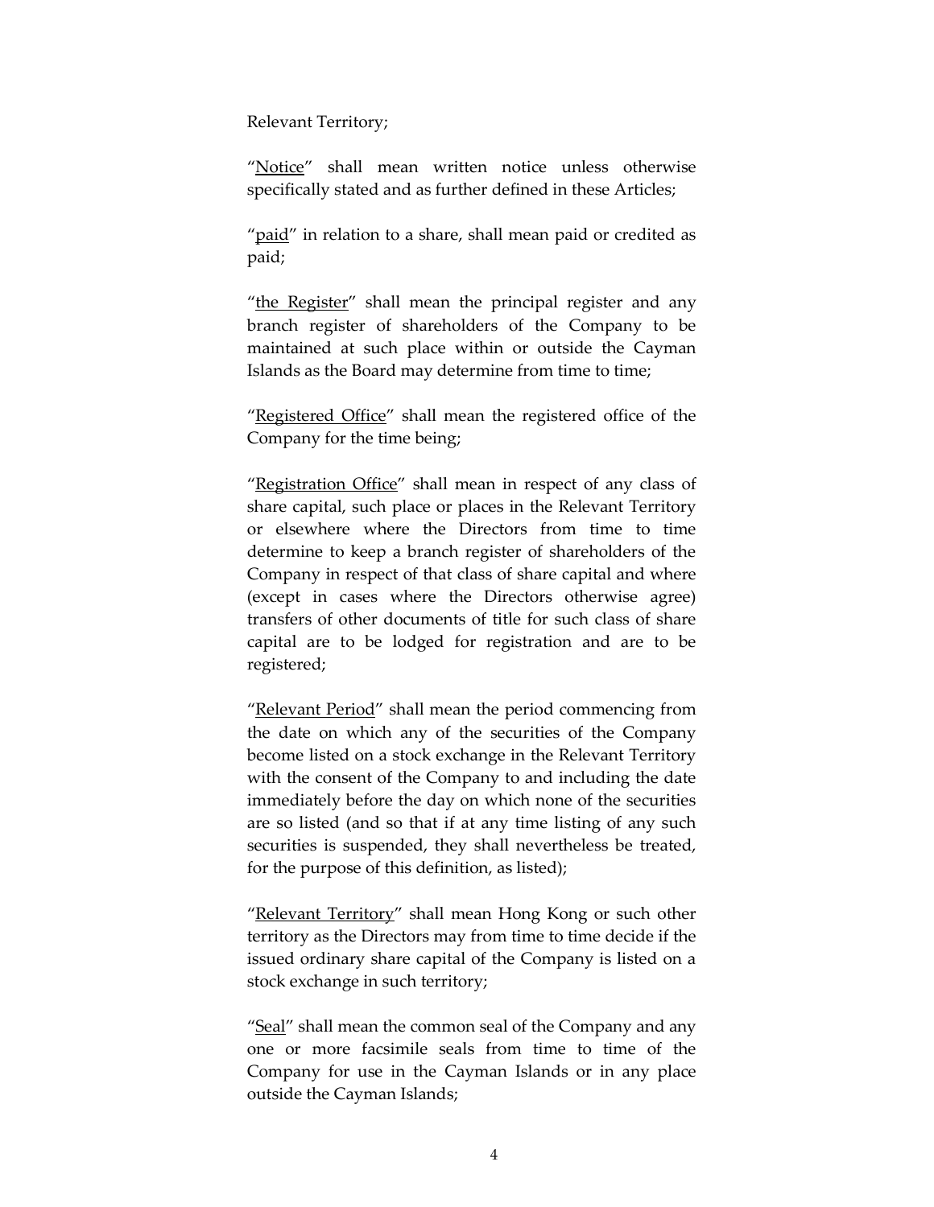Relevant Territory;

"Notice" shall mean written notice unless otherwise specifically stated and as further defined in these Articles;

"paid" in relation to a share, shall mean paid or credited as paid;

"the Register" shall mean the principal register and any branch register of shareholders of the Company to be maintained at such place within or outside the Cayman Islands as the Board may determine from time to time;

"Registered Office" shall mean the registered office of the Company for the time being;

"Registration Office" shall mean in respect of any class of share capital, such place or places in the Relevant Territory or elsewhere where the Directors from time to time determine to keep a branch register of shareholders of the Company in respect of that class of share capital and where (except in cases where the Directors otherwise agree) transfers of other documents of title for such class of share capital are to be lodged for registration and are to be registered;

"Relevant Period" shall mean the period commencing from the date on which any of the securities of the Company become listed on a stock exchange in the Relevant Territory with the consent of the Company to and including the date immediately before the day on which none of the securities are so listed (and so that if at any time listing of any such securities is suspended, they shall nevertheless be treated, for the purpose of this definition, as listed);

"Relevant Territory" shall mean Hong Kong or such other territory as the Directors may from time to time decide if the issued ordinary share capital of the Company is listed on a stock exchange in such territory;

"Seal" shall mean the common seal of the Company and any one or more facsimile seals from time to time of the Company for use in the Cayman Islands or in any place outside the Cayman Islands;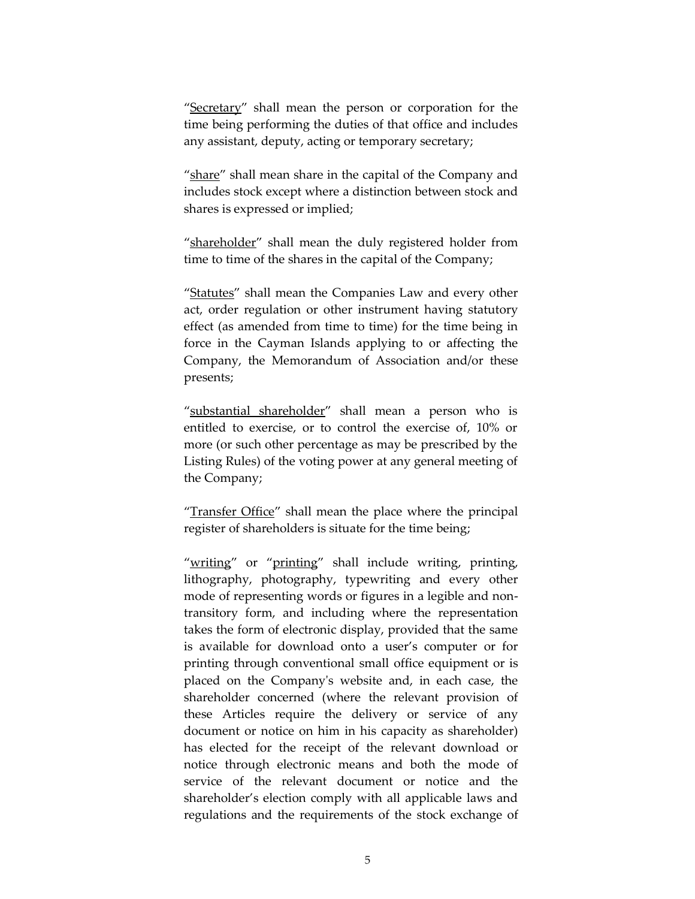"Secretary" shall mean the person or corporation for the time being performing the duties of that office and includes any assistant, deputy, acting or temporary secretary;

"share" shall mean share in the capital of the Company and includes stock except where a distinction between stock and shares is expressed or implied;

"shareholder" shall mean the duly registered holder from time to time of the shares in the capital of the Company;

"Statutes" shall mean the Companies Law and every other act, order regulation or other instrument having statutory effect (as amended from time to time) for the time being in force in the Cayman Islands applying to or affecting the Company, the Memorandum of Association and/or these presents;

"substantial shareholder" shall mean a person who is entitled to exercise, or to control the exercise of, 10% or more (or such other percentage as may be prescribed by the Listing Rules) of the voting power at any general meeting of the Company;

"Transfer Office" shall mean the place where the principal register of shareholders is situate for the time being;

"writing" or "printing" shall include writing, printing, lithography, photography, typewriting and every other mode of representing words or figures in a legible and non-transitory form, and including where the representation takes the form of electronic display, provided that the same is available for download onto a user's computer or for printing through conventional small office equipment or is placed on the Company's website and, in each case, the shareholder concerned (where the relevant provision of these Articles require the delivery or service of any document or notice on him in his capacity as shareholder) has elected for the receipt of the relevant download or notice through electronic means and both the mode of service of the relevant document or notice and the shareholder's election comply with all applicable laws and regulations and the requirements of the stock exchange of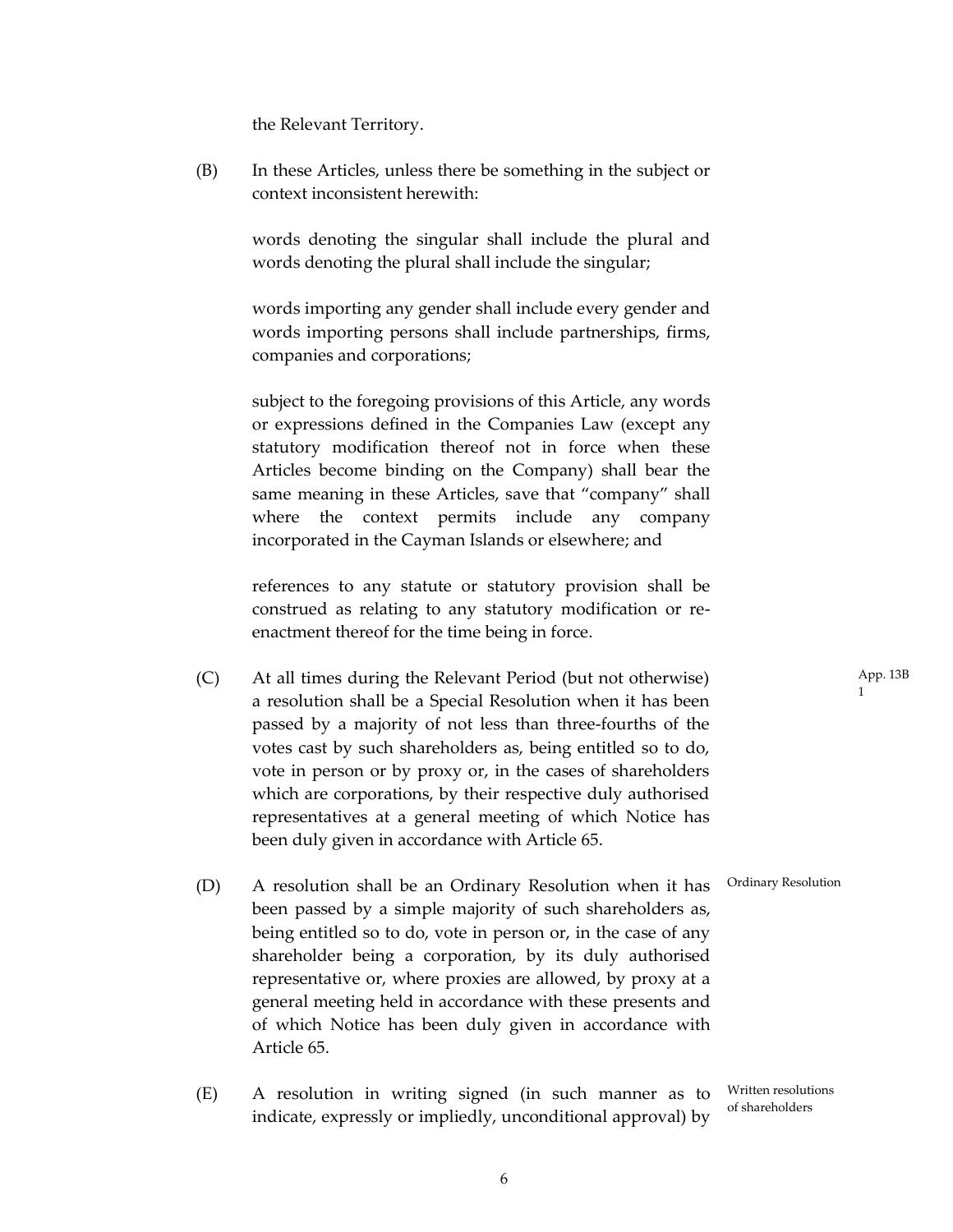the Relevant Territory.

(B) In these Articles, unless there be something in the subject or context inconsistent herewith:

words denoting the singular shall include the plural and words denoting the plural shall include the singular;

words importing any gender shall include every gender and words importing persons shall include partnerships, firms, companies and corporations;

subject to the foregoing provisions of this Article, any words or expressions defined in the Companies Law (except any statutory modification thereof not in force when these Articles become binding on the Company) shall bear the same meaning in these Articles, save that "company" shall where the context permits include any company incorporated in the Cayman Islands or elsewhere; and

references to any statute or statutory provision shall be construed as relating to any statutory modification or re-enactment thereof for the time being in force.

App. 13B 1

(C) At all times during the Relevant Period (but not otherwise) a resolution shall be a Special Resolution when it has been passed by a majority of not less than three-fourths of the votes cast by such shareholders as, being entitled so to do, vote in person or by proxy or, in the cases of shareholders which are corporations, by their respective duly authorised representatives at a general meeting of which Notice has been duly given in accordance with Article 65.

Ordinary Resolution

(D) A resolution shall be an Ordinary Resolution when it has been passed by a simple majority of such shareholders as, being entitled so to do, vote in person or, in the case of any shareholder being a corporation, by its duly authorised representative or, where proxies are allowed, by proxy at a general meeting held in accordance with these presents and of which Notice has been duly given in accordance with Article 65.

Written resolutions of shareholders

(E) A resolution in writing signed (in such manner as to indicate, expressly or impliedly, unconditional approval) by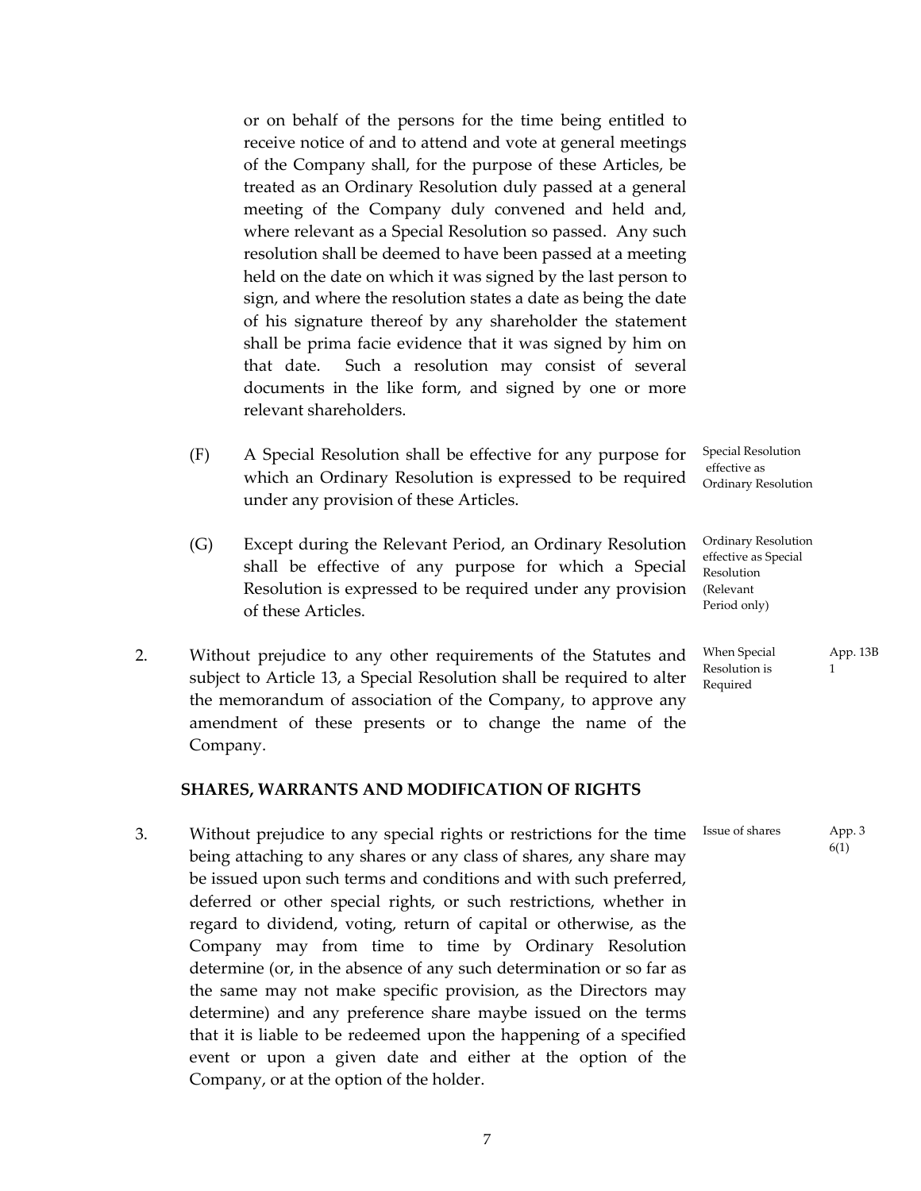or on behalf of the persons for the time being entitled to receive notice of and to attend and vote at general meetings of the Company shall, for the purpose of these Articles, be treated as an Ordinary Resolution duly passed at a general meeting of the Company duly convened and held and, where relevant as a Special Resolution so passed. Any such resolution shall be deemed to have been passed at a meeting held on the date on which it was signed by the last person to sign, and where the resolution states a date as being the date of his signature thereof by any shareholder the statement shall be prima facie evidence that it was signed by him on that date. Such a resolution may consist of several documents in the like form, and signed by one or more relevant shareholders.

(F) A Special Resolution shall be effective for any purpose for which an Ordinary Resolution is expressed to be required under any provision of these Articles.

Special Resolution effective as Ordinary Resolution

(G) Except during the Relevant Period, an Ordinary Resolution shall be effective of any purpose for which a Special Resolution is expressed to be required under any provision of these Articles.

Ordinary Resolution effective as Special Resolution (Relevant Period only)

2. Without prejudice to any other requirements of the Statutes and subject to Article 13, a Special Resolution shall be required to alter the memorandum of association of the Company, to approve any amendment of these presents or to change the name of the Company.

When Special Resolution is Required — App. 13B 1

## SHARES, WARRANTS AND MODIFICATION OF RIGHTS

3. Without prejudice to any special rights or restrictions for the time being attaching to any shares or any class of shares, any share may be issued upon such terms and conditions and with such preferred, deferred or other special rights, or such restrictions, whether in regard to dividend, voting, return of capital or otherwise, as the Company may from time to time by Ordinary Resolution determine (or, in the absence of any such determination or so far as the same may not make specific provision, as the Directors may determine) and any preference share maybe issued on the terms that it is liable to be redeemed upon the happening of a specified event or upon a given date and either at the option of the Company, or at the option of the holder.

Issue of shares — App. 3 6(1)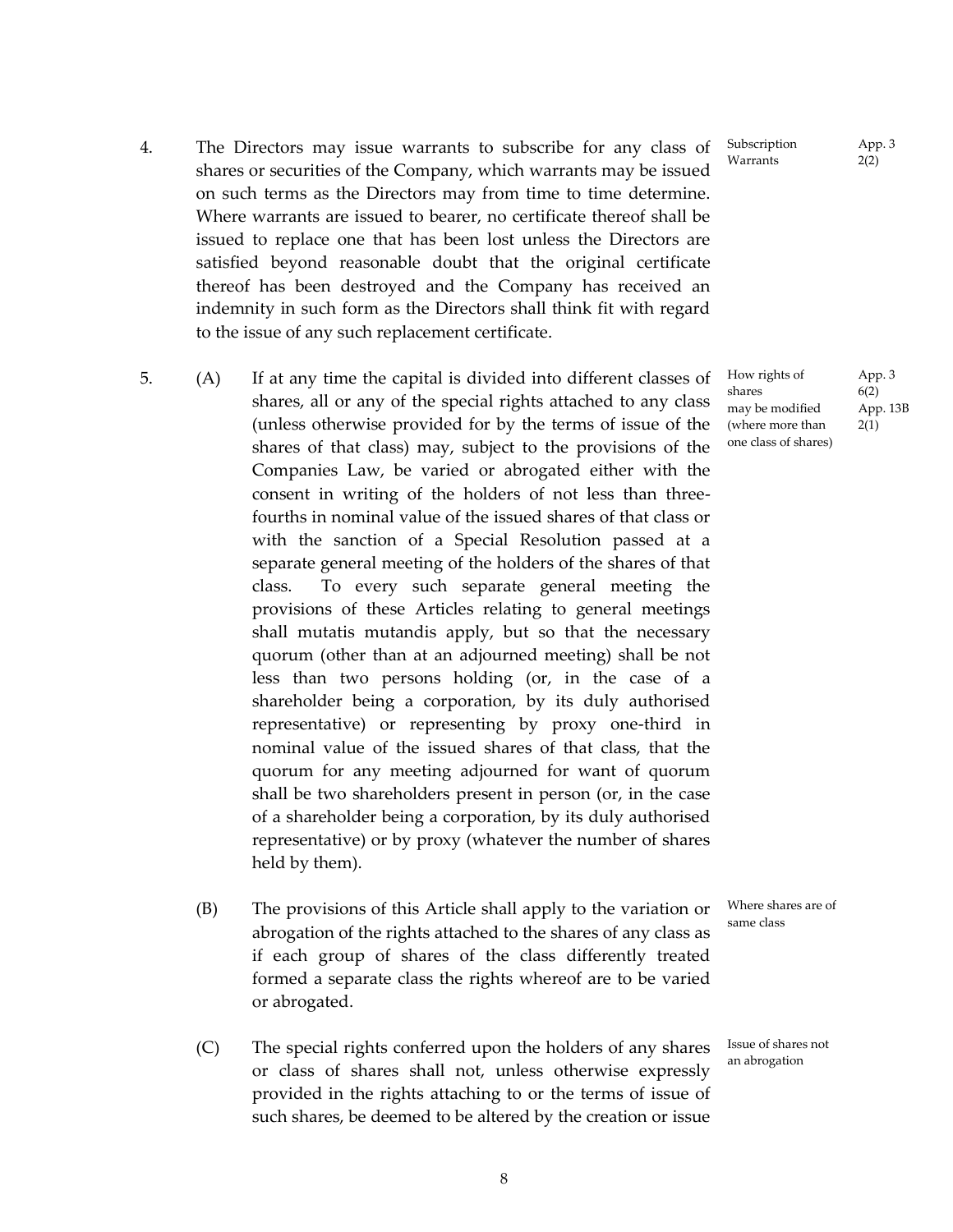4. The Directors may issue warrants to subscribe for any class of shares or securities of the Company, which warrants may be issued on such terms as the Directors may from time to time determine. Where warrants are issued to bearer, no certificate thereof shall be issued to replace one that has been lost unless the Directors are satisfied beyond reasonable doubt that the original certificate thereof has been destroyed and the Company has received an indemnity in such form as the Directors shall think fit with regard to the issue of any such replacement certificate.

Subscription Warrants — App. 3 2(2)

5. (A) If at any time the capital is divided into different classes of shares, all or any of the special rights attached to any class (unless otherwise provided for by the terms of issue of the shares of that class) may, subject to the provisions of the Companies Law, be varied or abrogated either with the consent in writing of the holders of not less than three-fourths in nominal value of the issued shares of that class or with the sanction of a Special Resolution passed at a separate general meeting of the holders of the shares of that class. To every such separate general meeting the provisions of these Articles relating to general meetings shall mutatis mutandis apply, but so that the necessary quorum (other than at an adjourned meeting) shall be not less than two persons holding (or, in the case of a shareholder being a corporation, by its duly authorised representative) or representing by proxy one-third in nominal value of the issued shares of that class, that the quorum for any meeting adjourned for want of quorum shall be two shareholders present in person (or, in the case of a shareholder being a corporation, by its duly authorised representative) or by proxy (whatever the number of shares held by them).

How rights of shares may be modified (where more than one class of shares) — App. 3 6(2) App. 13B 2(1)

(B) The provisions of this Article shall apply to the variation or abrogation of the rights attached to the shares of any class as if each group of shares of the class differently treated formed a separate class the rights whereof are to be varied or abrogated.

Where shares are of same class

(C) The special rights conferred upon the holders of any shares or class of shares shall not, unless otherwise expressly provided in the rights attaching to or the terms of issue of such shares, be deemed to be altered by the creation or issue

Issue of shares not an abrogation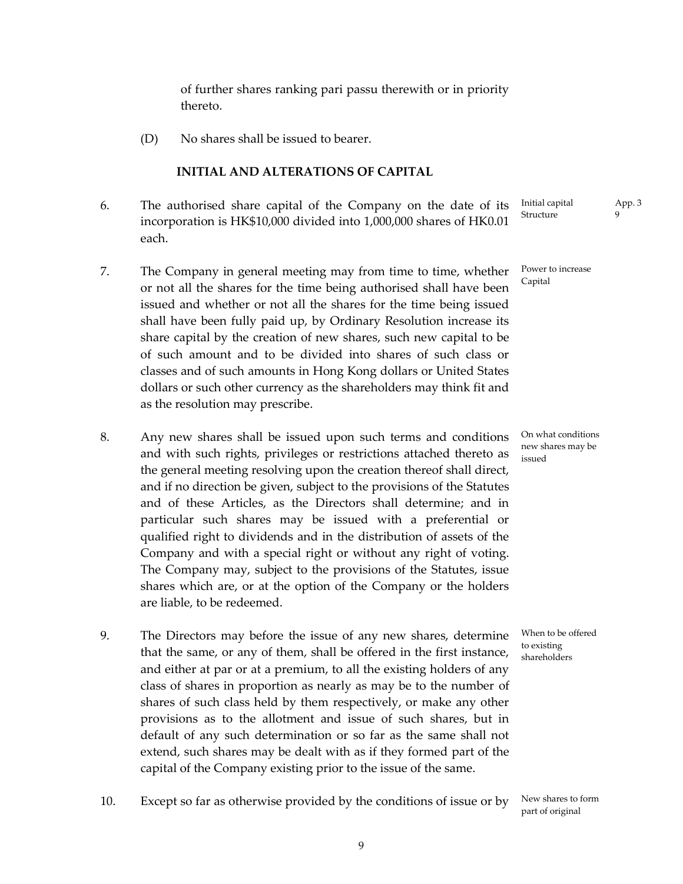of further shares ranking pari passu therewith or in priority thereto.

(D) No shares shall be issued to bearer.

**INITIAL AND ALTERATIONS OF CAPITAL**

6. The authorised share capital of the Company on the date of its incorporation is HK$10,000 divided into 1,000,000 shares of HK0.01 each.

Initial capital Structure — App. 3 9

7. The Company in general meeting may from time to time, whether or not all the shares for the time being authorised shall have been issued and whether or not all the shares for the time being issued shall have been fully paid up, by Ordinary Resolution increase its share capital by the creation of new shares, such new capital to be of such amount and to be divided into shares of such class or classes and of such amounts in Hong Kong dollars or United States dollars or such other currency as the shareholders may think fit and as the resolution may prescribe.

Power to increase Capital

8. Any new shares shall be issued upon such terms and conditions and with such rights, privileges or restrictions attached thereto as the general meeting resolving upon the creation thereof shall direct, and if no direction be given, subject to the provisions of the Statutes and of these Articles, as the Directors shall determine; and in particular such shares may be issued with a preferential or qualified right to dividends and in the distribution of assets of the Company and with a special right or without any right of voting. The Company may, subject to the provisions of the Statutes, issue shares which are, or at the option of the Company or the holders are liable, to be redeemed.

On what conditions new shares may be issued

9. The Directors may before the issue of any new shares, determine that the same, or any of them, shall be offered in the first instance, and either at par or at a premium, to all the existing holders of any class of shares in proportion as nearly as may be to the number of shares of such class held by them respectively, or make any other provisions as to the allotment and issue of such shares, but in default of any such determination or so far as the same shall not extend, such shares may be dealt with as if they formed part of the capital of the Company existing prior to the issue of the same.

When to be offered to existing shareholders

10. Except so far as otherwise provided by the conditions of issue or by

New shares to form part of original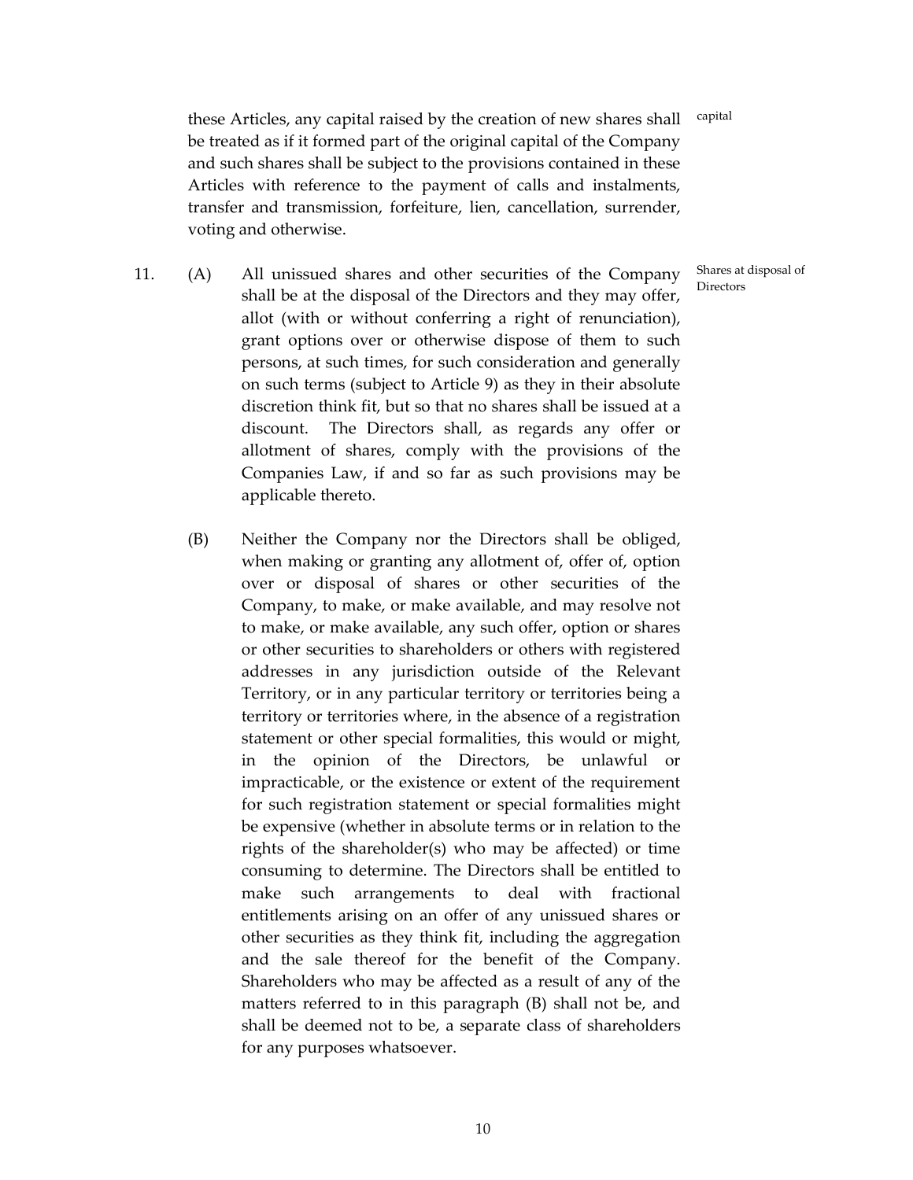these Articles, any capital raised by the creation of new shares shall be treated as if it formed part of the original capital of the Company and such shares shall be subject to the provisions contained in these Articles with reference to the payment of calls and instalments, transfer and transmission, forfeiture, lien, cancellation, surrender, voting and otherwise.

capital

Shares at disposal of Directors

11. (A) All unissued shares and other securities of the Company shall be at the disposal of the Directors and they may offer, allot (with or without conferring a right of renunciation), grant options over or otherwise dispose of them to such persons, at such times, for such consideration and generally on such terms (subject to Article 9) as they in their absolute discretion think fit, but so that no shares shall be issued at a discount. The Directors shall, as regards any offer or allotment of shares, comply with the provisions of the Companies Law, if and so far as such provisions may be applicable thereto.

(B) Neither the Company nor the Directors shall be obliged, when making or granting any allotment of, offer of, option over or disposal of shares or other securities of the Company, to make, or make available, and may resolve not to make, or make available, any such offer, option or shares or other securities to shareholders or others with registered addresses in any jurisdiction outside of the Relevant Territory, or in any particular territory or territories being a territory or territories where, in the absence of a registration statement or other special formalities, this would or might, in the opinion of the Directors, be unlawful or impracticable, or the existence or extent of the requirement for such registration statement or special formalities might be expensive (whether in absolute terms or in relation to the rights of the shareholder(s) who may be affected) or time consuming to determine. The Directors shall be entitled to make such arrangements to deal with fractional entitlements arising on an offer of any unissued shares or other securities as they think fit, including the aggregation and the sale thereof for the benefit of the Company. Shareholders who may be affected as a result of any of the matters referred to in this paragraph (B) shall not be, and shall be deemed not to be, a separate class of shareholders for any purposes whatsoever.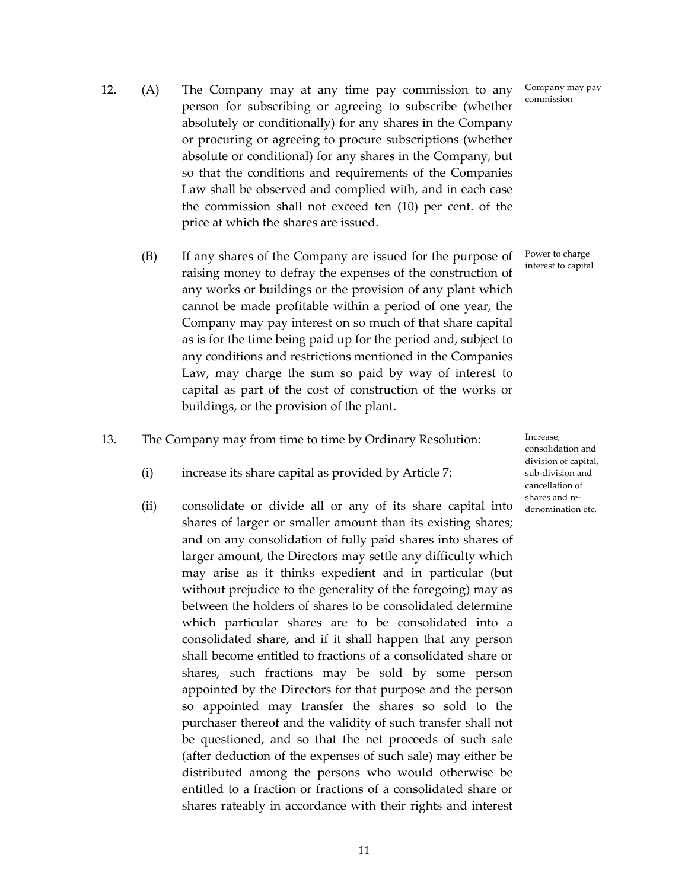12. (A) The Company may at any time pay commission to any person for subscribing or agreeing to subscribe (whether absolutely or conditionally) for any shares in the Company or procuring or agreeing to procure subscriptions (whether absolute or conditional) for any shares in the Company, but so that the conditions and requirements of the Companies Law shall be observed and complied with, and in each case the commission shall not exceed ten (10) per cent. of the price at which the shares are issued.

Company may pay commission

(B) If any shares of the Company are issued for the purpose of raising money to defray the expenses of the construction of any works or buildings or the provision of any plant which cannot be made profitable within a period of one year, the Company may pay interest on so much of that share capital as is for the time being paid up for the period and, subject to any conditions and restrictions mentioned in the Companies Law, may charge the sum so paid by way of interest to capital as part of the cost of construction of the works or buildings, or the provision of the plant.

Power to charge interest to capital

13. The Company may from time to time by Ordinary Resolution:

Increase, consolidation and division of capital, sub-division and cancellation of shares and re-denomination etc.

(i) increase its share capital as provided by Article 7;

(ii) consolidate or divide all or any of its share capital into shares of larger or smaller amount than its existing shares; and on any consolidation of fully paid shares into shares of larger amount, the Directors may settle any difficulty which may arise as it thinks expedient and in particular (but without prejudice to the generality of the foregoing) may as between the holders of shares to be consolidated determine which particular shares are to be consolidated into a consolidated share, and if it shall happen that any person shall become entitled to fractions of a consolidated share or shares, such fractions may be sold by some person appointed by the Directors for that purpose and the person so appointed may transfer the shares so sold to the purchaser thereof and the validity of such transfer shall not be questioned, and so that the net proceeds of such sale (after deduction of the expenses of such sale) may either be distributed among the persons who would otherwise be entitled to a fraction or fractions of a consolidated share or shares rateably in accordance with their rights and interest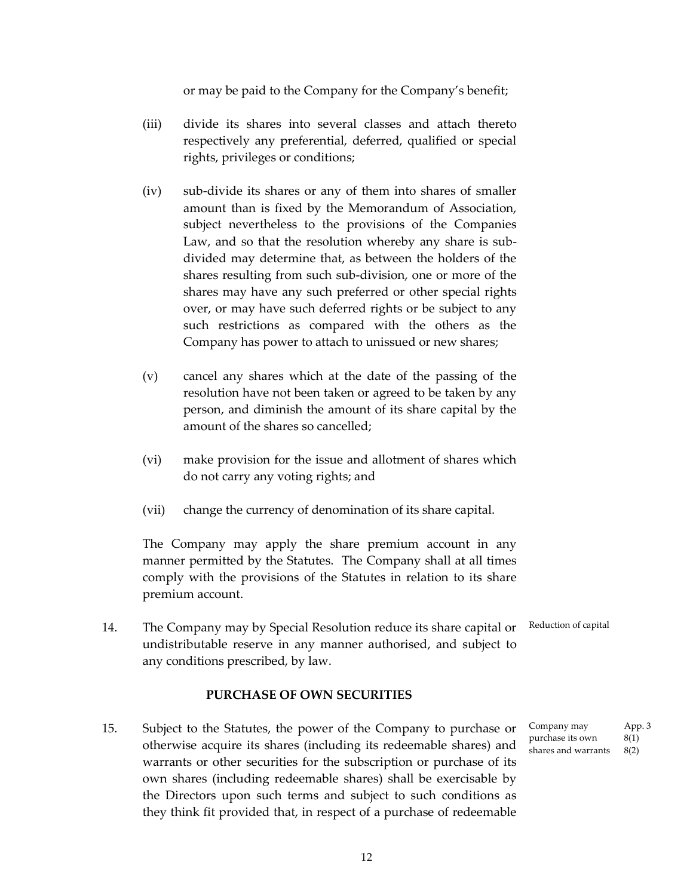or may be paid to the Company for the Company's benefit;

(iii) divide its shares into several classes and attach thereto respectively any preferential, deferred, qualified or special rights, privileges or conditions;

(iv) sub-divide its shares or any of them into shares of smaller amount than is fixed by the Memorandum of Association, subject nevertheless to the provisions of the Companies Law, and so that the resolution whereby any share is sub-divided may determine that, as between the holders of the shares resulting from such sub-division, one or more of the shares may have any such preferred or other special rights over, or may have such deferred rights or be subject to any such restrictions as compared with the others as the Company has power to attach to unissued or new shares;

(v) cancel any shares which at the date of the passing of the resolution have not been taken or agreed to be taken by any person, and diminish the amount of its share capital by the amount of the shares so cancelled;

(vi) make provision for the issue and allotment of shares which do not carry any voting rights; and

(vii) change the currency of denomination of its share capital.

The Company may apply the share premium account in any manner permitted by the Statutes. The Company shall at all times comply with the provisions of the Statutes in relation to its share premium account.

14. The Company may by Special Resolution reduce its share capital or undistributable reserve in any manner authorised, and subject to any conditions prescribed, by law.

Reduction of capital

## PURCHASE OF OWN SECURITIES

15. Subject to the Statutes, the power of the Company to purchase or otherwise acquire its shares (including its redeemable shares) and warrants or other securities for the subscription or purchase of its own shares (including redeemable shares) shall be exercisable by the Directors upon such terms and subject to such conditions as they think fit provided that, in respect of a purchase of redeemable

Company may purchase its own shares and warrants

App. 3 8(1) 8(2)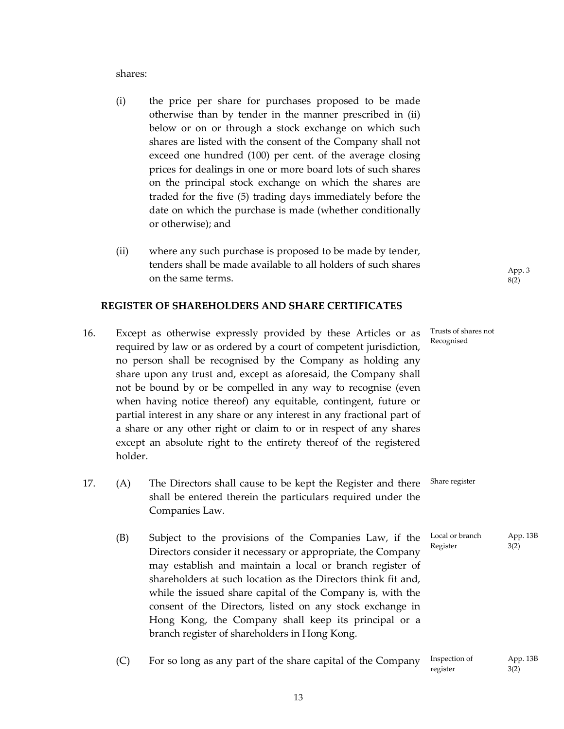shares:

(i) the price per share for purchases proposed to be made otherwise than by tender in the manner prescribed in (ii) below or on or through a stock exchange on which such shares are listed with the consent of the Company shall not exceed one hundred (100) per cent. of the average closing prices for dealings in one or more board lots of such shares on the principal stock exchange on which the shares are traded for the five (5) trading days immediately before the date on which the purchase is made (whether conditionally or otherwise); and

(ii) where any such purchase is proposed to be made by tender, tenders shall be made available to all holders of such shares on the same terms.

App. 3 8(2)

**REGISTER OF SHAREHOLDERS AND SHARE CERTIFICATES**

16. Except as otherwise expressly provided by these Articles or as required by law or as ordered by a court of competent jurisdiction, no person shall be recognised by the Company as holding any share upon any trust and, except as aforesaid, the Company shall not be bound by or be compelled in any way to recognise (even when having notice thereof) any equitable, contingent, future or partial interest in any share or any interest in any fractional part of a share or any other right or claim to or in respect of any shares except an absolute right to the entirety thereof of the registered holder.

Trusts of shares not Recognised

17. (A) The Directors shall cause to be kept the Register and there shall be entered therein the particulars required under the Companies Law.

Share register

(B) Subject to the provisions of the Companies Law, if the Directors consider it necessary or appropriate, the Company may establish and maintain a local or branch register of shareholders at such location as the Directors think fit and, while the issued share capital of the Company is, with the consent of the Directors, listed on any stock exchange in Hong Kong, the Company shall keep its principal or a branch register of shareholders in Hong Kong.

Local or branch Register

App. 13B 3(2)

(C) For so long as any part of the share capital of the Company

Inspection of register

App. 13B 3(2)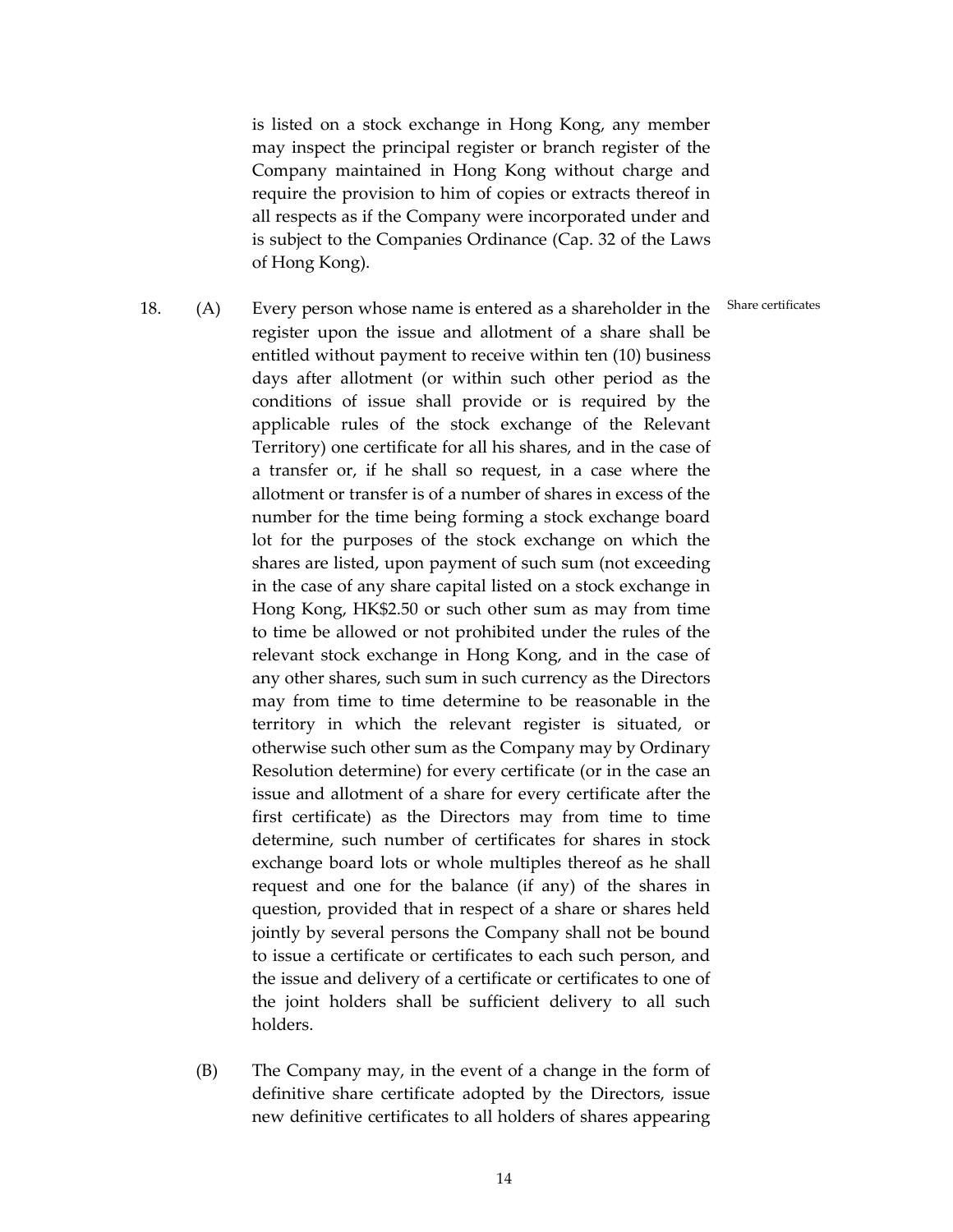is listed on a stock exchange in Hong Kong, any member may inspect the principal register or branch register of the Company maintained in Hong Kong without charge and require the provision to him of copies or extracts thereof in all respects as if the Company were incorporated under and is subject to the Companies Ordinance (Cap. 32 of the Laws of Hong Kong).

18. (A) Every person whose name is entered as a shareholder in the register upon the issue and allotment of a share shall be entitled without payment to receive within ten (10) business days after allotment (or within such other period as the conditions of issue shall provide or is required by the applicable rules of the stock exchange of the Relevant Territory) one certificate for all his shares, and in the case of a transfer or, if he shall so request, in a case where the allotment or transfer is of a number of shares in excess of the number for the time being forming a stock exchange board lot for the purposes of the stock exchange on which the shares are listed, upon payment of such sum (not exceeding in the case of any share capital listed on a stock exchange in Hong Kong, HK$2.50 or such other sum as may from time to time be allowed or not prohibited under the rules of the relevant stock exchange in Hong Kong, and in the case of any other shares, such sum in such currency as the Directors may from time to time determine to be reasonable in the territory in which the relevant register is situated, or otherwise such other sum as the Company may by Ordinary Resolution determine) for every certificate (or in the case an issue and allotment of a share for every certificate after the first certificate) as the Directors may from time to time determine, such number of certificates for shares in stock exchange board lots or whole multiples thereof as he shall request and one for the balance (if any) of the shares in question, provided that in respect of a share or shares held jointly by several persons the Company shall not be bound to issue a certificate or certificates to each such person, and the issue and delivery of a certificate or certificates to one of the joint holders shall be sufficient delivery to all such holders.

Share certificates

(B) The Company may, in the event of a change in the form of definitive share certificate adopted by the Directors, issue new definitive certificates to all holders of shares appearing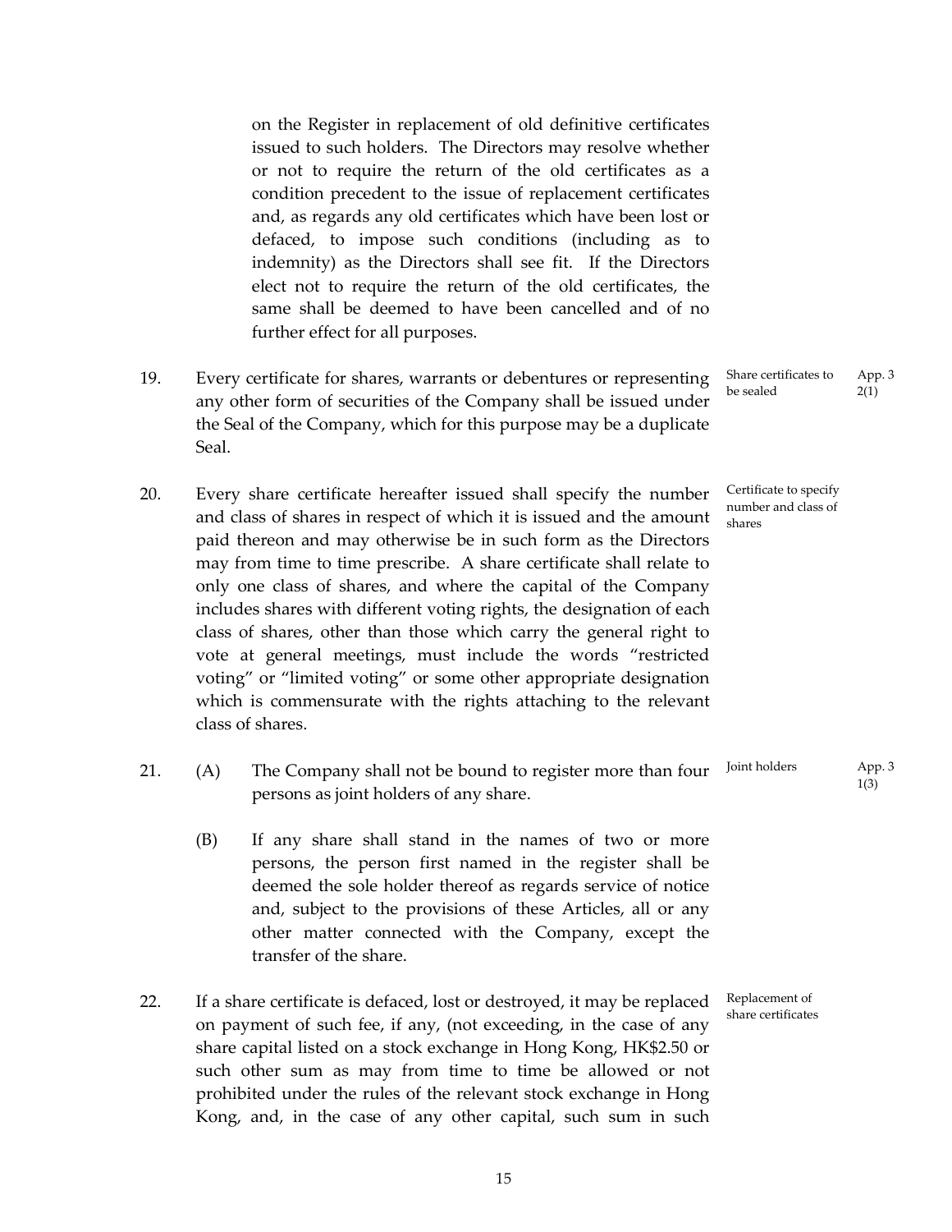on the Register in replacement of old definitive certificates issued to such holders. The Directors may resolve whether or not to require the return of the old certificates as a condition precedent to the issue of replacement certificates and, as regards any old certificates which have been lost or defaced, to impose such conditions (including as to indemnity) as the Directors shall see fit. If the Directors elect not to require the return of the old certificates, the same shall be deemed to have been cancelled and of no further effect for all purposes.

19. Every certificate for shares, warrants or debentures or representing any other form of securities of the Company shall be issued under the Seal of the Company, which for this purpose may be a duplicate Seal.

*Share certificates to be sealed* — App. 3 2(1)

20. Every share certificate hereafter issued shall specify the number and class of shares in respect of which it is issued and the amount paid thereon and may otherwise be in such form as the Directors may from time to time prescribe. A share certificate shall relate to only one class of shares, and where the capital of the Company includes shares with different voting rights, the designation of each class of shares, other than those which carry the general right to vote at general meetings, must include the words "restricted voting" or "limited voting" or some other appropriate designation which is commensurate with the rights attaching to the relevant class of shares.

*Certificate to specify number and class of shares*

21. (A) The Company shall not be bound to register more than four persons as joint holders of any share.

*Joint holders* — App. 3 1(3)

(B) If any share shall stand in the names of two or more persons, the person first named in the register shall be deemed the sole holder thereof as regards service of notice and, subject to the provisions of these Articles, all or any other matter connected with the Company, except the transfer of the share.

22. If a share certificate is defaced, lost or destroyed, it may be replaced on payment of such fee, if any, (not exceeding, in the case of any share capital listed on a stock exchange in Hong Kong, HK$2.50 or such other sum as may from time to time be allowed or not prohibited under the rules of the relevant stock exchange in Hong Kong, and, in the case of any other capital, such sum in such

*Replacement of share certificates*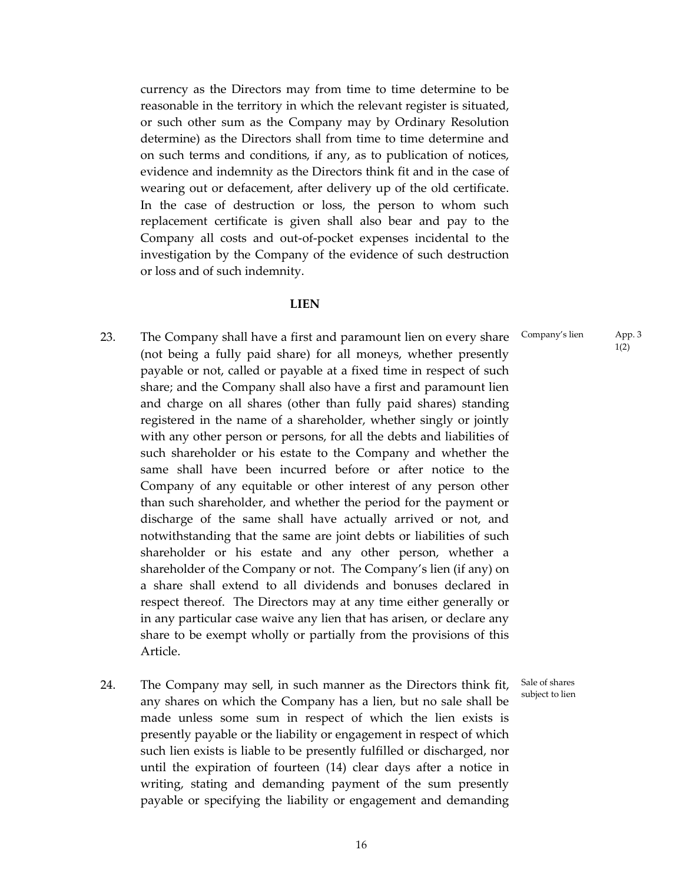currency as the Directors may from time to time determine to be reasonable in the territory in which the relevant register is situated, or such other sum as the Company may by Ordinary Resolution determine) as the Directors shall from time to time determine and on such terms and conditions, if any, as to publication of notices, evidence and indemnity as the Directors think fit and in the case of wearing out or defacement, after delivery up of the old certificate. In the case of destruction or loss, the person to whom such replacement certificate is given shall also bear and pay to the Company all costs and out-of-pocket expenses incidental to the investigation by the Company of the evidence of such destruction or loss and of such indemnity.

## LIEN

23. The Company shall have a first and paramount lien on every share (not being a fully paid share) for all moneys, whether presently payable or not, called or payable at a fixed time in respect of such share; and the Company shall also have a first and paramount lien and charge on all shares (other than fully paid shares) standing registered in the name of a shareholder, whether singly or jointly with any other person or persons, for all the debts and liabilities of such shareholder or his estate to the Company and whether the same shall have been incurred before or after notice to the Company of any equitable or other interest of any person other than such shareholder, and whether the period for the payment or discharge of the same shall have actually arrived or not, and notwithstanding that the same are joint debts or liabilities of such shareholder or his estate and any other person, whether a shareholder of the Company or not. The Company's lien (if any) on a share shall extend to all dividends and bonuses declared in respect thereof. The Directors may at any time either generally or in any particular case waive any lien that has arisen, or declare any share to be exempt wholly or partially from the provisions of this Article.

Company's lien

App. 3 1(2)

24. The Company may sell, in such manner as the Directors think fit, any shares on which the Company has a lien, but no sale shall be made unless some sum in respect of which the lien exists is presently payable or the liability or engagement in respect of which such lien exists is liable to be presently fulfilled or discharged, nor until the expiration of fourteen (14) clear days after a notice in writing, stating and demanding payment of the sum presently payable or specifying the liability or engagement and demanding

Sale of shares subject to lien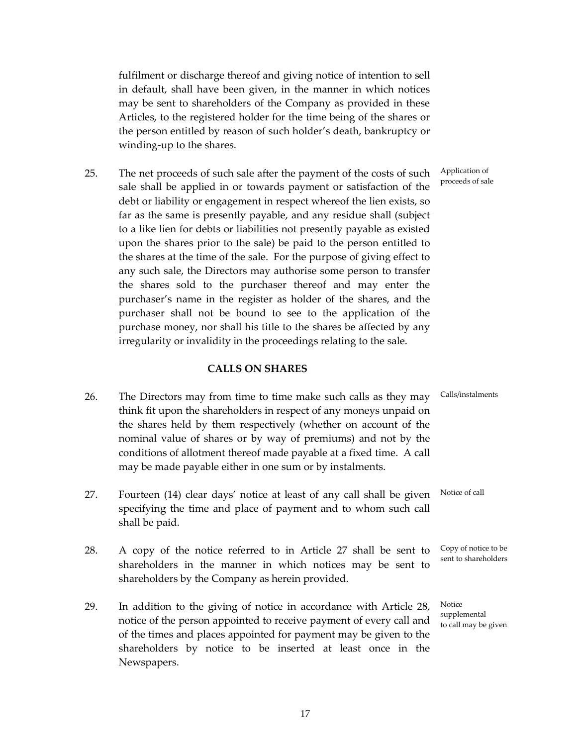fulfilment or discharge thereof and giving notice of intention to sell in default, shall have been given, in the manner in which notices may be sent to shareholders of the Company as provided in these Articles, to the registered holder for the time being of the shares or the person entitled by reason of such holder's death, bankruptcy or winding-up to the shares.

25. The net proceeds of such sale after the payment of the costs of such sale shall be applied in or towards payment or satisfaction of the debt or liability or engagement in respect whereof the lien exists, so far as the same is presently payable, and any residue shall (subject to a like lien for debts or liabilities not presently payable as existed upon the shares prior to the sale) be paid to the person entitled to the shares at the time of the sale. For the purpose of giving effect to any such sale, the Directors may authorise some person to transfer the shares sold to the purchaser thereof and may enter the purchaser's name in the register as holder of the shares, and the purchaser shall not be bound to see to the application of the purchase money, nor shall his title to the shares be affected by any irregularity or invalidity in the proceedings relating to the sale. *Application of proceeds of sale*

## CALLS ON SHARES

26. The Directors may from time to time make such calls as they may think fit upon the shareholders in respect of any moneys unpaid on the shares held by them respectively (whether on account of the nominal value of shares or by way of premiums) and not by the conditions of allotment thereof made payable at a fixed time. A call may be made payable either in one sum or by instalments. *Calls/instalments*

27. Fourteen (14) clear days' notice at least of any call shall be given specifying the time and place of payment and to whom such call shall be paid. *Notice of call*

28. A copy of the notice referred to in Article 27 shall be sent to shareholders in the manner in which notices may be sent to shareholders by the Company as herein provided. *Copy of notice to be sent to shareholders*

29. In addition to the giving of notice in accordance with Article 28, notice of the person appointed to receive payment of every call and of the times and places appointed for payment may be given to the shareholders by notice to be inserted at least once in the Newspapers. *Notice supplemental to call may be given*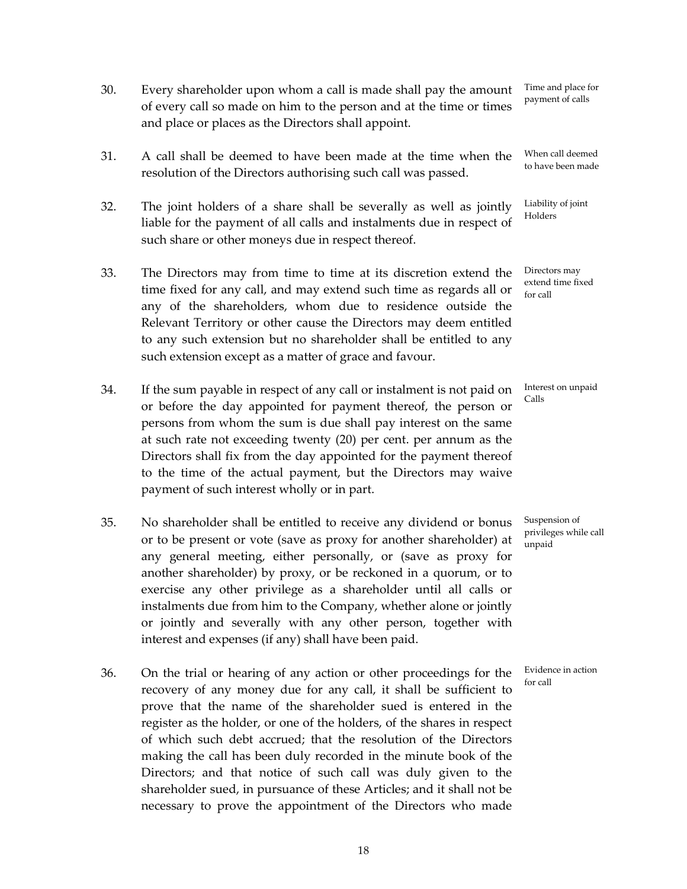30. Every shareholder upon whom a call is made shall pay the amount of every call so made on him to the person and at the time or times and place or places as the Directors shall appoint. *Time and place for payment of calls*

31. A call shall be deemed to have been made at the time when the resolution of the Directors authorising such call was passed. *When call deemed to have been made*

32. The joint holders of a share shall be severally as well as jointly liable for the payment of all calls and instalments due in respect of such share or other moneys due in respect thereof. *Liability of joint Holders*

33. The Directors may from time to time at its discretion extend the time fixed for any call, and may extend such time as regards all or any of the shareholders, whom due to residence outside the Relevant Territory or other cause the Directors may deem entitled to any such extension but no shareholder shall be entitled to any such extension except as a matter of grace and favour. *Directors may extend time fixed for call*

34. If the sum payable in respect of any call or instalment is not paid on or before the day appointed for payment thereof, the person or persons from whom the sum is due shall pay interest on the same at such rate not exceeding twenty (20) per cent. per annum as the Directors shall fix from the day appointed for the payment thereof to the time of the actual payment, but the Directors may waive payment of such interest wholly or in part. *Interest on unpaid Calls*

35. No shareholder shall be entitled to receive any dividend or bonus or to be present or vote (save as proxy for another shareholder) at any general meeting, either personally, or (save as proxy for another shareholder) by proxy, or be reckoned in a quorum, or to exercise any other privilege as a shareholder until all calls or instalments due from him to the Company, whether alone or jointly or jointly and severally with any other person, together with interest and expenses (if any) shall have been paid. *Suspension of privileges while call unpaid*

36. On the trial or hearing of any action or other proceedings for the recovery of any money due for any call, it shall be sufficient to prove that the name of the shareholder sued is entered in the register as the holder, or one of the holders, of the shares in respect of which such debt accrued; that the resolution of the Directors making the call has been duly recorded in the minute book of the Directors; and that notice of such call was duly given to the shareholder sued, in pursuance of these Articles; and it shall not be necessary to prove the appointment of the Directors who made *Evidence in action for call*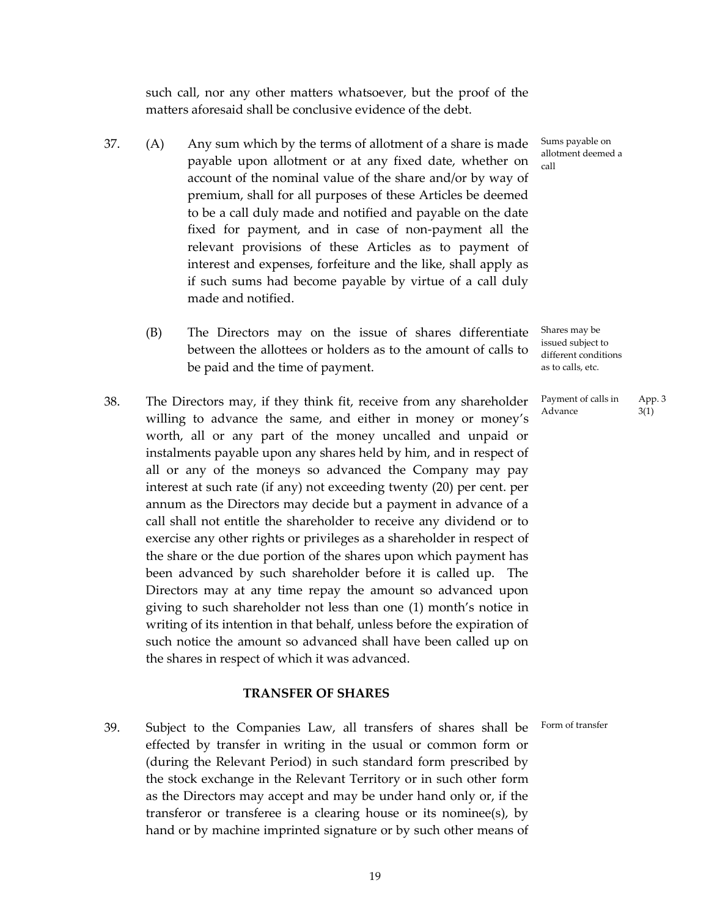such call, nor any other matters whatsoever, but the proof of the matters aforesaid shall be conclusive evidence of the debt.

37. (A) Any sum which by the terms of allotment of a share is made payable upon allotment or at any fixed date, whether on account of the nominal value of the share and/or by way of premium, shall for all purposes of these Articles be deemed to be a call duly made and notified and payable on the date fixed for payment, and in case of non-payment all the relevant provisions of these Articles as to payment of interest and expenses, forfeiture and the like, shall apply as if such sums had become payable by virtue of a call duly made and notified.

Sums payable on allotment deemed a call

(B) The Directors may on the issue of shares differentiate between the allottees or holders as to the amount of calls to be paid and the time of payment.

Shares may be issued subject to different conditions as to calls, etc.

38. The Directors may, if they think fit, receive from any shareholder willing to advance the same, and either in money or money's worth, all or any part of the money uncalled and unpaid or instalments payable upon any shares held by him, and in respect of all or any of the moneys so advanced the Company may pay interest at such rate (if any) not exceeding twenty (20) per cent. per annum as the Directors may decide but a payment in advance of a call shall not entitle the shareholder to receive any dividend or to exercise any other rights or privileges as a shareholder in respect of the share or the due portion of the shares upon which payment has been advanced by such shareholder before it is called up. The Directors may at any time repay the amount so advanced upon giving to such shareholder not less than one (1) month's notice in writing of its intention in that behalf, unless before the expiration of such notice the amount so advanced shall have been called up on the shares in respect of which it was advanced.

Payment of calls in Advance

App. 3 3(1)

**TRANSFER OF SHARES**

39. Subject to the Companies Law, all transfers of shares shall be effected by transfer in writing in the usual or common form or (during the Relevant Period) in such standard form prescribed by the stock exchange in the Relevant Territory or in such other form as the Directors may accept and may be under hand only or, if the transferor or transferee is a clearing house or its nominee(s), by hand or by machine imprinted signature or by such other means of

Form of transfer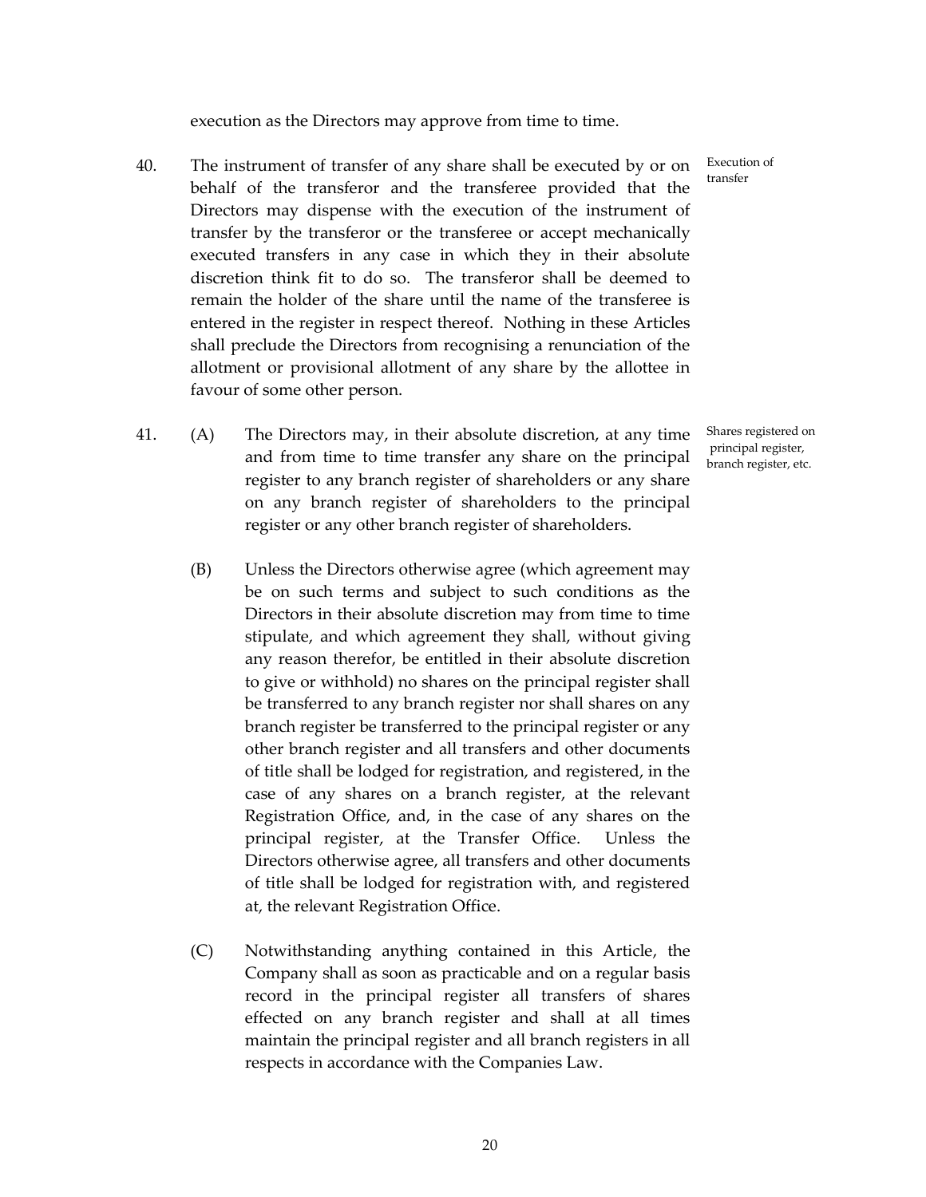execution as the Directors may approve from time to time.

40. The instrument of transfer of any share shall be executed by or on behalf of the transferor and the transferee provided that the Directors may dispense with the execution of the instrument of transfer by the transferor or the transferee or accept mechanically executed transfers in any case in which they in their absolute discretion think fit to do so. The transferor shall be deemed to remain the holder of the share until the name of the transferee is entered in the register in respect thereof. Nothing in these Articles shall preclude the Directors from recognising a renunciation of the allotment or provisional allotment of any share by the allottee in favour of some other person.

Execution of transfer

41. (A) The Directors may, in their absolute discretion, at any time and from time to time transfer any share on the principal register to any branch register of shareholders or any share on any branch register of shareholders to the principal register or any other branch register of shareholders.

Shares registered on principal register, branch register, etc.

(B) Unless the Directors otherwise agree (which agreement may be on such terms and subject to such conditions as the Directors in their absolute discretion may from time to time stipulate, and which agreement they shall, without giving any reason therefor, be entitled in their absolute discretion to give or withhold) no shares on the principal register shall be transferred to any branch register nor shall shares on any branch register be transferred to the principal register or any other branch register and all transfers and other documents of title shall be lodged for registration, and registered, in the case of any shares on a branch register, at the relevant Registration Office, and, in the case of any shares on the principal register, at the Transfer Office. Unless the Directors otherwise agree, all transfers and other documents of title shall be lodged for registration with, and registered at, the relevant Registration Office.

(C) Notwithstanding anything contained in this Article, the Company shall as soon as practicable and on a regular basis record in the principal register all transfers of shares effected on any branch register and shall at all times maintain the principal register and all branch registers in all respects in accordance with the Companies Law.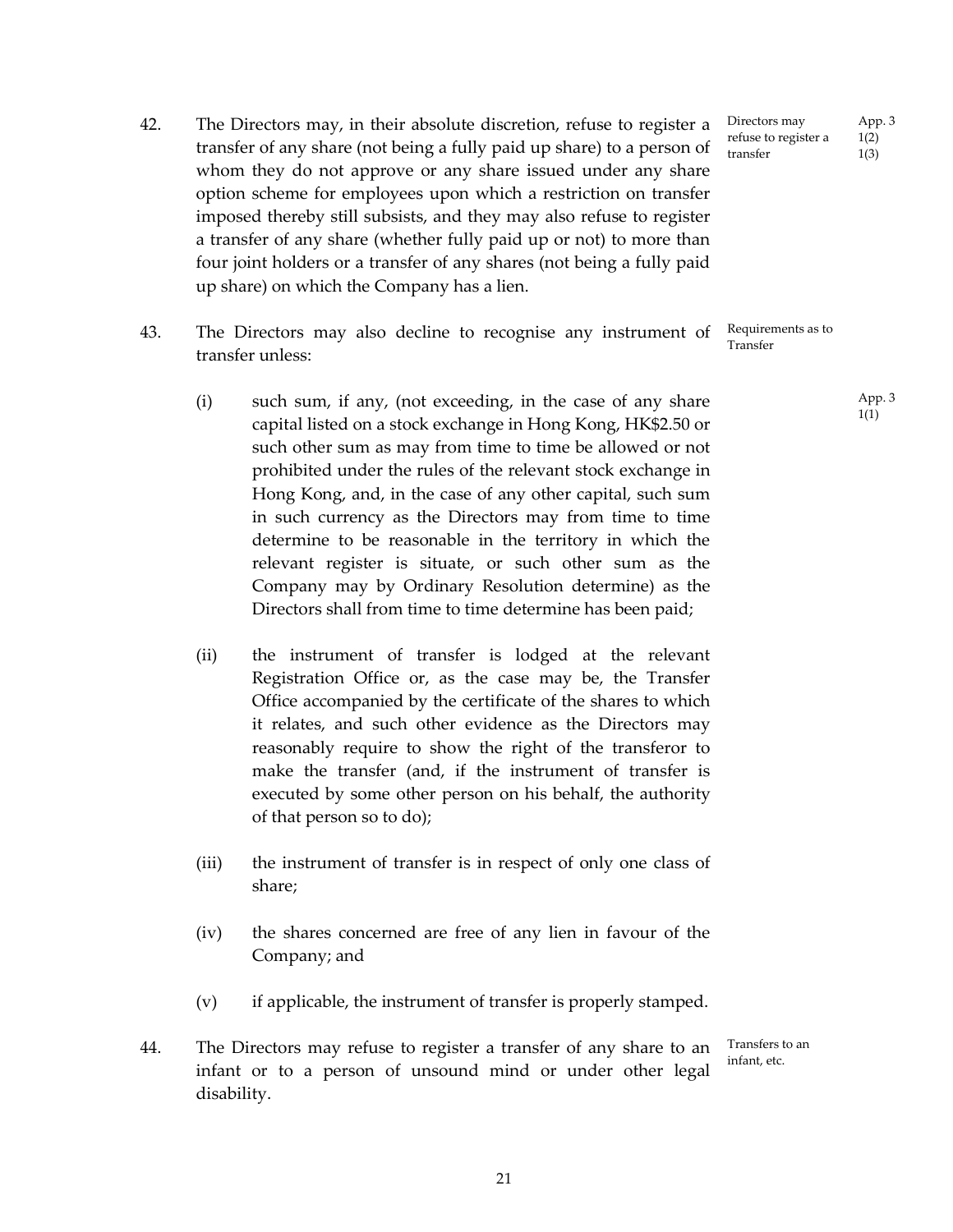42. The Directors may, in their absolute discretion, refuse to register a transfer of any share (not being a fully paid up share) to a person of whom they do not approve or any share issued under any share option scheme for employees upon which a restriction on transfer imposed thereby still subsists, and they may also refuse to register a transfer of any share (whether fully paid up or not) to more than four joint holders or a transfer of any shares (not being a fully paid up share) on which the Company has a lien.

Directors may refuse to register a transfer

App. 3 1(2) 1(3)

43. The Directors may also decline to recognise any instrument of transfer unless:

Requirements as to Transfer

App. 3 1(1)

(i) such sum, if any, (not exceeding, in the case of any share capital listed on a stock exchange in Hong Kong, HK$2.50 or such other sum as may from time to time be allowed or not prohibited under the rules of the relevant stock exchange in Hong Kong, and, in the case of any other capital, such sum in such currency as the Directors may from time to time determine to be reasonable in the territory in which the relevant register is situate, or such other sum as the Company may by Ordinary Resolution determine) as the Directors shall from time to time determine has been paid;

(ii) the instrument of transfer is lodged at the relevant Registration Office or, as the case may be, the Transfer Office accompanied by the certificate of the shares to which it relates, and such other evidence as the Directors may reasonably require to show the right of the transferor to make the transfer (and, if the instrument of transfer is executed by some other person on his behalf, the authority of that person so to do);

(iii) the instrument of transfer is in respect of only one class of share;

(iv) the shares concerned are free of any lien in favour of the Company; and

(v) if applicable, the instrument of transfer is properly stamped.

44. The Directors may refuse to register a transfer of any share to an infant or to a person of unsound mind or under other legal disability.

Transfers to an infant, etc.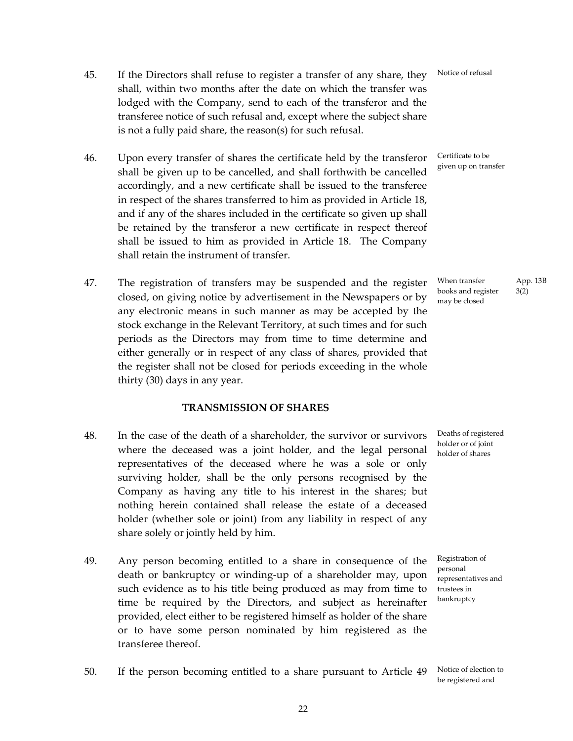45. If the Directors shall refuse to register a transfer of any share, they shall, within two months after the date on which the transfer was lodged with the Company, send to each of the transferor and the transferee notice of such refusal and, except where the subject share is not a fully paid share, the reason(s) for such refusal.

Notice of refusal

46. Upon every transfer of shares the certificate held by the transferor shall be given up to be cancelled, and shall forthwith be cancelled accordingly, and a new certificate shall be issued to the transferee in respect of the shares transferred to him as provided in Article 18, and if any of the shares included in the certificate so given up shall be retained by the transferor a new certificate in respect thereof shall be issued to him as provided in Article 18. The Company shall retain the instrument of transfer.

Certificate to be given up on transfer

47. The registration of transfers may be suspended and the register closed, on giving notice by advertisement in the Newspapers or by any electronic means in such manner as may be accepted by the stock exchange in the Relevant Territory, at such times and for such periods as the Directors may from time to time determine and either generally or in respect of any class of shares, provided that the register shall not be closed for periods exceeding in the whole thirty (30) days in any year.

When transfer books and register may be closed

App. 13B 3(2)

## TRANSMISSION OF SHARES

48. In the case of the death of a shareholder, the survivor or survivors where the deceased was a joint holder, and the legal personal representatives of the deceased where he was a sole or only surviving holder, shall be the only persons recognised by the Company as having any title to his interest in the shares; but nothing herein contained shall release the estate of a deceased holder (whether sole or joint) from any liability in respect of any share solely or jointly held by him.

Deaths of registered holder or of joint holder of shares

49. Any person becoming entitled to a share in consequence of the death or bankruptcy or winding-up of a shareholder may, upon such evidence as to his title being produced as may from time to time be required by the Directors, and subject as hereinafter provided, elect either to be registered himself as holder of the share or to have some person nominated by him registered as the transferee thereof.

Registration of personal representatives and trustees in bankruptcy

50. If the person becoming entitled to a share pursuant to Article 49

Notice of election to be registered and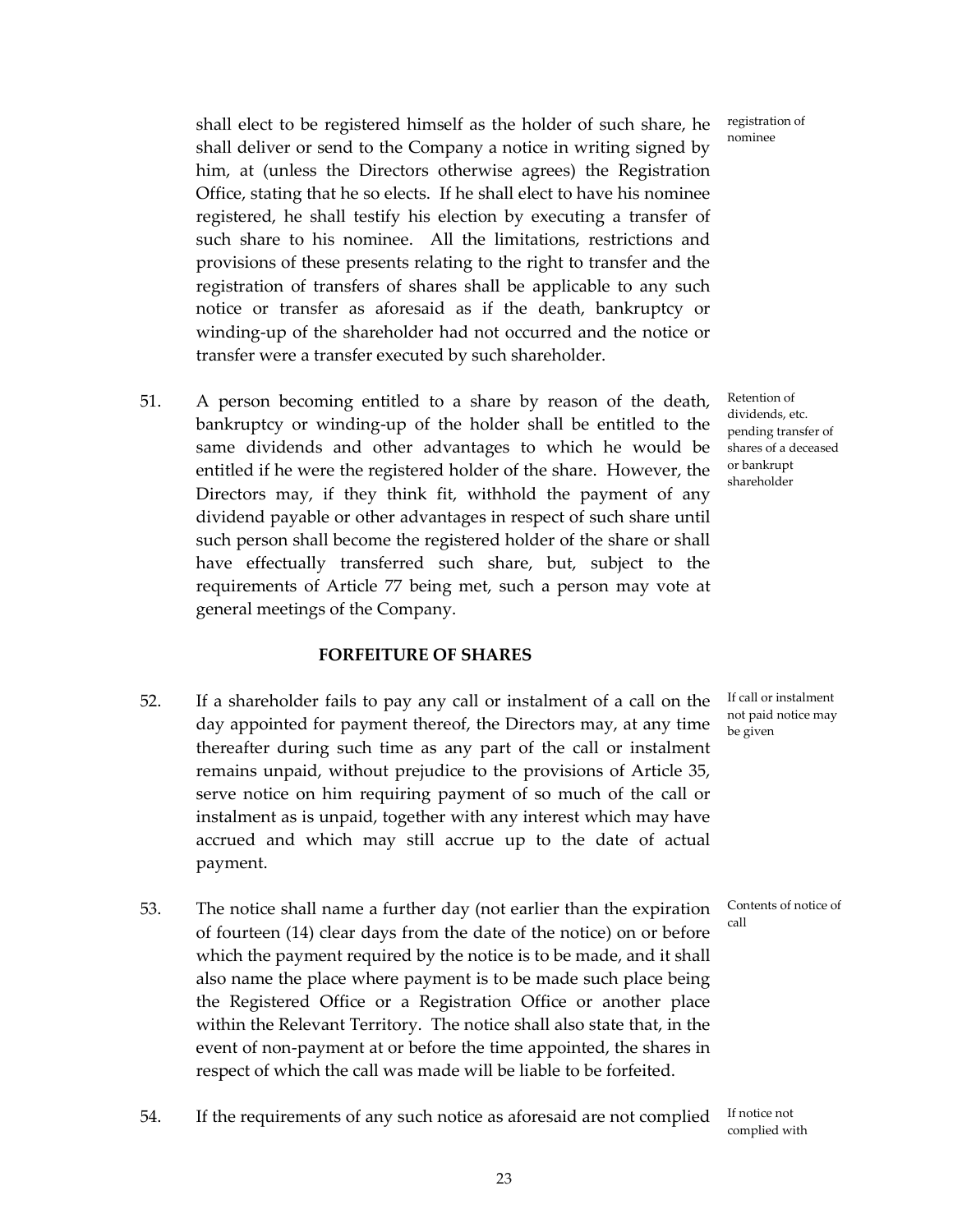shall elect to be registered himself as the holder of such share, he shall deliver or send to the Company a notice in writing signed by him, at (unless the Directors otherwise agrees) the Registration Office, stating that he so elects. If he shall elect to have his nominee registered, he shall testify his election by executing a transfer of such share to his nominee. All the limitations, restrictions and provisions of these presents relating to the right to transfer and the registration of transfers of shares shall be applicable to any such notice or transfer as aforesaid as if the death, bankruptcy or winding-up of the shareholder had not occurred and the notice or transfer were a transfer executed by such shareholder.

*registration of nominee*

51. A person becoming entitled to a share by reason of the death, bankruptcy or winding-up of the holder shall be entitled to the same dividends and other advantages to which he would be entitled if he were the registered holder of the share. However, the Directors may, if they think fit, withhold the payment of any dividend payable or other advantages in respect of such share until such person shall become the registered holder of the share or shall have effectually transferred such share, but, subject to the requirements of Article 77 being met, such a person may vote at general meetings of the Company.

*Retention of dividends, etc. pending transfer of shares of a deceased or bankrupt shareholder*

## FORFEITURE OF SHARES

52. If a shareholder fails to pay any call or instalment of a call on the day appointed for payment thereof, the Directors may, at any time thereafter during such time as any part of the call or instalment remains unpaid, without prejudice to the provisions of Article 35, serve notice on him requiring payment of so much of the call or instalment as is unpaid, together with any interest which may have accrued and which may still accrue up to the date of actual payment.

*If call or instalment not paid notice may be given*

53. The notice shall name a further day (not earlier than the expiration of fourteen (14) clear days from the date of the notice) on or before which the payment required by the notice is to be made, and it shall also name the place where payment is to be made such place being the Registered Office or a Registration Office or another place within the Relevant Territory. The notice shall also state that, in the event of non-payment at or before the time appointed, the shares in respect of which the call was made will be liable to be forfeited.

*Contents of notice of call*

54. If the requirements of any such notice as aforesaid are not complied

*If notice not complied with*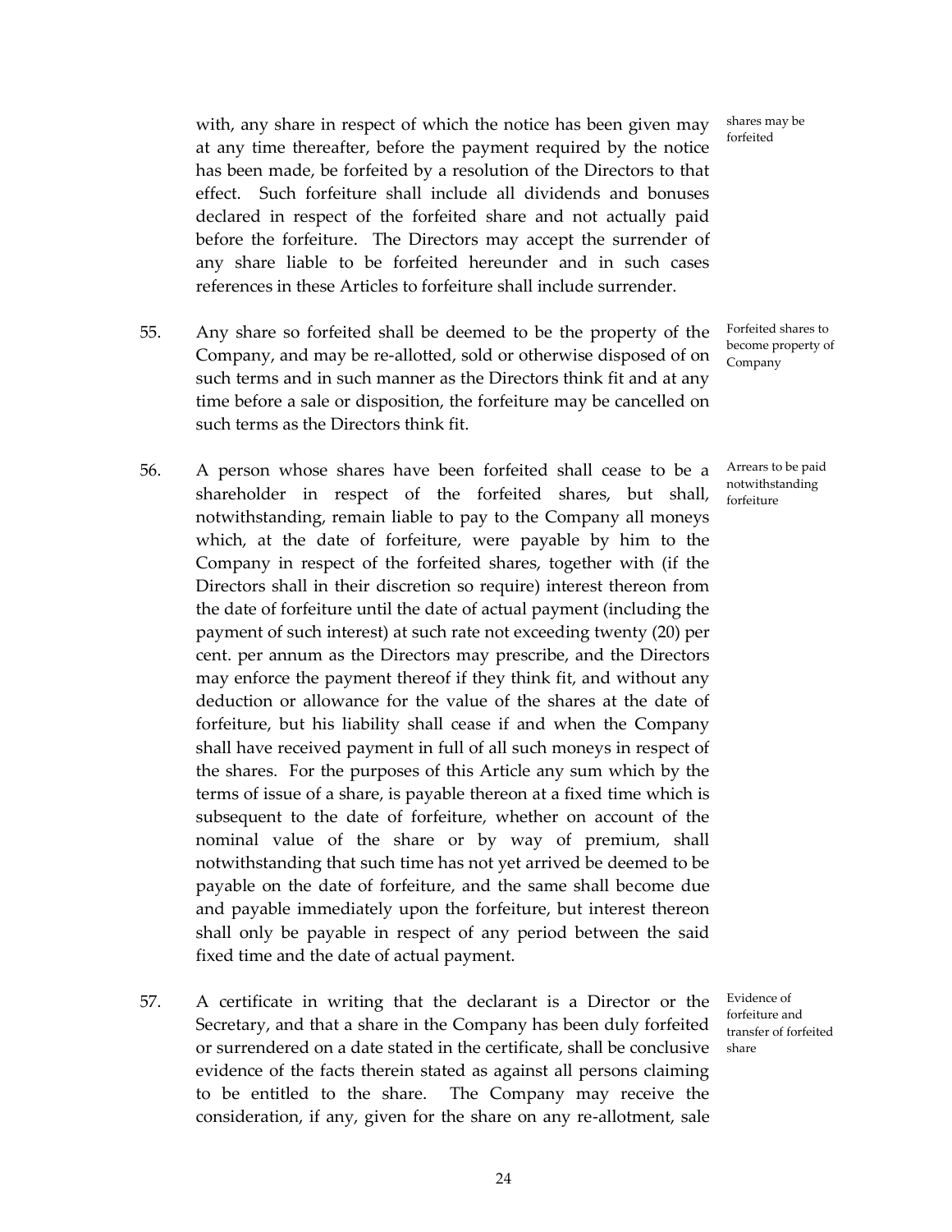with, any share in respect of which the notice has been given may at any time thereafter, before the payment required by the notice has been made, be forfeited by a resolution of the Directors to that effect. Such forfeiture shall include all dividends and bonuses declared in respect of the forfeited share and not actually paid before the forfeiture. The Directors may accept the surrender of any share liable to be forfeited hereunder and in such cases references in these Articles to forfeiture shall include surrender.

*shares may be forfeited*

55. Any share so forfeited shall be deemed to be the property of the Company, and may be re-allotted, sold or otherwise disposed of on such terms and in such manner as the Directors think fit and at any time before a sale or disposition, the forfeiture may be cancelled on such terms as the Directors think fit.

*Forfeited shares to become property of Company*

56. A person whose shares have been forfeited shall cease to be a shareholder in respect of the forfeited shares, but shall, notwithstanding, remain liable to pay to the Company all moneys which, at the date of forfeiture, were payable by him to the Company in respect of the forfeited shares, together with (if the Directors shall in their discretion so require) interest thereon from the date of forfeiture until the date of actual payment (including the payment of such interest) at such rate not exceeding twenty (20) per cent. per annum as the Directors may prescribe, and the Directors may enforce the payment thereof if they think fit, and without any deduction or allowance for the value of the shares at the date of forfeiture, but his liability shall cease if and when the Company shall have received payment in full of all such moneys in respect of the shares. For the purposes of this Article any sum which by the terms of issue of a share, is payable thereon at a fixed time which is subsequent to the date of forfeiture, whether on account of the nominal value of the share or by way of premium, shall notwithstanding that such time has not yet arrived be deemed to be payable on the date of forfeiture, and the same shall become due and payable immediately upon the forfeiture, but interest thereon shall only be payable in respect of any period between the said fixed time and the date of actual payment.

*Arrears to be paid notwithstanding forfeiture*

57. A certificate in writing that the declarant is a Director or the Secretary, and that a share in the Company has been duly forfeited or surrendered on a date stated in the certificate, shall be conclusive evidence of the facts therein stated as against all persons claiming to be entitled to the share. The Company may receive the consideration, if any, given for the share on any re-allotment, sale

*Evidence of forfeiture and transfer of forfeited share*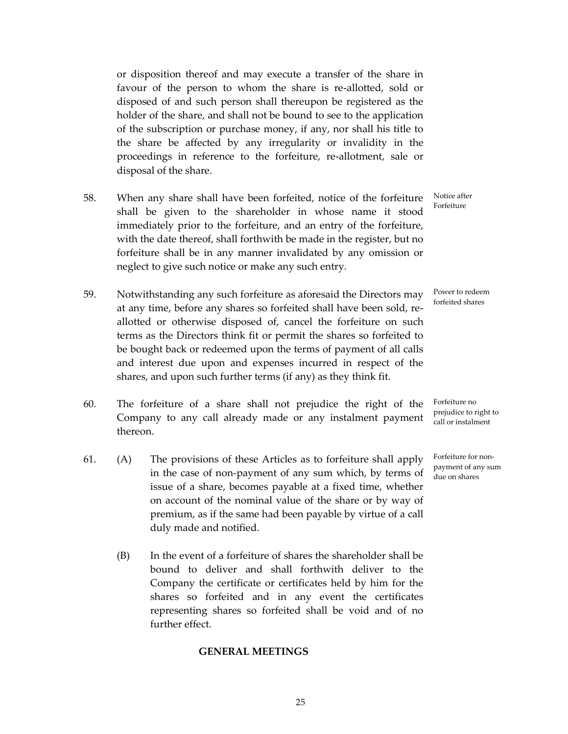or disposition thereof and may execute a transfer of the share in favour of the person to whom the share is re-allotted, sold or disposed of and such person shall thereupon be registered as the holder of the share, and shall not be bound to see to the application of the subscription or purchase money, if any, nor shall his title to the share be affected by any irregularity or invalidity in the proceedings in reference to the forfeiture, re-allotment, sale or disposal of the share.

58. When any share shall have been forfeited, notice of the forfeiture shall be given to the shareholder in whose name it stood immediately prior to the forfeiture, and an entry of the forfeiture, with the date thereof, shall forthwith be made in the register, but no forfeiture shall be in any manner invalidated by any omission or neglect to give such notice or make any such entry.

Notice after Forfeiture

59. Notwithstanding any such forfeiture as aforesaid the Directors may at any time, before any shares so forfeited shall have been sold, re-allotted or otherwise disposed of, cancel the forfeiture on such terms as the Directors think fit or permit the shares so forfeited to be bought back or redeemed upon the terms of payment of all calls and interest due upon and expenses incurred in respect of the shares, and upon such further terms (if any) as they think fit.

Power to redeem forfeited shares

60. The forfeiture of a share shall not prejudice the right of the Company to any call already made or any instalment payment thereon.

Forfeiture no prejudice to right to call or instalment

61. (A) The provisions of these Articles as to forfeiture shall apply in the case of non-payment of any sum which, by terms of issue of a share, becomes payable at a fixed time, whether on account of the nominal value of the share or by way of premium, as if the same had been payable by virtue of a call duly made and notified.

Forfeiture for non-payment of any sum due on shares

(B) In the event of a forfeiture of shares the shareholder shall be bound to deliver and shall forthwith deliver to the Company the certificate or certificates held by him for the shares so forfeited and in any event the certificates representing shares so forfeited shall be void and of no further effect.

## GENERAL MEETINGS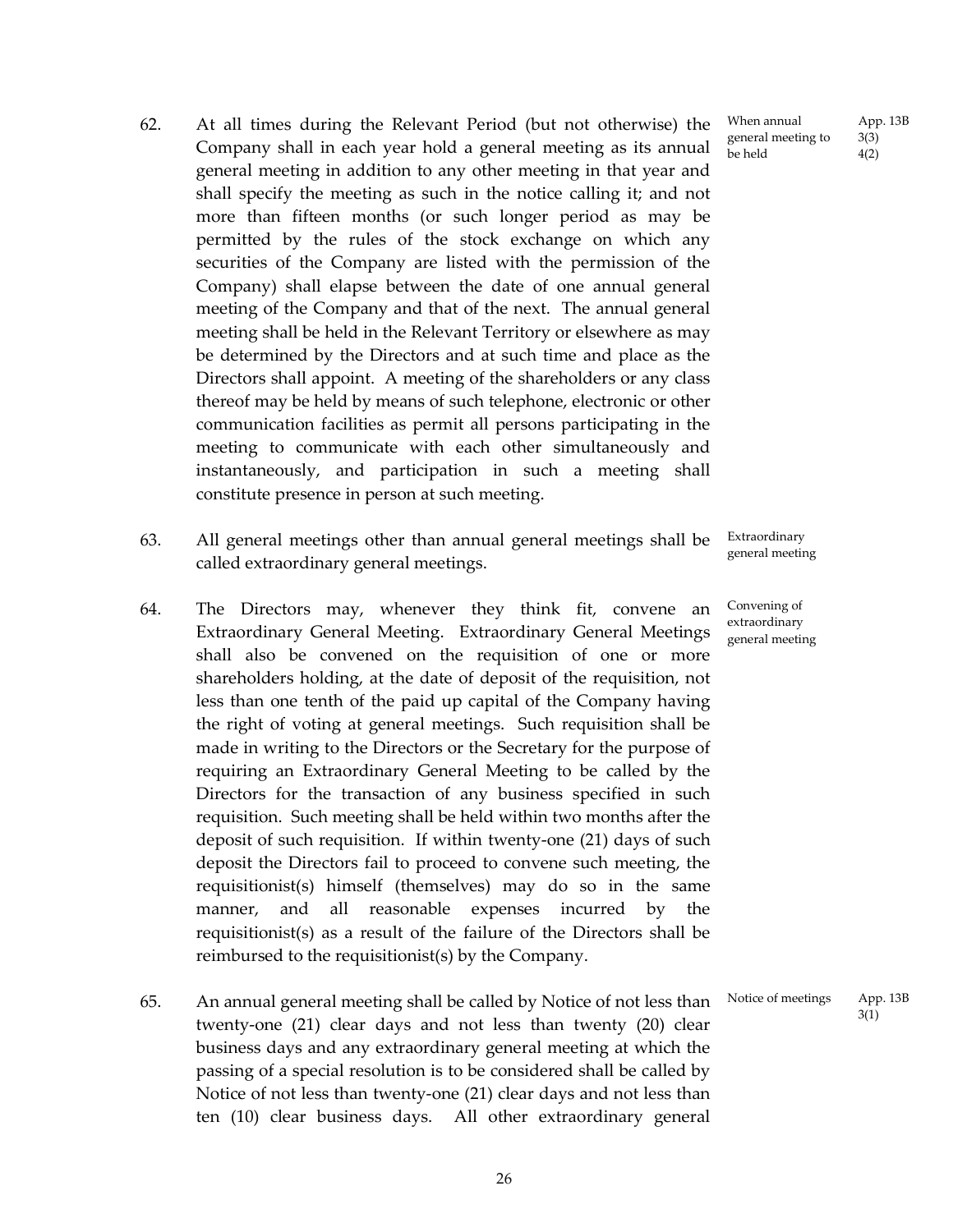62. At all times during the Relevant Period (but not otherwise) the Company shall in each year hold a general meeting as its annual general meeting in addition to any other meeting in that year and shall specify the meeting as such in the notice calling it; and not more than fifteen months (or such longer period as may be permitted by the rules of the stock exchange on which any securities of the Company are listed with the permission of the Company) shall elapse between the date of one annual general meeting of the Company and that of the next. The annual general meeting shall be held in the Relevant Territory or elsewhere as may be determined by the Directors and at such time and place as the Directors shall appoint. A meeting of the shareholders or any class thereof may be held by means of such telephone, electronic or other communication facilities as permit all persons participating in the meeting to communicate with each other simultaneously and instantaneously, and participation in such a meeting shall constitute presence in person at such meeting.

When annual general meeting to be held

App. 13B 3(3) 4(2)

63. All general meetings other than annual general meetings shall be called extraordinary general meetings.

Extraordinary general meeting

64. The Directors may, whenever they think fit, convene an Extraordinary General Meeting. Extraordinary General Meetings shall also be convened on the requisition of one or more shareholders holding, at the date of deposit of the requisition, not less than one tenth of the paid up capital of the Company having the right of voting at general meetings. Such requisition shall be made in writing to the Directors or the Secretary for the purpose of requiring an Extraordinary General Meeting to be called by the Directors for the transaction of any business specified in such requisition. Such meeting shall be held within two months after the deposit of such requisition. If within twenty-one (21) days of such deposit the Directors fail to proceed to convene such meeting, the requisitionist(s) himself (themselves) may do so in the same manner, and all reasonable expenses incurred by the requisitionist(s) as a result of the failure of the Directors shall be reimbursed to the requisitionist(s) by the Company.

Convening of extraordinary general meeting

65. An annual general meeting shall be called by Notice of not less than twenty-one (21) clear days and not less than twenty (20) clear business days and any extraordinary general meeting at which the passing of a special resolution is to be considered shall be called by Notice of not less than twenty-one (21) clear days and not less than ten (10) clear business days. All other extraordinary general

Notice of meetings

App. 13B 3(1)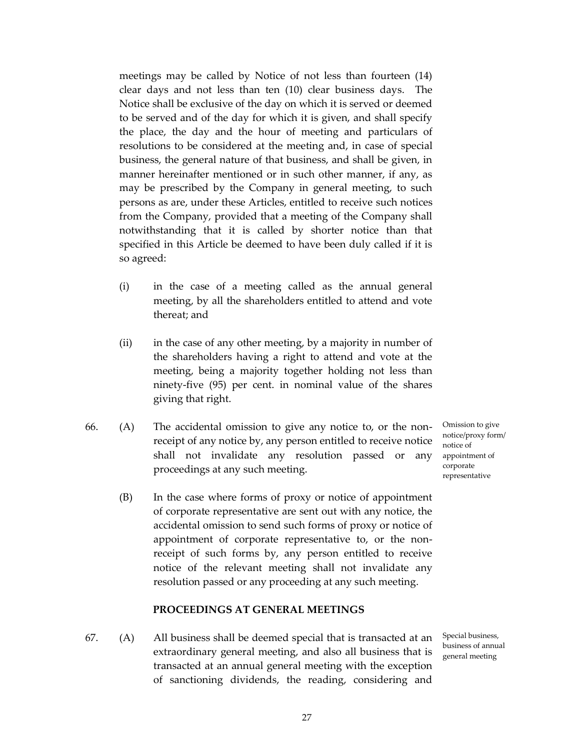meetings may be called by Notice of not less than fourteen (14) clear days and not less than ten (10) clear business days. The Notice shall be exclusive of the day on which it is served or deemed to be served and of the day for which it is given, and shall specify the place, the day and the hour of meeting and particulars of resolutions to be considered at the meeting and, in case of special business, the general nature of that business, and shall be given, in manner hereinafter mentioned or in such other manner, if any, as may be prescribed by the Company in general meeting, to such persons as are, under these Articles, entitled to receive such notices from the Company, provided that a meeting of the Company shall notwithstanding that it is called by shorter notice than that specified in this Article be deemed to have been duly called if it is so agreed:

(i) in the case of a meeting called as the annual general meeting, by all the shareholders entitled to attend and vote thereat; and

(ii) in the case of any other meeting, by a majority in number of the shareholders having a right to attend and vote at the meeting, being a majority together holding not less than ninety-five (95) per cent. in nominal value of the shares giving that right.

Omission to give notice/proxy form/ notice of appointment of corporate representative

66. (A) The accidental omission to give any notice to, or the non-receipt of any notice by, any person entitled to receive notice shall not invalidate any resolution passed or any proceedings at any such meeting.

(B) In the case where forms of proxy or notice of appointment of corporate representative are sent out with any notice, the accidental omission to send such forms of proxy or notice of appointment of corporate representative to, or the non-receipt of such forms by, any person entitled to receive notice of the relevant meeting shall not invalidate any resolution passed or any proceeding at any such meeting.

## PROCEEDINGS AT GENERAL MEETINGS

Special business, business of annual general meeting

67. (A) All business shall be deemed special that is transacted at an extraordinary general meeting, and also all business that is transacted at an annual general meeting with the exception of sanctioning dividends, the reading, considering and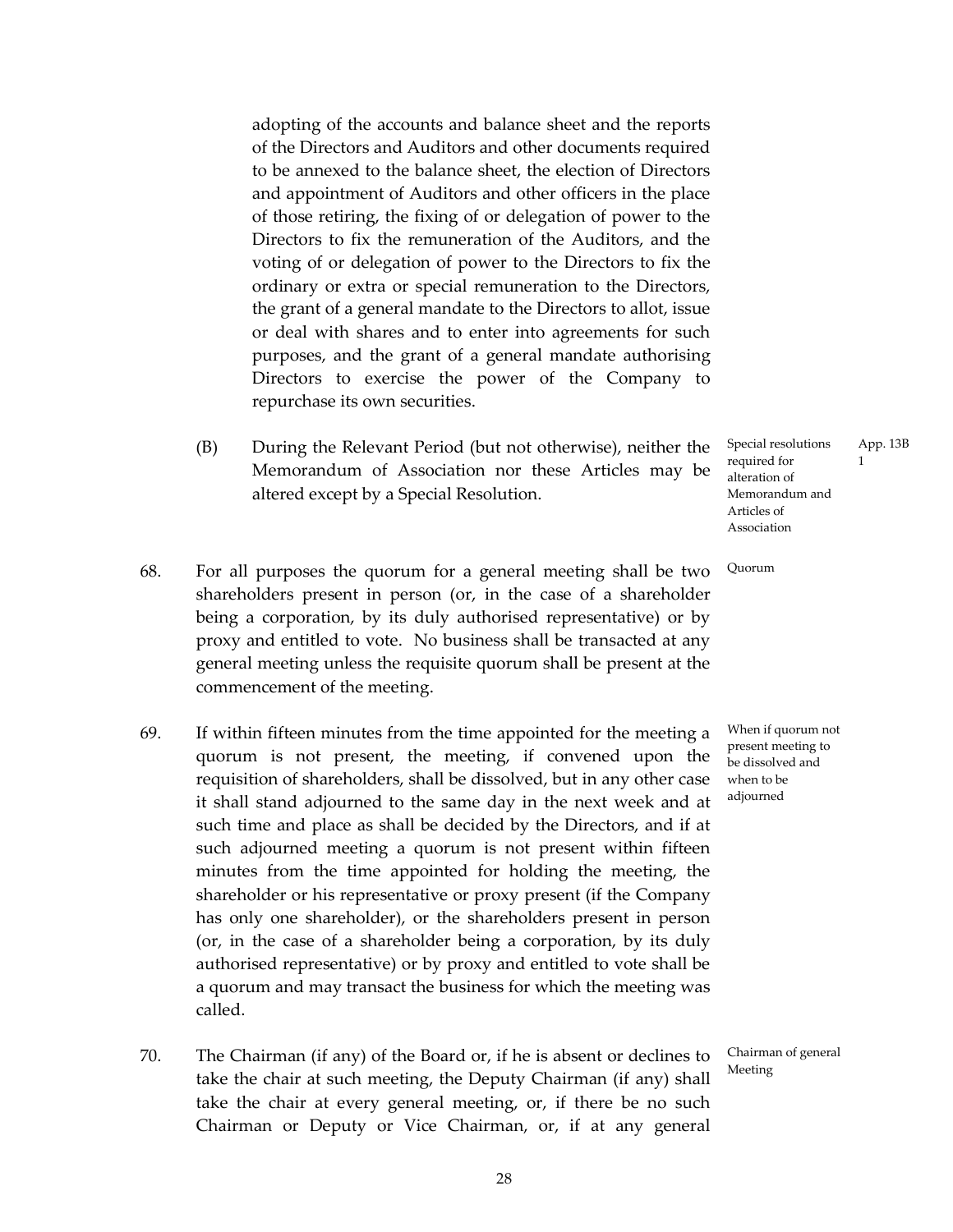adopting of the accounts and balance sheet and the reports of the Directors and Auditors and other documents required to be annexed to the balance sheet, the election of Directors and appointment of Auditors and other officers in the place of those retiring, the fixing of or delegation of power to the Directors to fix the remuneration of the Auditors, and the voting of or delegation of power to the Directors to fix the ordinary or extra or special remuneration to the Directors, the grant of a general mandate to the Directors to allot, issue or deal with shares and to enter into agreements for such purposes, and the grant of a general mandate authorising Directors to exercise the power of the Company to repurchase its own securities.

(B) During the Relevant Period (but not otherwise), neither the Memorandum of Association nor these Articles may be altered except by a Special Resolution.

*Special resolutions required for alteration of Memorandum and Articles of Association* — App. 13B 1

68. For all purposes the quorum for a general meeting shall be two shareholders present in person (or, in the case of a shareholder being a corporation, by its duly authorised representative) or by proxy and entitled to vote. No business shall be transacted at any general meeting unless the requisite quorum shall be present at the commencement of the meeting.

*Quorum*

69. If within fifteen minutes from the time appointed for the meeting a quorum is not present, the meeting, if convened upon the requisition of shareholders, shall be dissolved, but in any other case it shall stand adjourned to the same day in the next week and at such time and place as shall be decided by the Directors, and if at such adjourned meeting a quorum is not present within fifteen minutes from the time appointed for holding the meeting, the shareholder or his representative or proxy present (if the Company has only one shareholder), or the shareholders present in person (or, in the case of a shareholder being a corporation, by its duly authorised representative) or by proxy and entitled to vote shall be a quorum and may transact the business for which the meeting was called.

*When if quorum not present meeting to be dissolved and when to be adjourned*

70. The Chairman (if any) of the Board or, if he is absent or declines to take the chair at such meeting, the Deputy Chairman (if any) shall take the chair at every general meeting, or, if there be no such Chairman or Deputy or Vice Chairman, or, if at any general

*Chairman of general Meeting*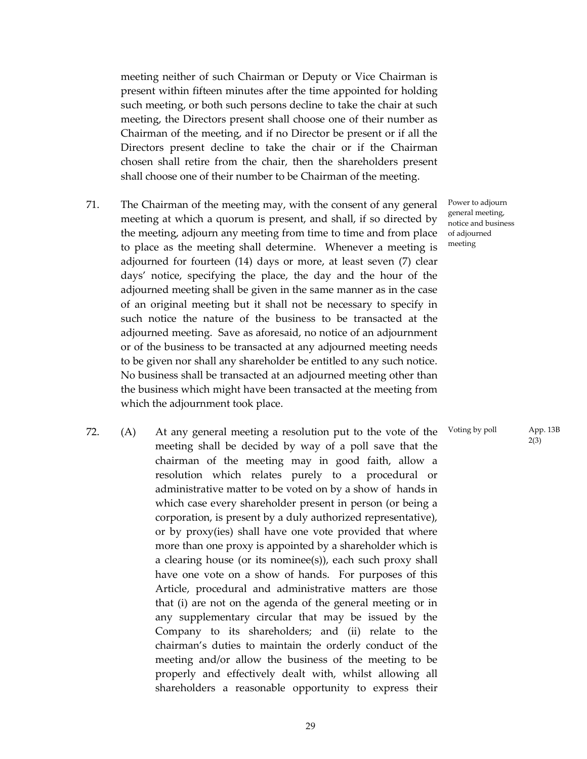meeting neither of such Chairman or Deputy or Vice Chairman is present within fifteen minutes after the time appointed for holding such meeting, or both such persons decline to take the chair at such meeting, the Directors present shall choose one of their number as Chairman of the meeting, and if no Director be present or if all the Directors present decline to take the chair or if the Chairman chosen shall retire from the chair, then the shareholders present shall choose one of their number to be Chairman of the meeting.

Power to adjourn general meeting, notice and business of adjourned meeting

71. The Chairman of the meeting may, with the consent of any general meeting at which a quorum is present, and shall, if so directed by the meeting, adjourn any meeting from time to time and from place to place as the meeting shall determine. Whenever a meeting is adjourned for fourteen (14) days or more, at least seven (7) clear days' notice, specifying the place, the day and the hour of the adjourned meeting shall be given in the same manner as in the case of an original meeting but it shall not be necessary to specify in such notice the nature of the business to be transacted at the adjourned meeting. Save as aforesaid, no notice of an adjournment or of the business to be transacted at any adjourned meeting needs to be given nor shall any shareholder be entitled to any such notice. No business shall be transacted at an adjourned meeting other than the business which might have been transacted at the meeting from which the adjournment took place.

Voting by poll

App. 13B 2(3)

72. (A) At any general meeting a resolution put to the vote of the meeting shall be decided by way of a poll save that the chairman of the meeting may in good faith, allow a resolution which relates purely to a procedural or administrative matter to be voted on by a show of hands in which case every shareholder present in person (or being a corporation, is present by a duly authorized representative), or by proxy(ies) shall have one vote provided that where more than one proxy is appointed by a shareholder which is a clearing house (or its nominee(s)), each such proxy shall have one vote on a show of hands. For purposes of this Article, procedural and administrative matters are those that (i) are not on the agenda of the general meeting or in any supplementary circular that may be issued by the Company to its shareholders; and (ii) relate to the chairman's duties to maintain the orderly conduct of the meeting and/or allow the business of the meeting to be properly and effectively dealt with, whilst allowing all shareholders a reasonable opportunity to express their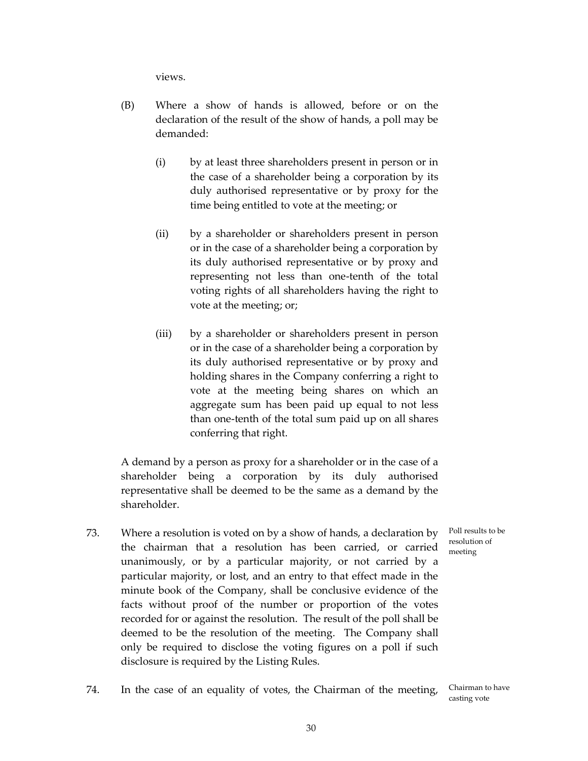views.

(B) Where a show of hands is allowed, before or on the declaration of the result of the show of hands, a poll may be demanded:

(i) by at least three shareholders present in person or in the case of a shareholder being a corporation by its duly authorised representative or by proxy for the time being entitled to vote at the meeting; or

(ii) by a shareholder or shareholders present in person or in the case of a shareholder being a corporation by its duly authorised representative or by proxy and representing not less than one-tenth of the total voting rights of all shareholders having the right to vote at the meeting; or;

(iii) by a shareholder or shareholders present in person or in the case of a shareholder being a corporation by its duly authorised representative or by proxy and holding shares in the Company conferring a right to vote at the meeting being shares on which an aggregate sum has been paid up equal to not less than one-tenth of the total sum paid up on all shares conferring that right.

A demand by a person as proxy for a shareholder or in the case of a shareholder being a corporation by its duly authorised representative shall be deemed to be the same as a demand by the shareholder.

73. Where a resolution is voted on by a show of hands, a declaration by the chairman that a resolution has been carried, or carried unanimously, or by a particular majority, or not carried by a particular majority, or lost, and an entry to that effect made in the minute book of the Company, shall be conclusive evidence of the facts without proof of the number or proportion of the votes recorded for or against the resolution. The result of the poll shall be deemed to be the resolution of the meeting. The Company shall only be required to disclose the voting figures on a poll if such disclosure is required by the Listing Rules.

*Poll results to be resolution of meeting*

74. In the case of an equality of votes, the Chairman of the meeting,

*Chairman to have casting vote*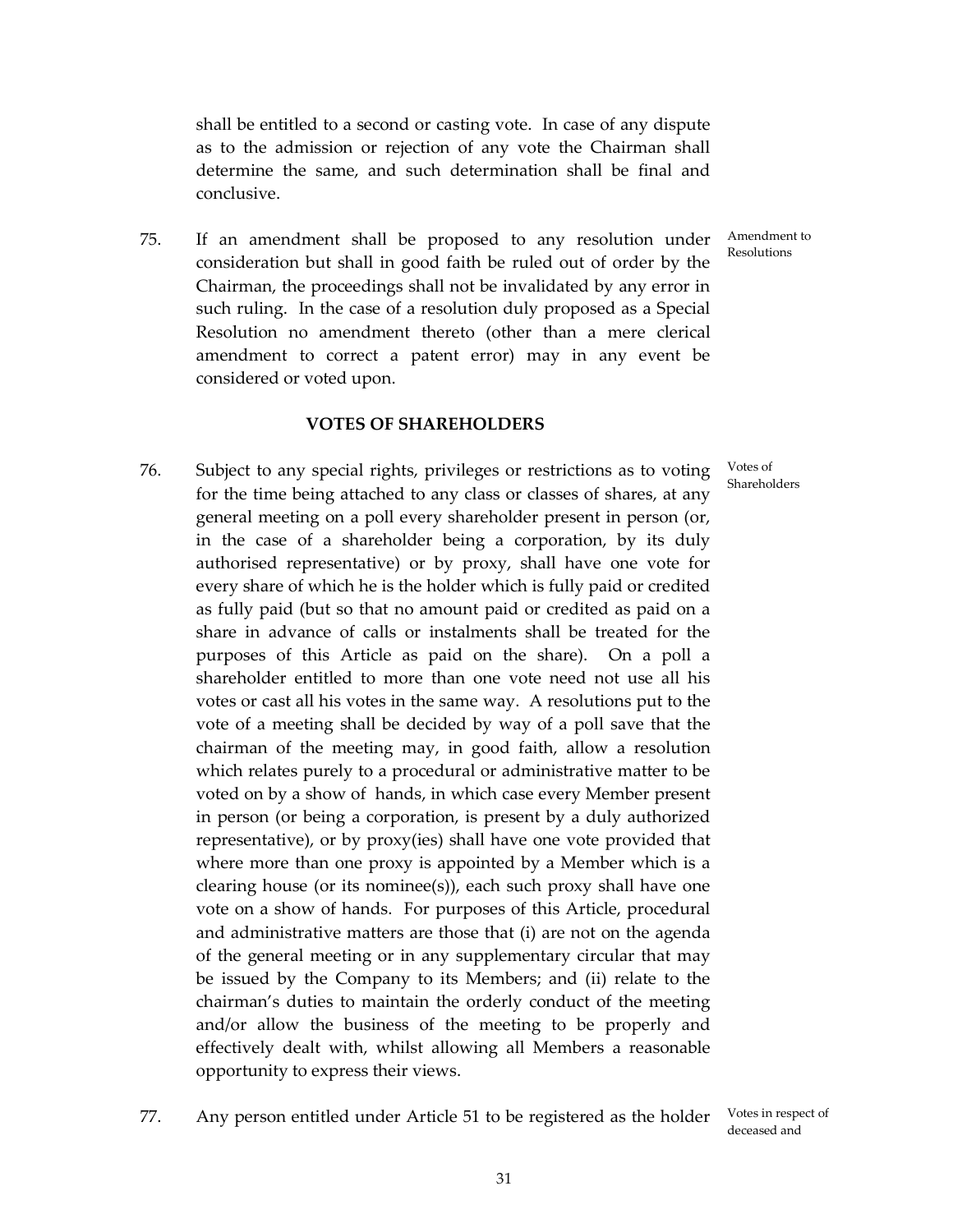shall be entitled to a second or casting vote. In case of any dispute as to the admission or rejection of any vote the Chairman shall determine the same, and such determination shall be final and conclusive.

75. If an amendment shall be proposed to any resolution under consideration but shall in good faith be ruled out of order by the Chairman, the proceedings shall not be invalidated by any error in such ruling. In the case of a resolution duly proposed as a Special Resolution no amendment thereto (other than a mere clerical amendment to correct a patent error) may in any event be considered or voted upon.

Amendment to Resolutions

## VOTES OF SHAREHOLDERS

76. Subject to any special rights, privileges or restrictions as to voting for the time being attached to any class or classes of shares, at any general meeting on a poll every shareholder present in person (or, in the case of a shareholder being a corporation, by its duly authorised representative) or by proxy, shall have one vote for every share of which he is the holder which is fully paid or credited as fully paid (but so that no amount paid or credited as paid on a share in advance of calls or instalments shall be treated for the purposes of this Article as paid on the share). On a poll a shareholder entitled to more than one vote need not use all his votes or cast all his votes in the same way. A resolutions put to the vote of a meeting shall be decided by way of a poll save that the chairman of the meeting may, in good faith, allow a resolution which relates purely to a procedural or administrative matter to be voted on by a show of hands, in which case every Member present in person (or being a corporation, is present by a duly authorized representative), or by proxy(ies) shall have one vote provided that where more than one proxy is appointed by a Member which is a clearing house (or its nominee(s)), each such proxy shall have one vote on a show of hands. For purposes of this Article, procedural and administrative matters are those that (i) are not on the agenda of the general meeting or in any supplementary circular that may be issued by the Company to its Members; and (ii) relate to the chairman's duties to maintain the orderly conduct of the meeting and/or allow the business of the meeting to be properly and effectively dealt with, whilst allowing all Members a reasonable opportunity to express their views.

Votes of Shareholders

77. Any person entitled under Article 51 to be registered as the holder

Votes in respect of deceased and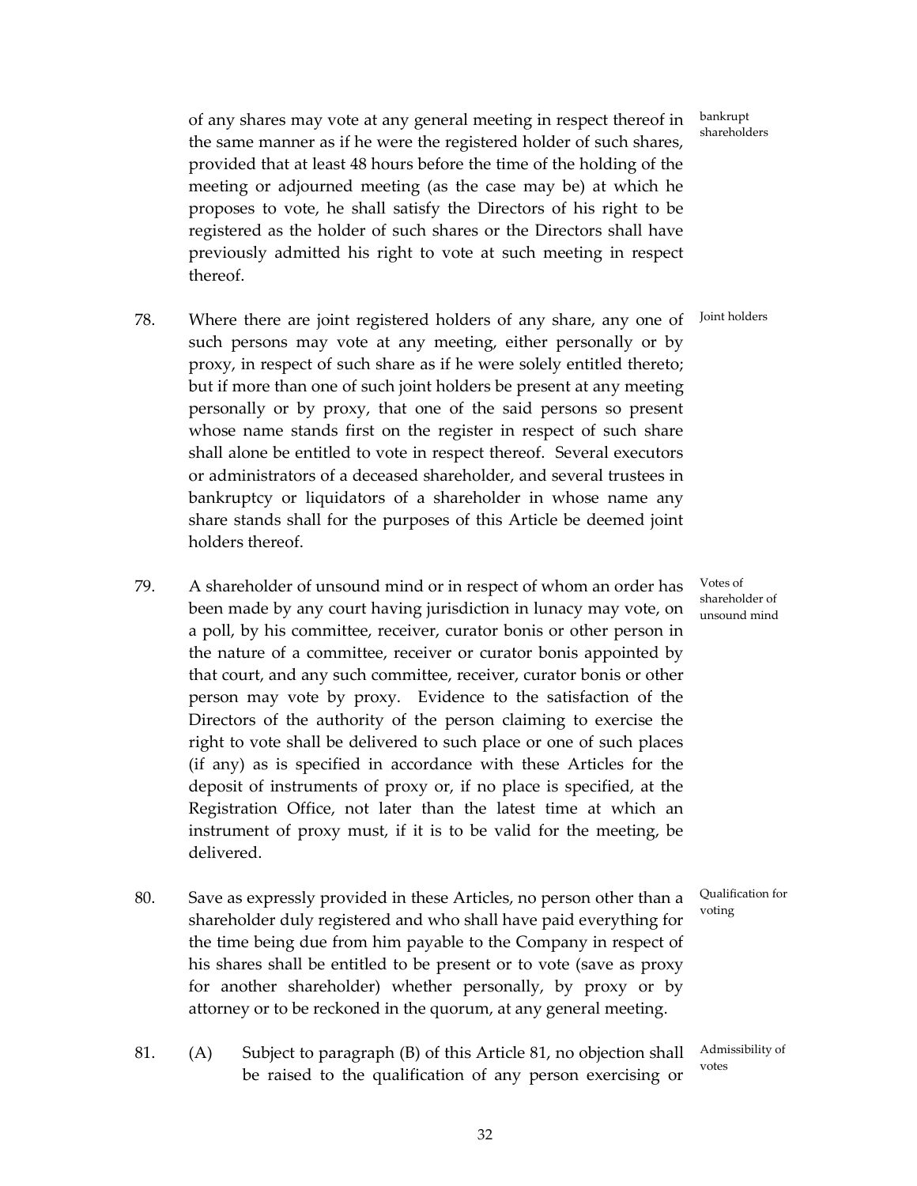of any shares may vote at any general meeting in respect thereof in the same manner as if he were the registered holder of such shares, provided that at least 48 hours before the time of the holding of the meeting or adjourned meeting (as the case may be) at which he proposes to vote, he shall satisfy the Directors of his right to be registered as the holder of such shares or the Directors shall have previously admitted his right to vote at such meeting in respect thereof.

bankrupt shareholders

78. Where there are joint registered holders of any share, any one of such persons may vote at any meeting, either personally or by proxy, in respect of such share as if he were solely entitled thereto; but if more than one of such joint holders be present at any meeting personally or by proxy, that one of the said persons so present whose name stands first on the register in respect of such share shall alone be entitled to vote in respect thereof. Several executors or administrators of a deceased shareholder, and several trustees in bankruptcy or liquidators of a shareholder in whose name any share stands shall for the purposes of this Article be deemed joint holders thereof.

Joint holders

79. A shareholder of unsound mind or in respect of whom an order has been made by any court having jurisdiction in lunacy may vote, on a poll, by his committee, receiver, curator bonis or other person in the nature of a committee, receiver or curator bonis appointed by that court, and any such committee, receiver, curator bonis or other person may vote by proxy. Evidence to the satisfaction of the Directors of the authority of the person claiming to exercise the right to vote shall be delivered to such place or one of such places (if any) as is specified in accordance with these Articles for the deposit of instruments of proxy or, if no place is specified, at the Registration Office, not later than the latest time at which an instrument of proxy must, if it is to be valid for the meeting, be delivered.

Votes of shareholder of unsound mind

80. Save as expressly provided in these Articles, no person other than a shareholder duly registered and who shall have paid everything for the time being due from him payable to the Company in respect of his shares shall be entitled to be present or to vote (save as proxy for another shareholder) whether personally, by proxy or by attorney or to be reckoned in the quorum, at any general meeting.

Qualification for voting

81. (A) Subject to paragraph (B) of this Article 81, no objection shall be raised to the qualification of any person exercising or

Admissibility of votes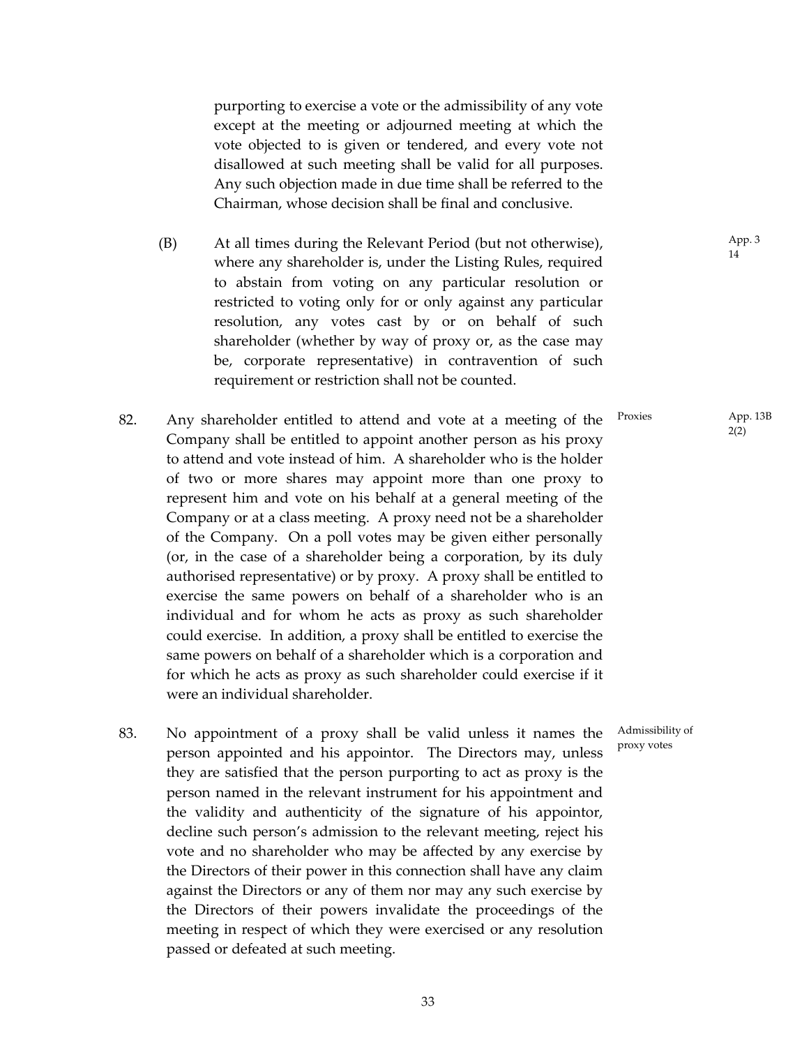purporting to exercise a vote or the admissibility of any vote except at the meeting or adjourned meeting at which the vote objected to is given or tendered, and every vote not disallowed at such meeting shall be valid for all purposes. Any such objection made in due time shall be referred to the Chairman, whose decision shall be final and conclusive.

(B) At all times during the Relevant Period (but not otherwise), where any shareholder is, under the Listing Rules, required to abstain from voting on any particular resolution or restricted to voting only for or only against any particular resolution, any votes cast by or on behalf of such shareholder (whether by way of proxy or, as the case may be, corporate representative) in contravention of such requirement or restriction shall not be counted.

App. 3 14

82. Any shareholder entitled to attend and vote at a meeting of the Company shall be entitled to appoint another person as his proxy to attend and vote instead of him. A shareholder who is the holder of two or more shares may appoint more than one proxy to represent him and vote on his behalf at a general meeting of the Company or at a class meeting. A proxy need not be a shareholder of the Company. On a poll votes may be given either personally (or, in the case of a shareholder being a corporation, by its duly authorised representative) or by proxy. A proxy shall be entitled to exercise the same powers on behalf of a shareholder who is an individual and for whom he acts as proxy as such shareholder could exercise. In addition, a proxy shall be entitled to exercise the same powers on behalf of a shareholder which is a corporation and for which he acts as proxy as such shareholder could exercise if it were an individual shareholder.

Proxies

App. 13B 2(2)

83. No appointment of a proxy shall be valid unless it names the person appointed and his appointor. The Directors may, unless they are satisfied that the person purporting to act as proxy is the person named in the relevant instrument for his appointment and the validity and authenticity of the signature of his appointor, decline such person's admission to the relevant meeting, reject his vote and no shareholder who may be affected by any exercise by the Directors of their power in this connection shall have any claim against the Directors or any of them nor may any such exercise by the Directors of their powers invalidate the proceedings of the meeting in respect of which they were exercised or any resolution passed or defeated at such meeting.

Admissibility of proxy votes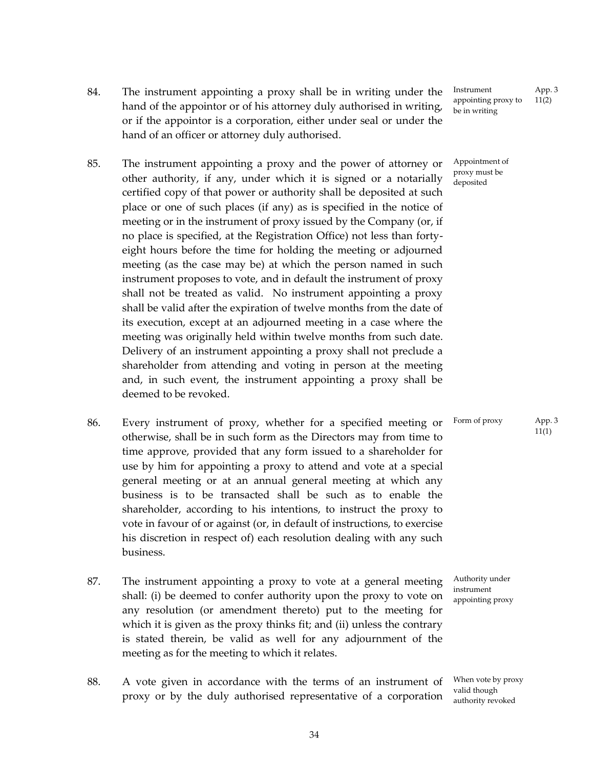84. The instrument appointing a proxy shall be in writing under the hand of the appointor or of his attorney duly authorised in writing, or if the appointor is a corporation, either under seal or under the hand of an officer or attorney duly authorised.

Instrument appointing proxy to be in writing

App. 3 11(2)

85. The instrument appointing a proxy and the power of attorney or other authority, if any, under which it is signed or a notarially certified copy of that power or authority shall be deposited at such place or one of such places (if any) as is specified in the notice of meeting or in the instrument of proxy issued by the Company (or, if no place is specified, at the Registration Office) not less than forty-eight hours before the time for holding the meeting or adjourned meeting (as the case may be) at which the person named in such instrument proposes to vote, and in default the instrument of proxy shall not be treated as valid. No instrument appointing a proxy shall be valid after the expiration of twelve months from the date of its execution, except at an adjourned meeting in a case where the meeting was originally held within twelve months from such date. Delivery of an instrument appointing a proxy shall not preclude a shareholder from attending and voting in person at the meeting and, in such event, the instrument appointing a proxy shall be deemed to be revoked.

Appointment of proxy must be deposited

86. Every instrument of proxy, whether for a specified meeting or otherwise, shall be in such form as the Directors may from time to time approve, provided that any form issued to a shareholder for use by him for appointing a proxy to attend and vote at a special general meeting or at an annual general meeting at which any business is to be transacted shall be such as to enable the shareholder, according to his intentions, to instruct the proxy to vote in favour of or against (or, in default of instructions, to exercise his discretion in respect of) each resolution dealing with any such business.

Form of proxy

App. 3 11(1)

87. The instrument appointing a proxy to vote at a general meeting shall: (i) be deemed to confer authority upon the proxy to vote on any resolution (or amendment thereto) put to the meeting for which it is given as the proxy thinks fit; and (ii) unless the contrary is stated therein, be valid as well for any adjournment of the meeting as for the meeting to which it relates.

Authority under instrument appointing proxy

88. A vote given in accordance with the terms of an instrument of proxy or by the duly authorised representative of a corporation

When vote by proxy valid though authority revoked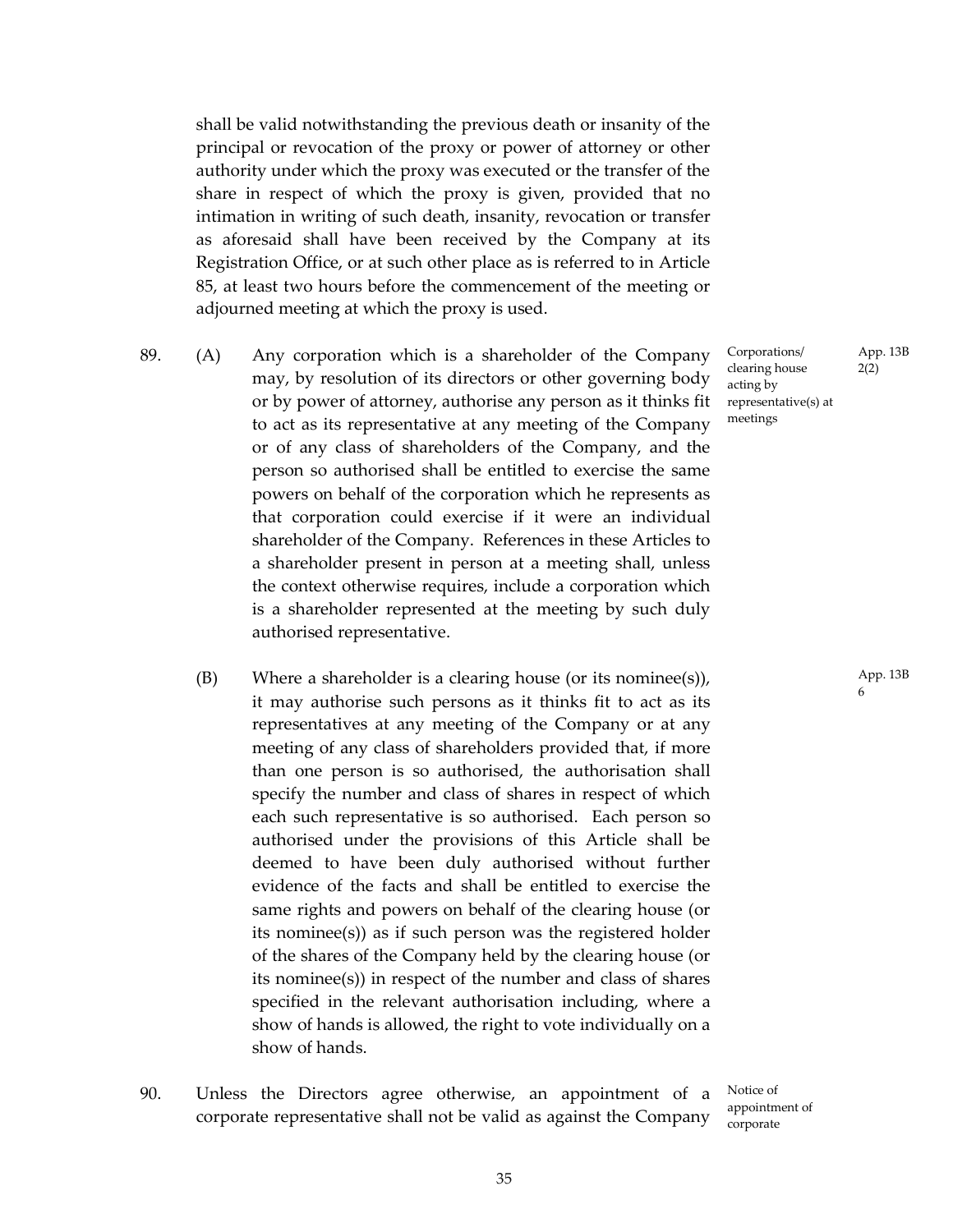shall be valid notwithstanding the previous death or insanity of the principal or revocation of the proxy or power of attorney or other authority under which the proxy was executed or the transfer of the share in respect of which the proxy is given, provided that no intimation in writing of such death, insanity, revocation or transfer as aforesaid shall have been received by the Company at its Registration Office, or at such other place as is referred to in Article 85, at least two hours before the commencement of the meeting or adjourned meeting at which the proxy is used.

89. (A) Any corporation which is a shareholder of the Company may, by resolution of its directors or other governing body or by power of attorney, authorise any person as it thinks fit to act as its representative at any meeting of the Company or of any class of shareholders of the Company, and the person so authorised shall be entitled to exercise the same powers on behalf of the corporation which he represents as that corporation could exercise if it were an individual shareholder of the Company. References in these Articles to a shareholder present in person at a meeting shall, unless the context otherwise requires, include a corporation which is a shareholder represented at the meeting by such duly authorised representative.

*Corporations/ clearing house acting by representative(s) at meetings*

*App. 13B 2(2)*

(B) Where a shareholder is a clearing house (or its nominee(s)), it may authorise such persons as it thinks fit to act as its representatives at any meeting of the Company or at any meeting of any class of shareholders provided that, if more than one person is so authorised, the authorisation shall specify the number and class of shares in respect of which each such representative is so authorised. Each person so authorised under the provisions of this Article shall be deemed to have been duly authorised without further evidence of the facts and shall be entitled to exercise the same rights and powers on behalf of the clearing house (or its nominee(s)) as if such person was the registered holder of the shares of the Company held by the clearing house (or its nominee(s)) in respect of the number and class of shares specified in the relevant authorisation including, where a show of hands is allowed, the right to vote individually on a show of hands.

*App. 13B 6*

90. Unless the Directors agree otherwise, an appointment of a corporate representative shall not be valid as against the Company

*Notice of appointment of corporate*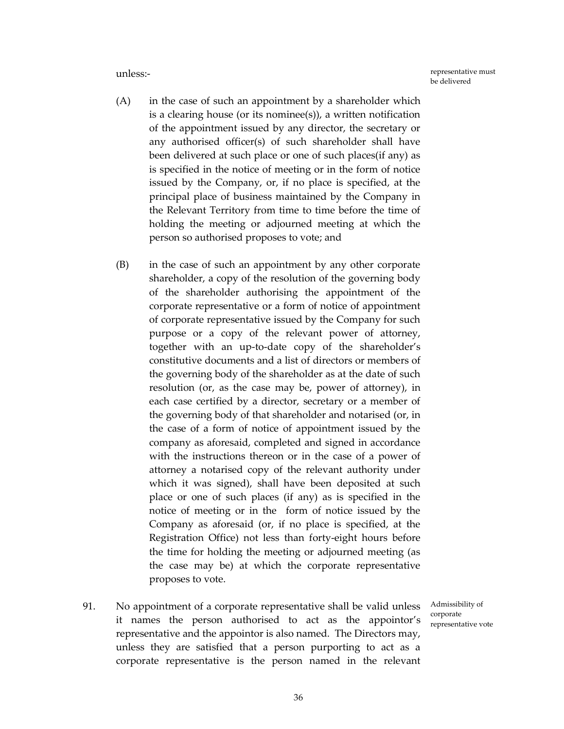unless:-

representative must be delivered

(A) in the case of such an appointment by a shareholder which is a clearing house (or its nominee(s)), a written notification of the appointment issued by any director, the secretary or any authorised officer(s) of such shareholder shall have been delivered at such place or one of such places(if any) as is specified in the notice of meeting or in the form of notice issued by the Company, or, if no place is specified, at the principal place of business maintained by the Company in the Relevant Territory from time to time before the time of holding the meeting or adjourned meeting at which the person so authorised proposes to vote; and

(B) in the case of such an appointment by any other corporate shareholder, a copy of the resolution of the governing body of the shareholder authorising the appointment of the corporate representative or a form of notice of appointment of corporate representative issued by the Company for such purpose or a copy of the relevant power of attorney, together with an up-to-date copy of the shareholder's constitutive documents and a list of directors or members of the governing body of the shareholder as at the date of such resolution (or, as the case may be, power of attorney), in each case certified by a director, secretary or a member of the governing body of that shareholder and notarised (or, in the case of a form of notice of appointment issued by the company as aforesaid, completed and signed in accordance with the instructions thereon or in the case of a power of attorney a notarised copy of the relevant authority under which it was signed), shall have been deposited at such place or one of such places (if any) as is specified in the notice of meeting or in the form of notice issued by the Company as aforesaid (or, if no place is specified, at the Registration Office) not less than forty-eight hours before the time for holding the meeting or adjourned meeting (as the case may be) at which the corporate representative proposes to vote.

91. No appointment of a corporate representative shall be valid unless it names the person authorised to act as the appointor's representative and the appointor is also named. The Directors may, unless they are satisfied that a person purporting to act as a corporate representative is the person named in the relevant

Admissibility of corporate representative vote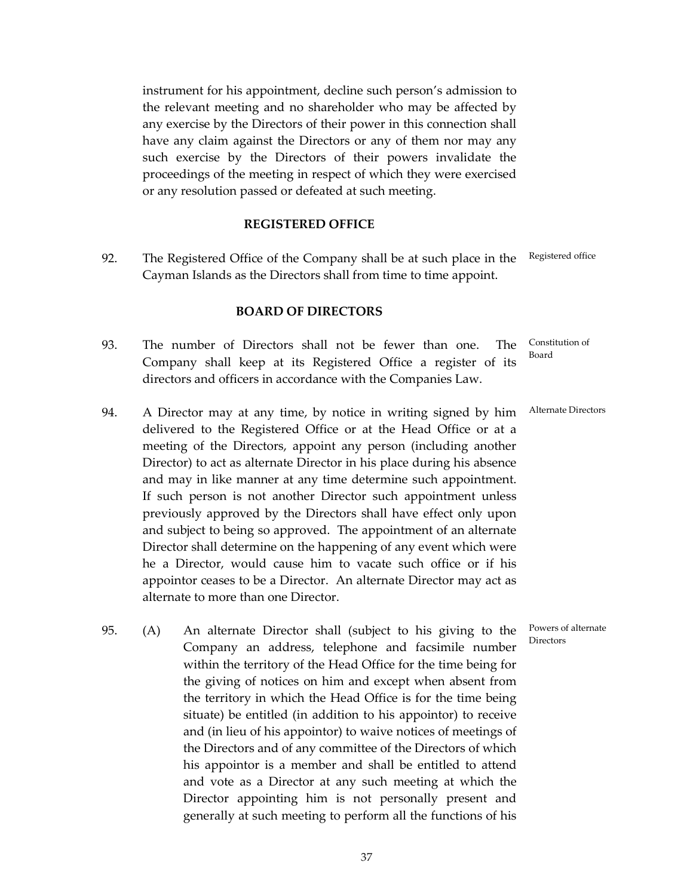instrument for his appointment, decline such person's admission to the relevant meeting and no shareholder who may be affected by any exercise by the Directors of their power in this connection shall have any claim against the Directors or any of them nor may any such exercise by the Directors of their powers invalidate the proceedings of the meeting in respect of which they were exercised or any resolution passed or defeated at such meeting.

## REGISTERED OFFICE

92. The Registered Office of the Company shall be at such place in the Cayman Islands as the Directors shall from time to time appoint. *Registered office*

## BOARD OF DIRECTORS

93. The number of Directors shall not be fewer than one. The Company shall keep at its Registered Office a register of its directors and officers in accordance with the Companies Law. *Constitution of Board*

94. A Director may at any time, by notice in writing signed by him delivered to the Registered Office or at the Head Office or at a meeting of the Directors, appoint any person (including another Director) to act as alternate Director in his place during his absence and may in like manner at any time determine such appointment. If such person is not another Director such appointment unless previously approved by the Directors shall have effect only upon and subject to being so approved. The appointment of an alternate Director shall determine on the happening of any event which were he a Director, would cause him to vacate such office or if his appointor ceases to be a Director. An alternate Director may act as alternate to more than one Director. *Alternate Directors*

95. (A) An alternate Director shall (subject to his giving to the Company an address, telephone and facsimile number within the territory of the Head Office for the time being for the giving of notices on him and except when absent from the territory in which the Head Office is for the time being situate) be entitled (in addition to his appointor) to receive and (in lieu of his appointor) to waive notices of meetings of the Directors and of any committee of the Directors of which his appointor is a member and shall be entitled to attend and vote as a Director at any such meeting at which the Director appointing him is not personally present and generally at such meeting to perform all the functions of his *Powers of alternate Directors*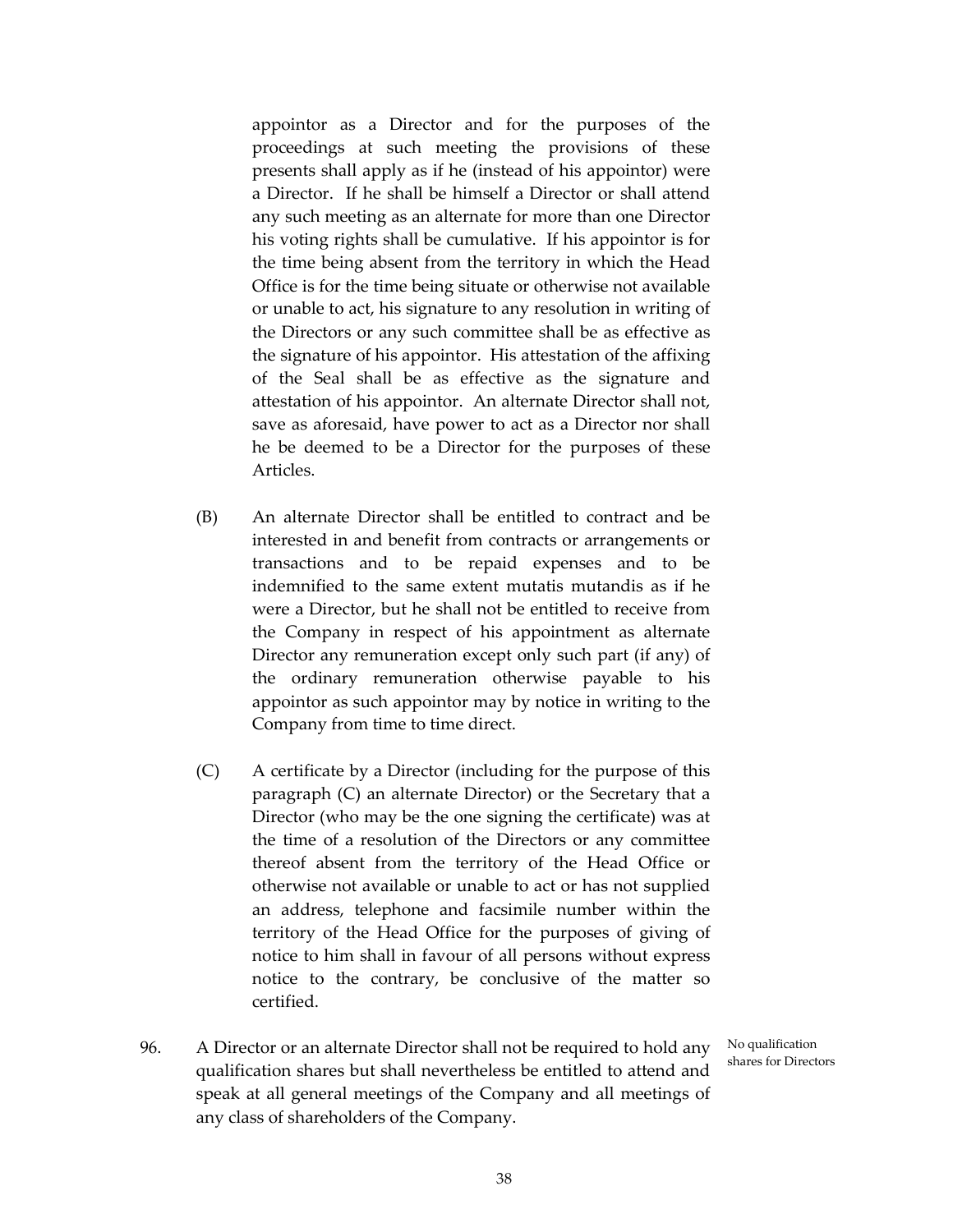appointor as a Director and for the purposes of the proceedings at such meeting the provisions of these presents shall apply as if he (instead of his appointor) were a Director. If he shall be himself a Director or shall attend any such meeting as an alternate for more than one Director his voting rights shall be cumulative. If his appointor is for the time being absent from the territory in which the Head Office is for the time being situate or otherwise not available or unable to act, his signature to any resolution in writing of the Directors or any such committee shall be as effective as the signature of his appointor. His attestation of the affixing of the Seal shall be as effective as the signature and attestation of his appointor. An alternate Director shall not, save as aforesaid, have power to act as a Director nor shall he be deemed to be a Director for the purposes of these Articles.

(B) An alternate Director shall be entitled to contract and be interested in and benefit from contracts or arrangements or transactions and to be repaid expenses and to be indemnified to the same extent mutatis mutandis as if he were a Director, but he shall not be entitled to receive from the Company in respect of his appointment as alternate Director any remuneration except only such part (if any) of the ordinary remuneration otherwise payable to his appointor as such appointor may by notice in writing to the Company from time to time direct.

(C) A certificate by a Director (including for the purpose of this paragraph (C) an alternate Director) or the Secretary that a Director (who may be the one signing the certificate) was at the time of a resolution of the Directors or any committee thereof absent from the territory of the Head Office or otherwise not available or unable to act or has not supplied an address, telephone and facsimile number within the territory of the Head Office for the purposes of giving of notice to him shall in favour of all persons without express notice to the contrary, be conclusive of the matter so certified.

96. A Director or an alternate Director shall not be required to hold any qualification shares but shall nevertheless be entitled to attend and speak at all general meetings of the Company and all meetings of any class of shareholders of the Company.

No qualification shares for Directors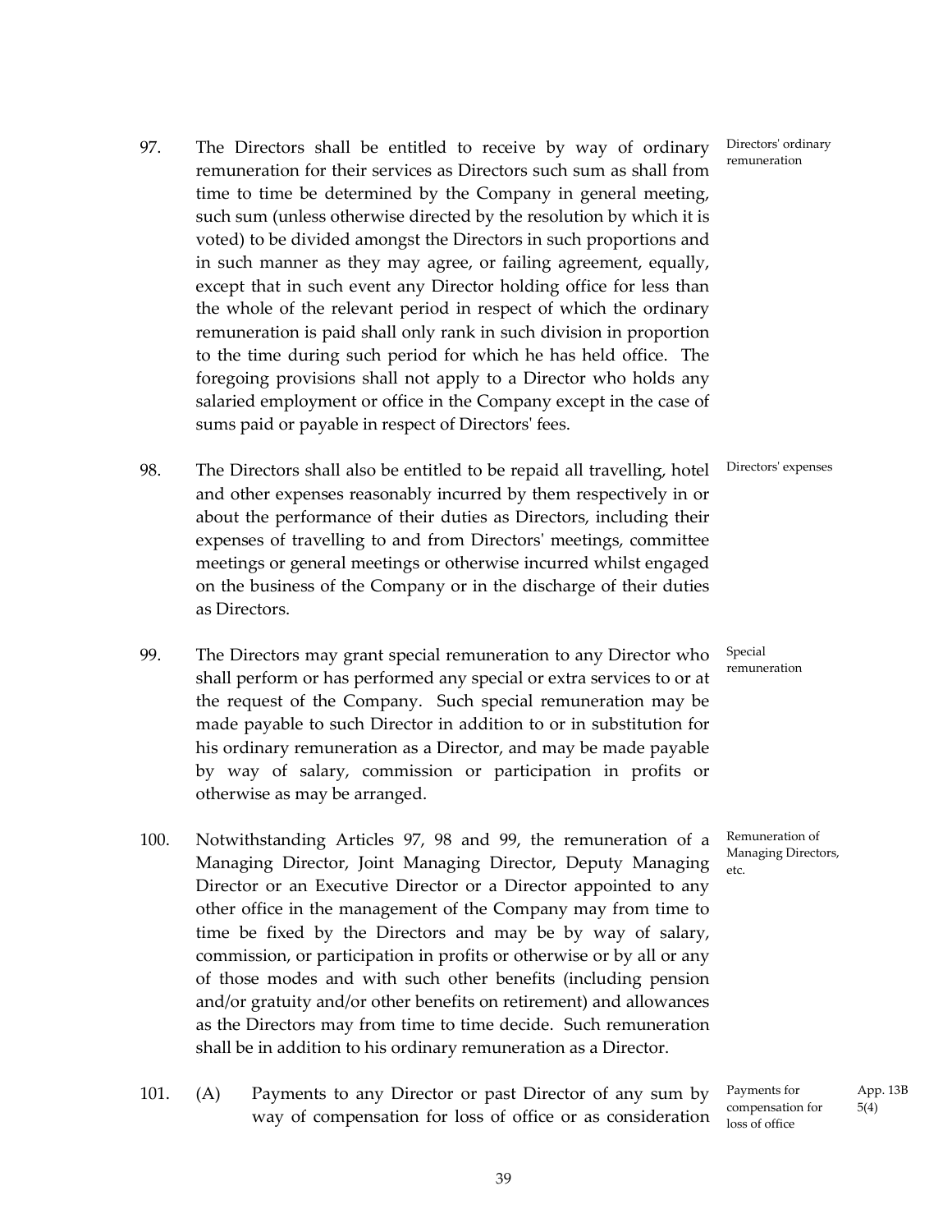97. The Directors shall be entitled to receive by way of ordinary remuneration for their services as Directors such sum as shall from time to time be determined by the Company in general meeting, such sum (unless otherwise directed by the resolution by which it is voted) to be divided amongst the Directors in such proportions and in such manner as they may agree, or failing agreement, equally, except that in such event any Director holding office for less than the whole of the relevant period in respect of which the ordinary remuneration is paid shall only rank in such division in proportion to the time during such period for which he has held office. The foregoing provisions shall not apply to a Director who holds any salaried employment or office in the Company except in the case of sums paid or payable in respect of Directors' fees.

Directors' ordinary remuneration

98. The Directors shall also be entitled to be repaid all travelling, hotel and other expenses reasonably incurred by them respectively in or about the performance of their duties as Directors, including their expenses of travelling to and from Directors' meetings, committee meetings or general meetings or otherwise incurred whilst engaged on the business of the Company or in the discharge of their duties as Directors.

Directors' expenses

99. The Directors may grant special remuneration to any Director who shall perform or has performed any special or extra services to or at the request of the Company. Such special remuneration may be made payable to such Director in addition to or in substitution for his ordinary remuneration as a Director, and may be made payable by way of salary, commission or participation in profits or otherwise as may be arranged.

Special remuneration

100. Notwithstanding Articles 97, 98 and 99, the remuneration of a Managing Director, Joint Managing Director, Deputy Managing Director or an Executive Director or a Director appointed to any other office in the management of the Company may from time to time be fixed by the Directors and may be by way of salary, commission, or participation in profits or otherwise or by all or any of those modes and with such other benefits (including pension and/or gratuity and/or other benefits on retirement) and allowances as the Directors may from time to time decide. Such remuneration shall be in addition to his ordinary remuneration as a Director.

Remuneration of Managing Directors, etc.

101. (A) Payments to any Director or past Director of any sum by way of compensation for loss of office or as consideration

Payments for compensation for loss of office

App. 13B 5(4)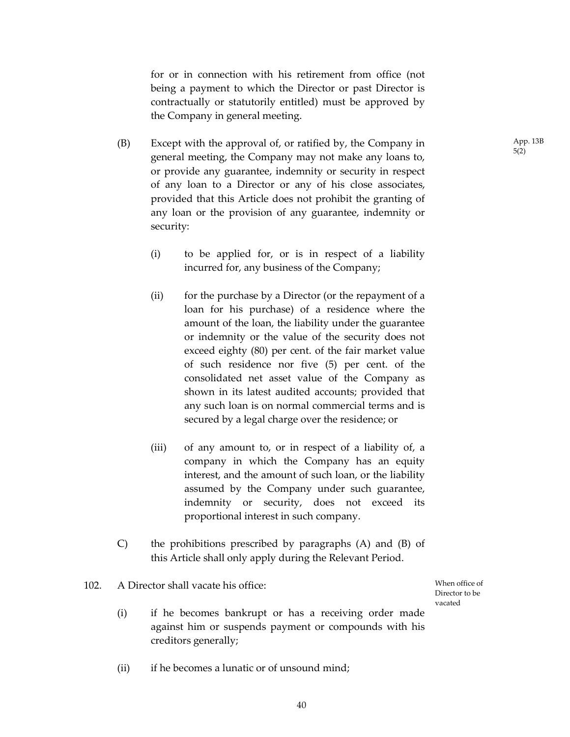for or in connection with his retirement from office (not being a payment to which the Director or past Director is contractually or statutorily entitled) must be approved by the Company in general meeting.

(B) Except with the approval of, or ratified by, the Company in general meeting, the Company may not make any loans to, or provide any guarantee, indemnity or security in respect of any loan to a Director or any of his close associates, provided that this Article does not prohibit the granting of any loan or the provision of any guarantee, indemnity or security:

App. 13B 5(2)

(i) to be applied for, or is in respect of a liability incurred for, any business of the Company;

(ii) for the purchase by a Director (or the repayment of a loan for his purchase) of a residence where the amount of the loan, the liability under the guarantee or indemnity or the value of the security does not exceed eighty (80) per cent. of the fair market value of such residence nor five (5) per cent. of the consolidated net asset value of the Company as shown in its latest audited accounts; provided that any such loan is on normal commercial terms and is secured by a legal charge over the residence; or

(iii) of any amount to, or in respect of a liability of, a company in which the Company has an equity interest, and the amount of such loan, or the liability assumed by the Company under such guarantee, indemnity or security, does not exceed its proportional interest in such company.

C) the prohibitions prescribed by paragraphs (A) and (B) of this Article shall only apply during the Relevant Period.

102. A Director shall vacate his office:

When office of Director to be vacated

(i) if he becomes bankrupt or has a receiving order made against him or suspends payment or compounds with his creditors generally;

(ii) if he becomes a lunatic or of unsound mind;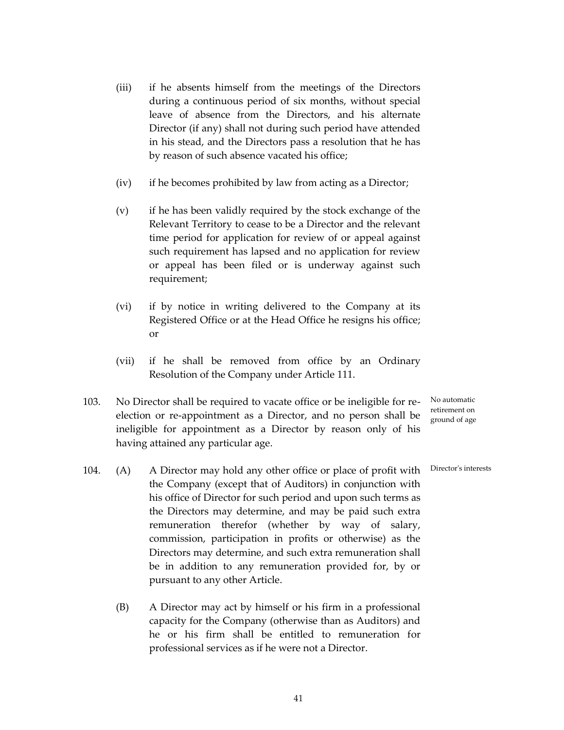(iii) if he absents himself from the meetings of the Directors during a continuous period of six months, without special leave of absence from the Directors, and his alternate Director (if any) shall not during such period have attended in his stead, and the Directors pass a resolution that he has by reason of such absence vacated his office;

(iv) if he becomes prohibited by law from acting as a Director;

(v) if he has been validly required by the stock exchange of the Relevant Territory to cease to be a Director and the relevant time period for application for review of or appeal against such requirement has lapsed and no application for review or appeal has been filed or is underway against such requirement;

(vi) if by notice in writing delivered to the Company at its Registered Office or at the Head Office he resigns his office; or

(vii) if he shall be removed from office by an Ordinary Resolution of the Company under Article 111.

103. No Director shall be required to vacate office or be ineligible for re-election or re-appointment as a Director, and no person shall be ineligible for appointment as a Director by reason only of his having attained any particular age.

*No automatic retirement on ground of age*

104. (A) A Director may hold any other office or place of profit with the Company (except that of Auditors) in conjunction with his office of Director for such period and upon such terms as the Directors may determine, and may be paid such extra remuneration therefor (whether by way of salary, commission, participation in profits or otherwise) as the Directors may determine, and such extra remuneration shall be in addition to any remuneration provided for, by or pursuant to any other Article.

*Director's interests*

(B) A Director may act by himself or his firm in a professional capacity for the Company (otherwise than as Auditors) and he or his firm shall be entitled to remuneration for professional services as if he were not a Director.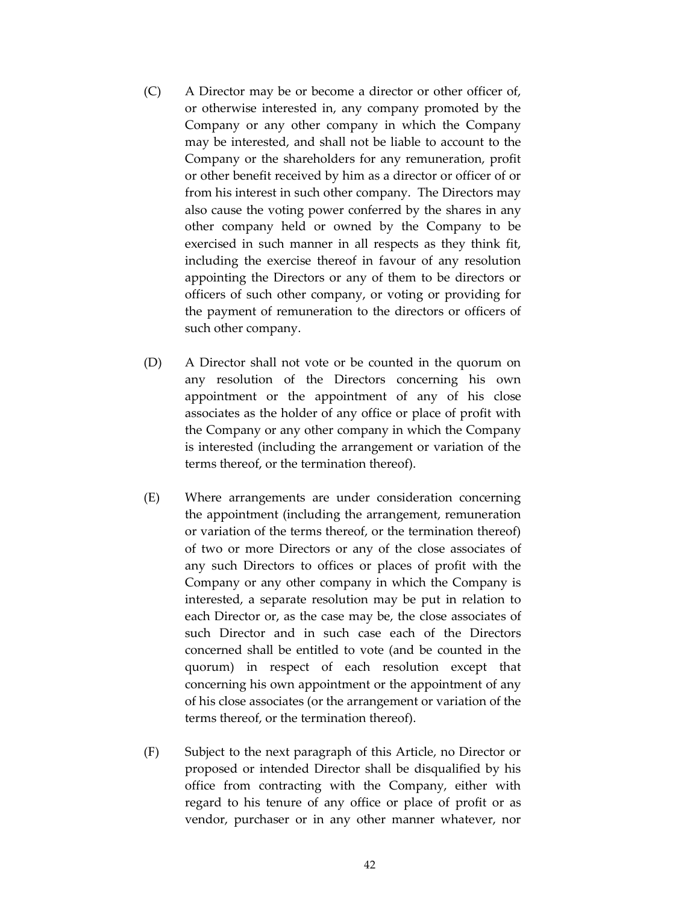(C) A Director may be or become a director or other officer of, or otherwise interested in, any company promoted by the Company or any other company in which the Company may be interested, and shall not be liable to account to the Company or the shareholders for any remuneration, profit or other benefit received by him as a director or officer of or from his interest in such other company. The Directors may also cause the voting power conferred by the shares in any other company held or owned by the Company to be exercised in such manner in all respects as they think fit, including the exercise thereof in favour of any resolution appointing the Directors or any of them to be directors or officers of such other company, or voting or providing for the payment of remuneration to the directors or officers of such other company.

(D) A Director shall not vote or be counted in the quorum on any resolution of the Directors concerning his own appointment or the appointment of any of his close associates as the holder of any office or place of profit with the Company or any other company in which the Company is interested (including the arrangement or variation of the terms thereof, or the termination thereof).

(E) Where arrangements are under consideration concerning the appointment (including the arrangement, remuneration or variation of the terms thereof, or the termination thereof) of two or more Directors or any of the close associates of any such Directors to offices or places of profit with the Company or any other company in which the Company is interested, a separate resolution may be put in relation to each Director or, as the case may be, the close associates of such Director and in such case each of the Directors concerned shall be entitled to vote (and be counted in the quorum) in respect of each resolution except that concerning his own appointment or the appointment of any of his close associates (or the arrangement or variation of the terms thereof, or the termination thereof).

(F) Subject to the next paragraph of this Article, no Director or proposed or intended Director shall be disqualified by his office from contracting with the Company, either with regard to his tenure of any office or place of profit or as vendor, purchaser or in any other manner whatever, nor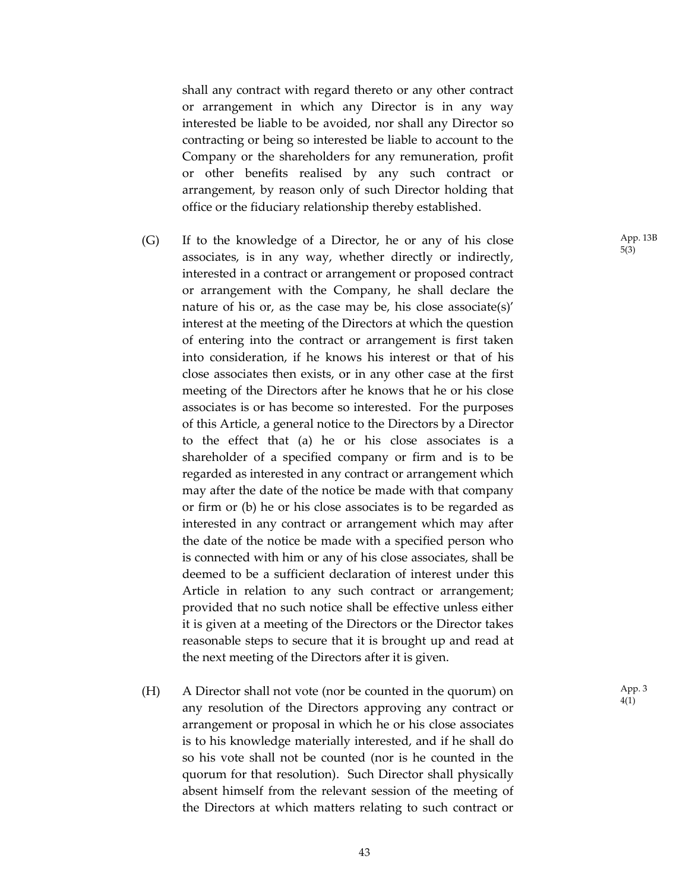shall any contract with regard thereto or any other contract or arrangement in which any Director is in any way interested be liable to be avoided, nor shall any Director so contracting or being so interested be liable to account to the Company or the shareholders for any remuneration, profit or other benefits realised by any such contract or arrangement, by reason only of such Director holding that office or the fiduciary relationship thereby established.

(G) If to the knowledge of a Director, he or any of his close associates, is in any way, whether directly or indirectly, interested in a contract or arrangement or proposed contract or arrangement with the Company, he shall declare the nature of his or, as the case may be, his close associate(s)' interest at the meeting of the Directors at which the question of entering into the contract or arrangement is first taken into consideration, if he knows his interest or that of his close associates then exists, or in any other case at the first meeting of the Directors after he knows that he or his close associates is or has become so interested. For the purposes of this Article, a general notice to the Directors by a Director to the effect that (a) he or his close associates is a shareholder of a specified company or firm and is to be regarded as interested in any contract or arrangement which may after the date of the notice be made with that company or firm or (b) he or his close associates is to be regarded as interested in any contract or arrangement which may after the date of the notice be made with a specified person who is connected with him or any of his close associates, shall be deemed to be a sufficient declaration of interest under this Article in relation to any such contract or arrangement; provided that no such notice shall be effective unless either it is given at a meeting of the Directors or the Director takes reasonable steps to secure that it is brought up and read at the next meeting of the Directors after it is given.

App. 13B 5(3)

(H) A Director shall not vote (nor be counted in the quorum) on any resolution of the Directors approving any contract or arrangement or proposal in which he or his close associates is to his knowledge materially interested, and if he shall do so his vote shall not be counted (nor is he counted in the quorum for that resolution). Such Director shall physically absent himself from the relevant session of the meeting of the Directors at which matters relating to such contract or

App. 3 4(1)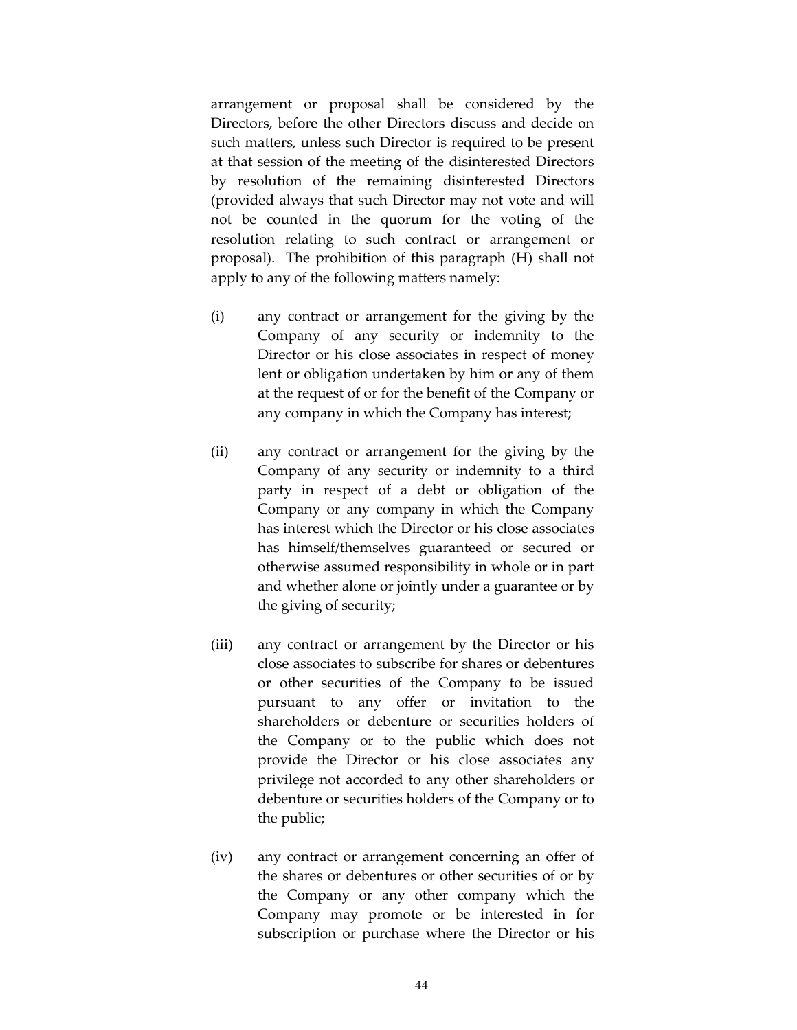arrangement or proposal shall be considered by the Directors, before the other Directors discuss and decide on such matters, unless such Director is required to be present at that session of the meeting of the disinterested Directors by resolution of the remaining disinterested Directors (provided always that such Director may not vote and will not be counted in the quorum for the voting of the resolution relating to such contract or arrangement or proposal). The prohibition of this paragraph (H) shall not apply to any of the following matters namely:

(i) any contract or arrangement for the giving by the Company of any security or indemnity to the Director or his close associates in respect of money lent or obligation undertaken by him or any of them at the request of or for the benefit of the Company or any company in which the Company has interest;

(ii) any contract or arrangement for the giving by the Company of any security or indemnity to a third party in respect of a debt or obligation of the Company or any company in which the Company has interest which the Director or his close associates has himself/themselves guaranteed or secured or otherwise assumed responsibility in whole or in part and whether alone or jointly under a guarantee or by the giving of security;

(iii) any contract or arrangement by the Director or his close associates to subscribe for shares or debentures or other securities of the Company to be issued pursuant to any offer or invitation to the shareholders or debenture or securities holders of the Company or to the public which does not provide the Director or his close associates any privilege not accorded to any other shareholders or debenture or securities holders of the Company or to the public;

(iv) any contract or arrangement concerning an offer of the shares or debentures or other securities of or by the Company or any other company which the Company may promote or be interested in for subscription or purchase where the Director or his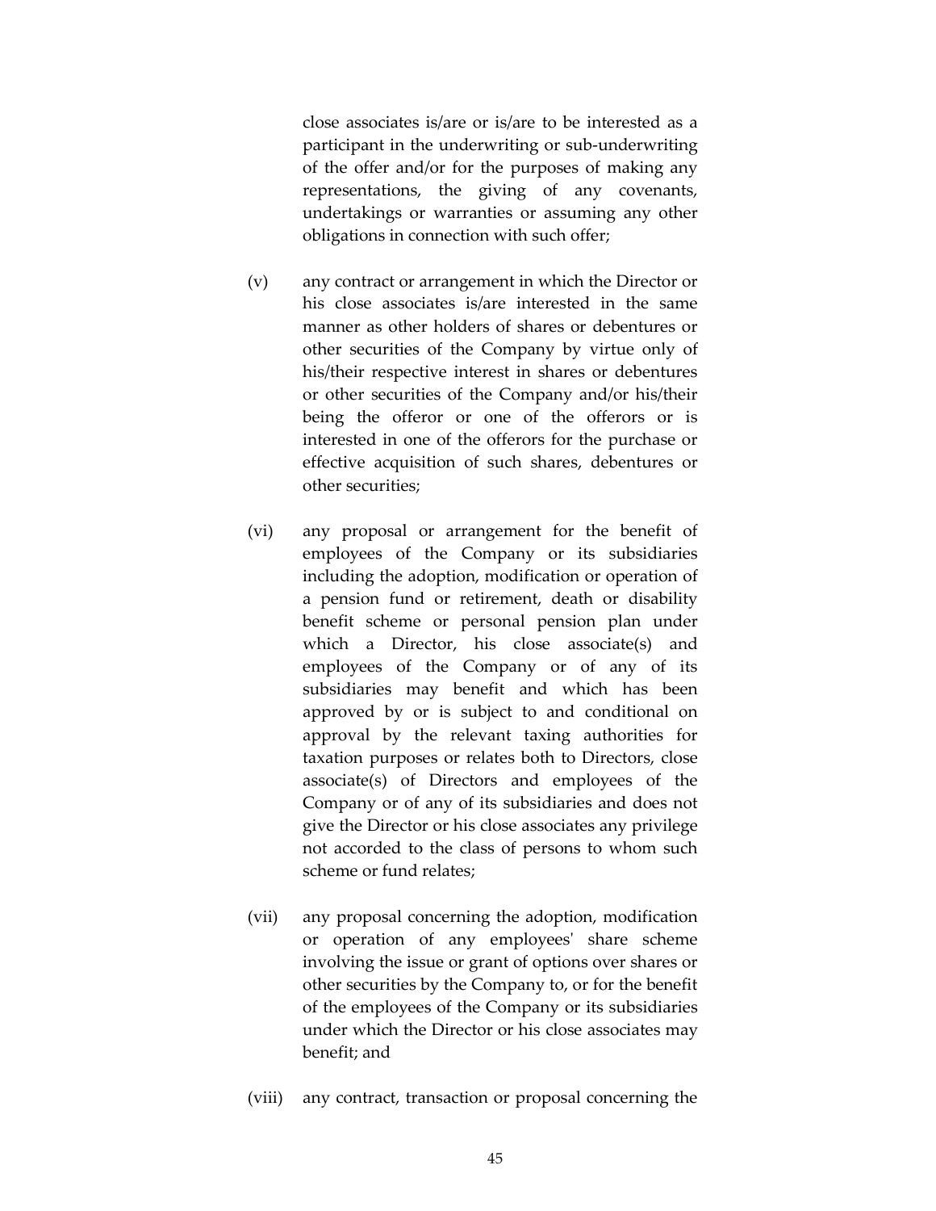close associates is/are or is/are to be interested as a participant in the underwriting or sub-underwriting of the offer and/or for the purposes of making any representations, the giving of any covenants, undertakings or warranties or assuming any other obligations in connection with such offer;

(v) any contract or arrangement in which the Director or his close associates is/are interested in the same manner as other holders of shares or debentures or other securities of the Company by virtue only of his/their respective interest in shares or debentures or other securities of the Company and/or his/their being the offeror or one of the offerors or is interested in one of the offerors for the purchase or effective acquisition of such shares, debentures or other securities;

(vi) any proposal or arrangement for the benefit of employees of the Company or its subsidiaries including the adoption, modification or operation of a pension fund or retirement, death or disability benefit scheme or personal pension plan under which a Director, his close associate(s) and employees of the Company or of any of its subsidiaries may benefit and which has been approved by or is subject to and conditional on approval by the relevant taxing authorities for taxation purposes or relates both to Directors, close associate(s) of Directors and employees of the Company or of any of its subsidiaries and does not give the Director or his close associates any privilege not accorded to the class of persons to whom such scheme or fund relates;

(vii) any proposal concerning the adoption, modification or operation of any employees' share scheme involving the issue or grant of options over shares or other securities by the Company to, or for the benefit of the employees of the Company or its subsidiaries under which the Director or his close associates may benefit; and

(viii) any contract, transaction or proposal concerning the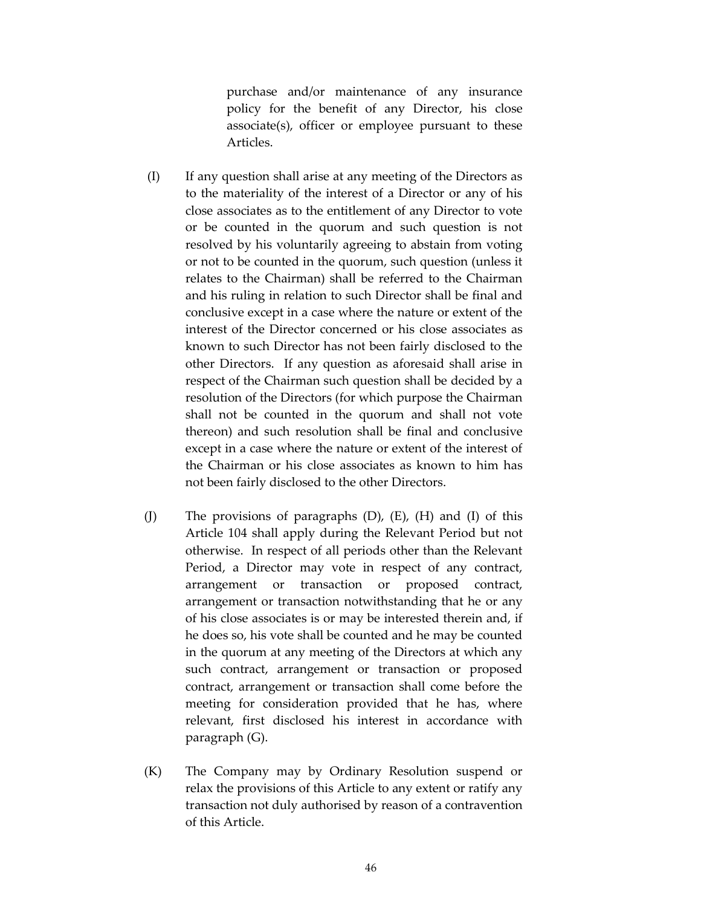purchase and/or maintenance of any insurance policy for the benefit of any Director, his close associate(s), officer or employee pursuant to these Articles.

(I) If any question shall arise at any meeting of the Directors as to the materiality of the interest of a Director or any of his close associates as to the entitlement of any Director to vote or be counted in the quorum and such question is not resolved by his voluntarily agreeing to abstain from voting or not to be counted in the quorum, such question (unless it relates to the Chairman) shall be referred to the Chairman and his ruling in relation to such Director shall be final and conclusive except in a case where the nature or extent of the interest of the Director concerned or his close associates as known to such Director has not been fairly disclosed to the other Directors. If any question as aforesaid shall arise in respect of the Chairman such question shall be decided by a resolution of the Directors (for which purpose the Chairman shall not be counted in the quorum and shall not vote thereon) and such resolution shall be final and conclusive except in a case where the nature or extent of the interest of the Chairman or his close associates as known to him has not been fairly disclosed to the other Directors.

(J) The provisions of paragraphs (D), (E), (H) and (I) of this Article 104 shall apply during the Relevant Period but not otherwise. In respect of all periods other than the Relevant Period, a Director may vote in respect of any contract, arrangement or transaction or proposed contract, arrangement or transaction notwithstanding that he or any of his close associates is or may be interested therein and, if he does so, his vote shall be counted and he may be counted in the quorum at any meeting of the Directors at which any such contract, arrangement or transaction or proposed contract, arrangement or transaction shall come before the meeting for consideration provided that he has, where relevant, first disclosed his interest in accordance with paragraph (G).

(K) The Company may by Ordinary Resolution suspend or relax the provisions of this Article to any extent or ratify any transaction not duly authorised by reason of a contravention of this Article.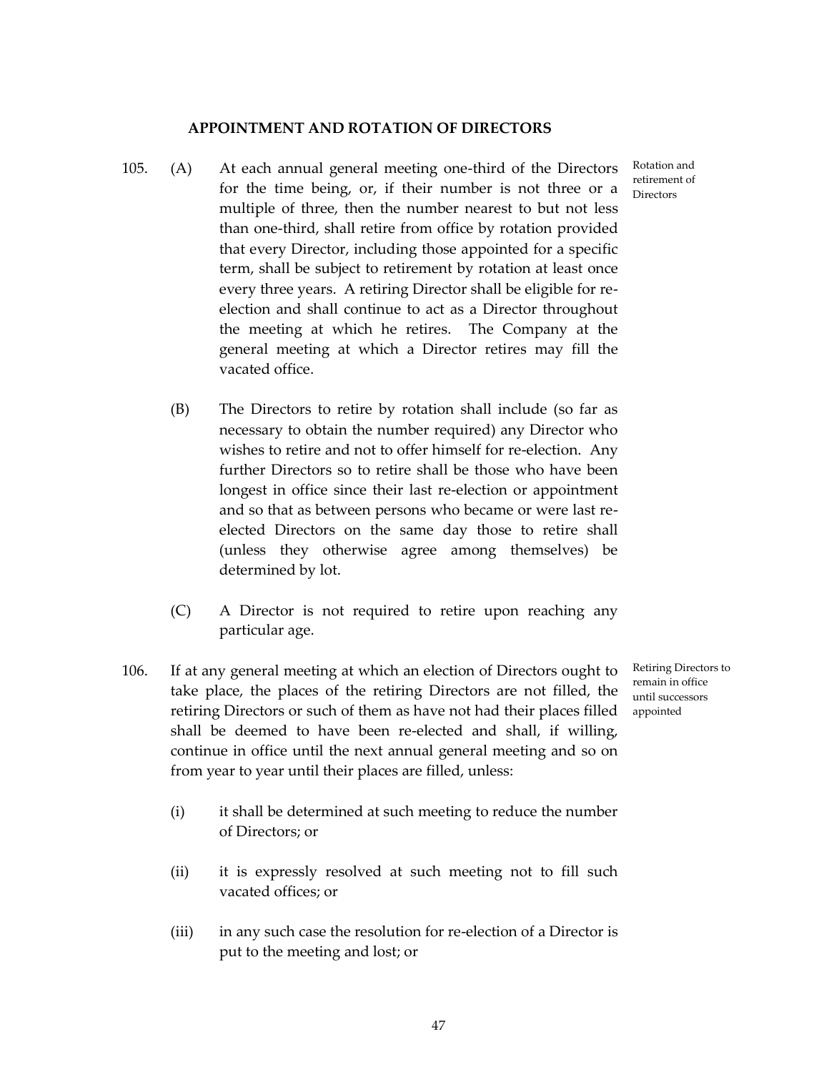## APPOINTMENT AND ROTATION OF DIRECTORS

105. (A) At each annual general meeting one-third of the Directors for the time being, or, if their number is not three or a multiple of three, then the number nearest to but not less than one-third, shall retire from office by rotation provided that every Director, including those appointed for a specific term, shall be subject to retirement by rotation at least once every three years. A retiring Director shall be eligible for re-election and shall continue to act as a Director throughout the meeting at which he retires. The Company at the general meeting at which a Director retires may fill the vacated office.

Rotation and retirement of Directors

(B) The Directors to retire by rotation shall include (so far as necessary to obtain the number required) any Director who wishes to retire and not to offer himself for re-election. Any further Directors so to retire shall be those who have been longest in office since their last re-election or appointment and so that as between persons who became or were last re-elected Directors on the same day those to retire shall (unless they otherwise agree among themselves) be determined by lot.

(C) A Director is not required to retire upon reaching any particular age.

106. If at any general meeting at which an election of Directors ought to take place, the places of the retiring Directors are not filled, the retiring Directors or such of them as have not had their places filled shall be deemed to have been re-elected and shall, if willing, continue in office until the next annual general meeting and so on from year to year until their places are filled, unless:

Retiring Directors to remain in office until successors appointed

(i) it shall be determined at such meeting to reduce the number of Directors; or

(ii) it is expressly resolved at such meeting not to fill such vacated offices; or

(iii) in any such case the resolution for re-election of a Director is put to the meeting and lost; or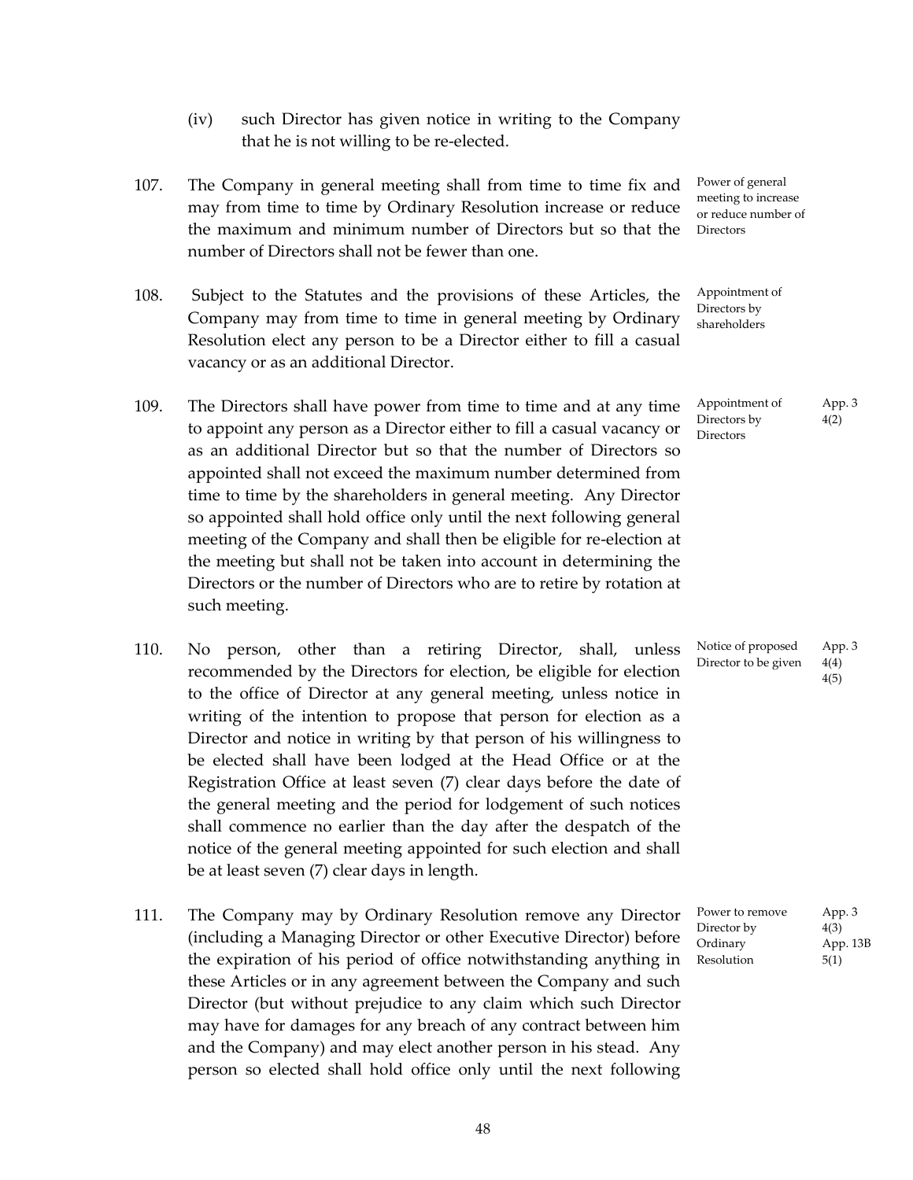(iv) such Director has given notice in writing to the Company that he is not willing to be re-elected.

107. The Company in general meeting shall from time to time fix and may from time to time by Ordinary Resolution increase or reduce the maximum and minimum number of Directors but so that the number of Directors shall not be fewer than one.

Power of general meeting to increase or reduce number of Directors

108. Subject to the Statutes and the provisions of these Articles, the Company may from time to time in general meeting by Ordinary Resolution elect any person to be a Director either to fill a casual vacancy or as an additional Director.

Appointment of Directors by shareholders

109. The Directors shall have power from time to time and at any time to appoint any person as a Director either to fill a casual vacancy or as an additional Director but so that the number of Directors so appointed shall not exceed the maximum number determined from time to time by the shareholders in general meeting. Any Director so appointed shall hold office only until the next following general meeting of the Company and shall then be eligible for re-election at the meeting but shall not be taken into account in determining the Directors or the number of Directors who are to retire by rotation at such meeting.

Appointment of Directors by Directors

App. 3 4(2)

110. No person, other than a retiring Director, shall, unless recommended by the Directors for election, be eligible for election to the office of Director at any general meeting, unless notice in writing of the intention to propose that person for election as a Director and notice in writing by that person of his willingness to be elected shall have been lodged at the Head Office or at the Registration Office at least seven (7) clear days before the date of the general meeting and the period for lodgement of such notices shall commence no earlier than the day after the despatch of the notice of the general meeting appointed for such election and shall be at least seven (7) clear days in length.

Notice of proposed Director to be given

App. 3 4(4) 4(5)

111. The Company may by Ordinary Resolution remove any Director (including a Managing Director or other Executive Director) before the expiration of his period of office notwithstanding anything in these Articles or in any agreement between the Company and such Director (but without prejudice to any claim which such Director may have for damages for any breach of any contract between him and the Company) and may elect another person in his stead. Any person so elected shall hold office only until the next following

Power to remove Director by Ordinary Resolution

App. 3 4(3) App. 13B 5(1)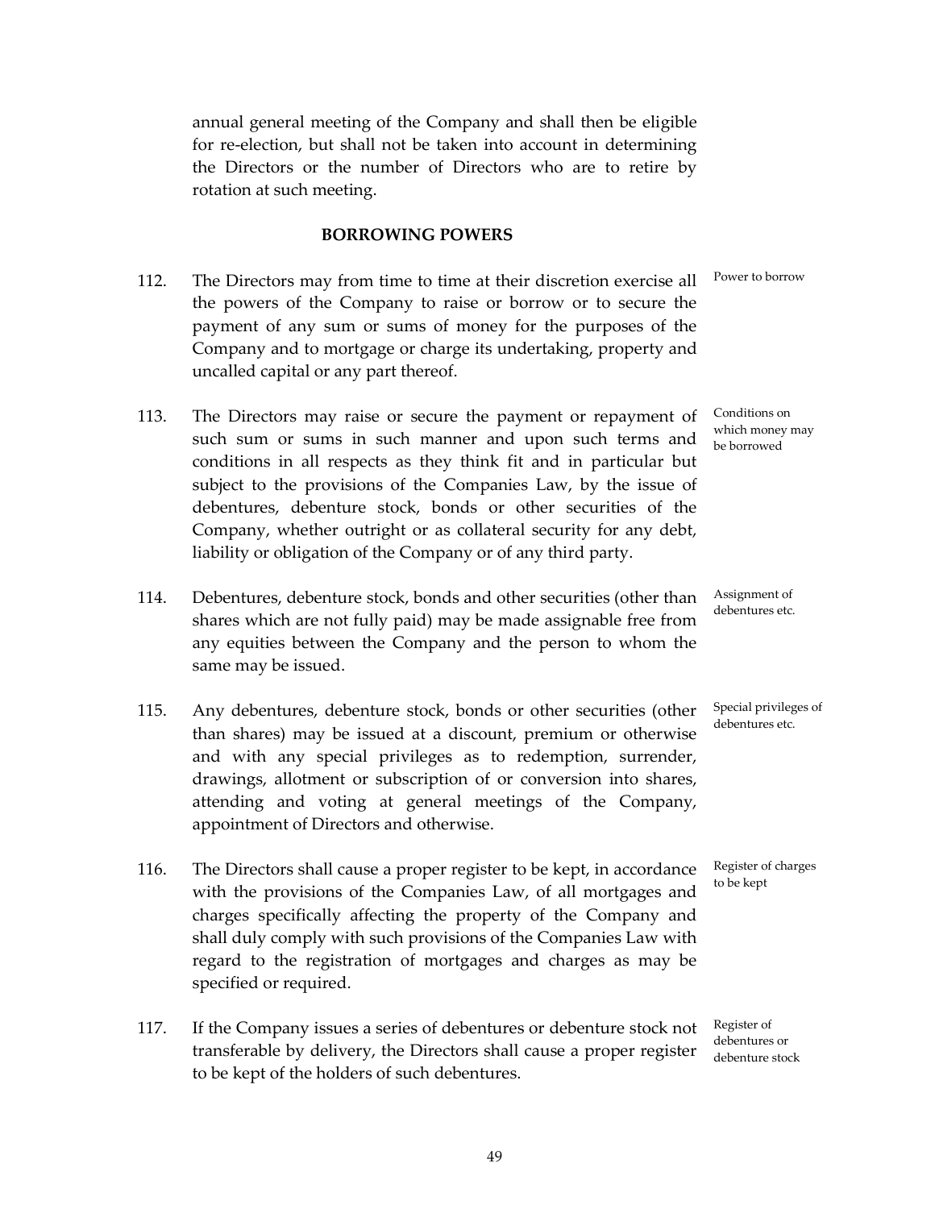annual general meeting of the Company and shall then be eligible for re-election, but shall not be taken into account in determining the Directors or the number of Directors who are to retire by rotation at such meeting.

## BORROWING POWERS

112. The Directors may from time to time at their discretion exercise all the powers of the Company to raise or borrow or to secure the payment of any sum or sums of money for the purposes of the Company and to mortgage or charge its undertaking, property and uncalled capital or any part thereof. *Power to borrow*

113. The Directors may raise or secure the payment or repayment of such sum or sums in such manner and upon such terms and conditions in all respects as they think fit and in particular but subject to the provisions of the Companies Law, by the issue of debentures, debenture stock, bonds or other securities of the Company, whether outright or as collateral security for any debt, liability or obligation of the Company or of any third party. *Conditions on which money may be borrowed*

114. Debentures, debenture stock, bonds and other securities (other than shares which are not fully paid) may be made assignable free from any equities between the Company and the person to whom the same may be issued. *Assignment of debentures etc.*

115. Any debentures, debenture stock, bonds or other securities (other than shares) may be issued at a discount, premium or otherwise and with any special privileges as to redemption, surrender, drawings, allotment or subscription of or conversion into shares, attending and voting at general meetings of the Company, appointment of Directors and otherwise. *Special privileges of debentures etc.*

116. The Directors shall cause a proper register to be kept, in accordance with the provisions of the Companies Law, of all mortgages and charges specifically affecting the property of the Company and shall duly comply with such provisions of the Companies Law with regard to the registration of mortgages and charges as may be specified or required. *Register of charges to be kept*

117. If the Company issues a series of debentures or debenture stock not transferable by delivery, the Directors shall cause a proper register to be kept of the holders of such debentures. *Register of debentures or debenture stock*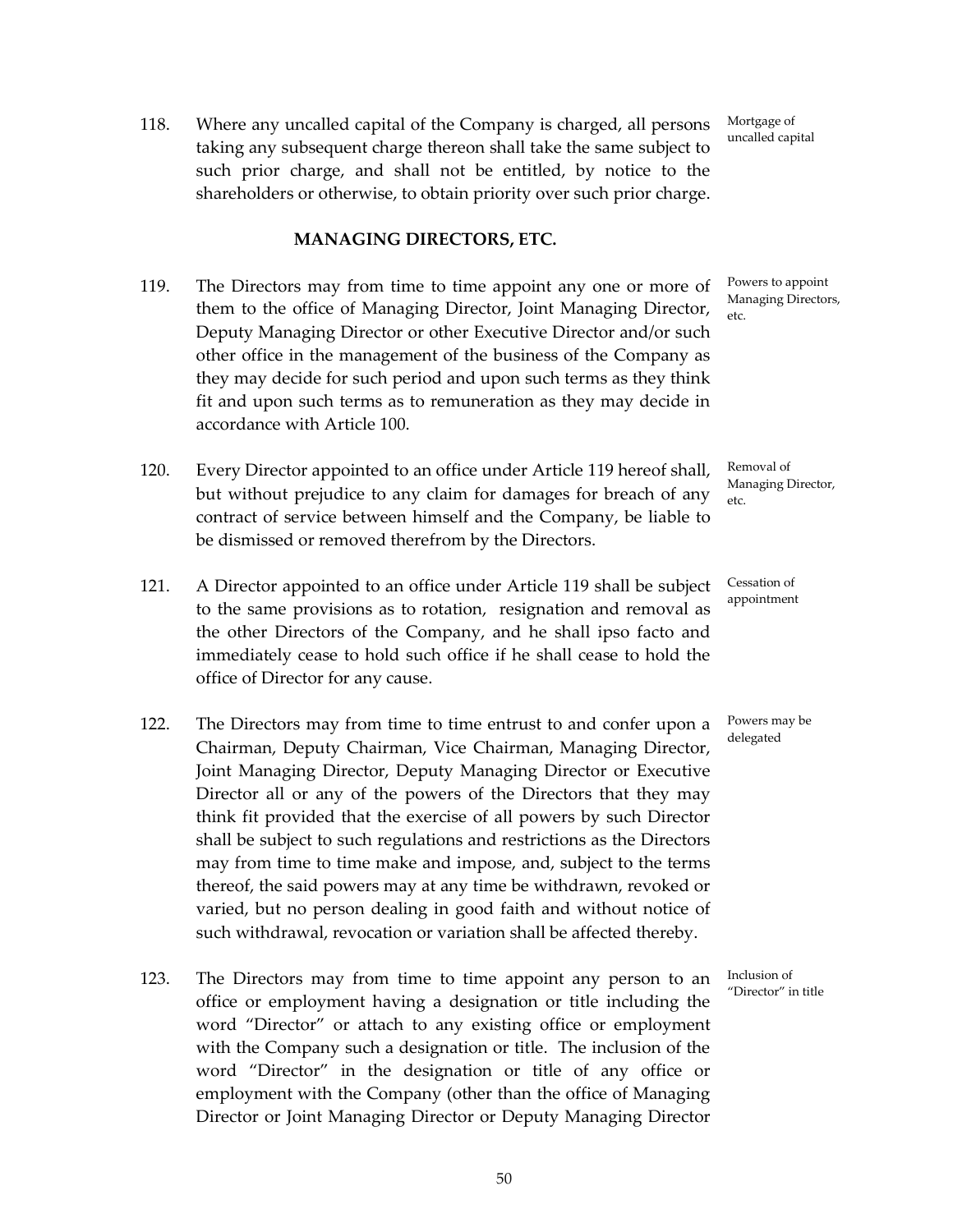118. Where any uncalled capital of the Company is charged, all persons taking any subsequent charge thereon shall take the same subject to such prior charge, and shall not be entitled, by notice to the shareholders or otherwise, to obtain priority over such prior charge.

Mortgage of uncalled capital

## MANAGING DIRECTORS, ETC.

119. The Directors may from time to time appoint any one or more of them to the office of Managing Director, Joint Managing Director, Deputy Managing Director or other Executive Director and/or such other office in the management of the business of the Company as they may decide for such period and upon such terms as they think fit and upon such terms as to remuneration as they may decide in accordance with Article 100.

Powers to appoint Managing Directors, etc.

120. Every Director appointed to an office under Article 119 hereof shall, but without prejudice to any claim for damages for breach of any contract of service between himself and the Company, be liable to be dismissed or removed therefrom by the Directors.

Removal of Managing Director, etc.

121. A Director appointed to an office under Article 119 shall be subject to the same provisions as to rotation, resignation and removal as the other Directors of the Company, and he shall ipso facto and immediately cease to hold such office if he shall cease to hold the office of Director for any cause.

Cessation of appointment

122. The Directors may from time to time entrust to and confer upon a Chairman, Deputy Chairman, Vice Chairman, Managing Director, Joint Managing Director, Deputy Managing Director or Executive Director all or any of the powers of the Directors that they may think fit provided that the exercise of all powers by such Director shall be subject to such regulations and restrictions as the Directors may from time to time make and impose, and, subject to the terms thereof, the said powers may at any time be withdrawn, revoked or varied, but no person dealing in good faith and without notice of such withdrawal, revocation or variation shall be affected thereby.

Powers may be delegated

123. The Directors may from time to time appoint any person to an office or employment having a designation or title including the word "Director" or attach to any existing office or employment with the Company such a designation or title. The inclusion of the word "Director" in the designation or title of any office or employment with the Company (other than the office of Managing Director or Joint Managing Director or Deputy Managing Director

Inclusion of "Director" in title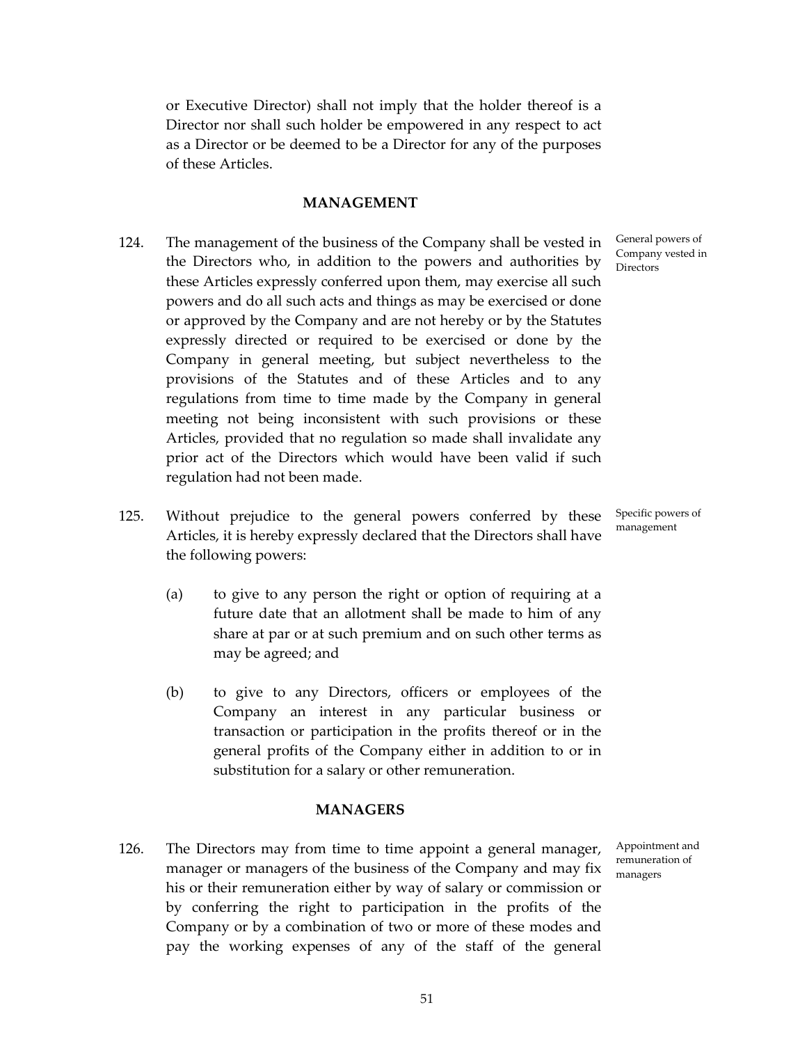or Executive Director) shall not imply that the holder thereof is a Director nor shall such holder be empowered in any respect to act as a Director or be deemed to be a Director for any of the purposes of these Articles.

## MANAGEMENT

124. The management of the business of the Company shall be vested in the Directors who, in addition to the powers and authorities by these Articles expressly conferred upon them, may exercise all such powers and do all such acts and things as may be exercised or done or approved by the Company and are not hereby or by the Statutes expressly directed or required to be exercised or done by the Company in general meeting, but subject nevertheless to the provisions of the Statutes and of these Articles and to any regulations from time to time made by the Company in general meeting not being inconsistent with such provisions or these Articles, provided that no regulation so made shall invalidate any prior act of the Directors which would have been valid if such regulation had not been made.

General powers of Company vested in Directors

125. Without prejudice to the general powers conferred by these Articles, it is hereby expressly declared that the Directors shall have the following powers:

Specific powers of management

(a) to give to any person the right or option of requiring at a future date that an allotment shall be made to him of any share at par or at such premium and on such other terms as may be agreed; and

(b) to give to any Directors, officers or employees of the Company an interest in any particular business or transaction or participation in the profits thereof or in the general profits of the Company either in addition to or in substitution for a salary or other remuneration.

## MANAGERS

126. The Directors may from time to time appoint a general manager, manager or managers of the business of the Company and may fix his or their remuneration either by way of salary or commission or by conferring the right to participation in the profits of the Company or by a combination of two or more of these modes and pay the working expenses of any of the staff of the general

Appointment and remuneration of managers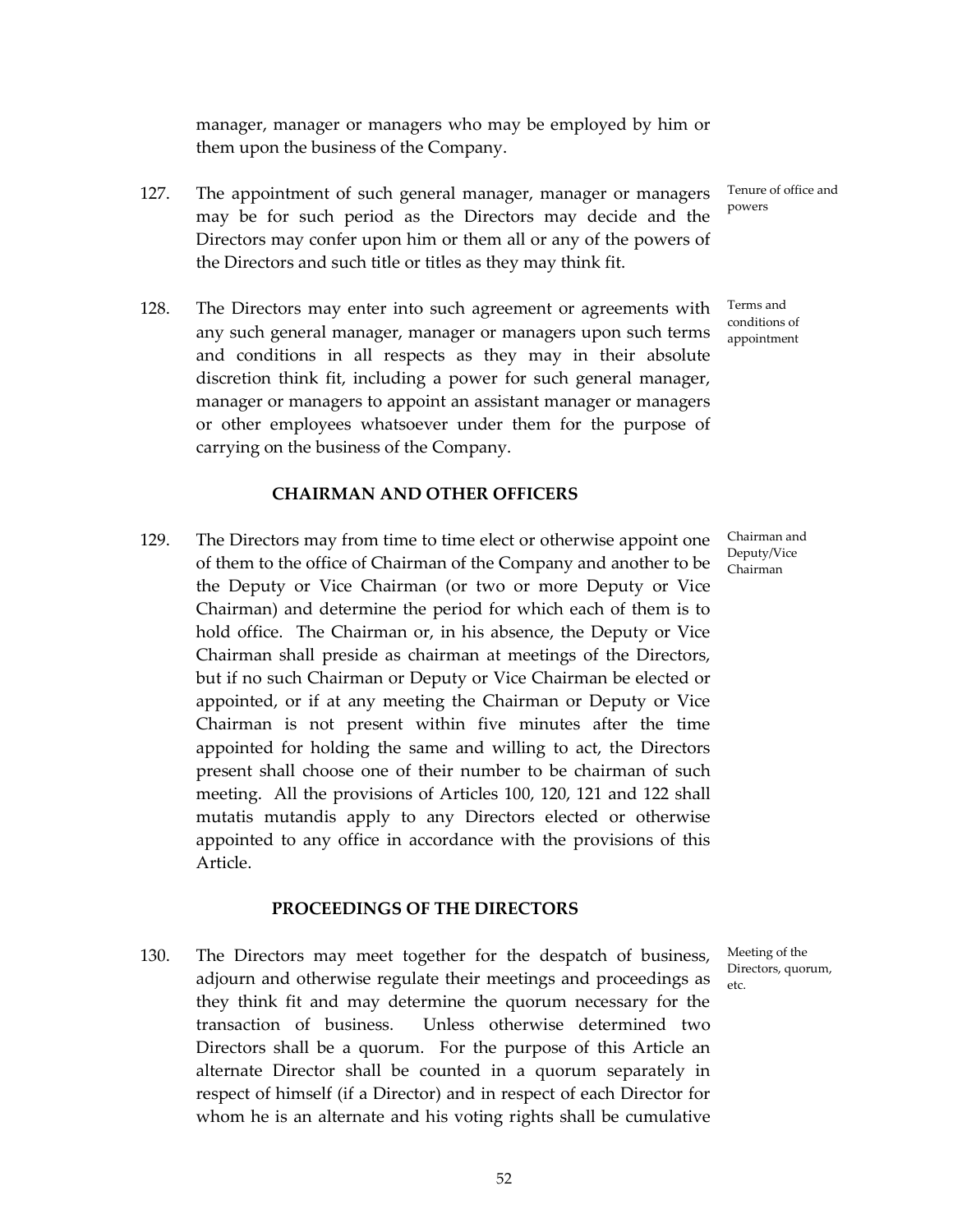manager, manager or managers who may be employed by him or them upon the business of the Company.

127. The appointment of such general manager, manager or managers may be for such period as the Directors may decide and the Directors may confer upon him or them all or any of the powers of the Directors and such title or titles as they may think fit.

Tenure of office and powers

128. The Directors may enter into such agreement or agreements with any such general manager, manager or managers upon such terms and conditions in all respects as they may in their absolute discretion think fit, including a power for such general manager, manager or managers to appoint an assistant manager or managers or other employees whatsoever under them for the purpose of carrying on the business of the Company.

Terms and conditions of appointment

## CHAIRMAN AND OTHER OFFICERS

129. The Directors may from time to time elect or otherwise appoint one of them to the office of Chairman of the Company and another to be the Deputy or Vice Chairman (or two or more Deputy or Vice Chairman) and determine the period for which each of them is to hold office. The Chairman or, in his absence, the Deputy or Vice Chairman shall preside as chairman at meetings of the Directors, but if no such Chairman or Deputy or Vice Chairman be elected or appointed, or if at any meeting the Chairman or Deputy or Vice Chairman is not present within five minutes after the time appointed for holding the same and willing to act, the Directors present shall choose one of their number to be chairman of such meeting. All the provisions of Articles 100, 120, 121 and 122 shall mutatis mutandis apply to any Directors elected or otherwise appointed to any office in accordance with the provisions of this Article.

Chairman and Deputy/Vice Chairman

## PROCEEDINGS OF THE DIRECTORS

130. The Directors may meet together for the despatch of business, adjourn and otherwise regulate their meetings and proceedings as they think fit and may determine the quorum necessary for the transaction of business. Unless otherwise determined two Directors shall be a quorum. For the purpose of this Article an alternate Director shall be counted in a quorum separately in respect of himself (if a Director) and in respect of each Director for whom he is an alternate and his voting rights shall be cumulative

Meeting of the Directors, quorum, etc.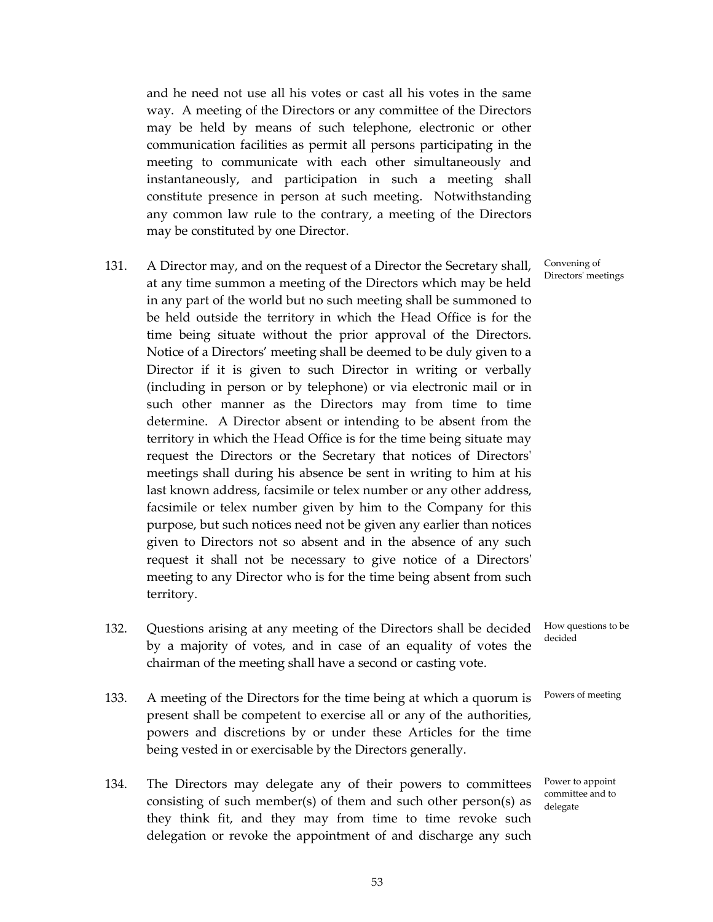and he need not use all his votes or cast all his votes in the same way. A meeting of the Directors or any committee of the Directors may be held by means of such telephone, electronic or other communication facilities as permit all persons participating in the meeting to communicate with each other simultaneously and instantaneously, and participation in such a meeting shall constitute presence in person at such meeting. Notwithstanding any common law rule to the contrary, a meeting of the Directors may be constituted by one Director.

131. A Director may, and on the request of a Director the Secretary shall, at any time summon a meeting of the Directors which may be held in any part of the world but no such meeting shall be summoned to be held outside the territory in which the Head Office is for the time being situate without the prior approval of the Directors. Notice of a Directors' meeting shall be deemed to be duly given to a Director if it is given to such Director in writing or verbally (including in person or by telephone) or via electronic mail or in such other manner as the Directors may from time to time determine. A Director absent or intending to be absent from the territory in which the Head Office is for the time being situate may request the Directors or the Secretary that notices of Directors' meetings shall during his absence be sent in writing to him at his last known address, facsimile or telex number or any other address, facsimile or telex number given by him to the Company for this purpose, but such notices need not be given any earlier than notices given to Directors not so absent and in the absence of any such request it shall not be necessary to give notice of a Directors' meeting to any Director who is for the time being absent from such territory.

Convening of Directors' meetings

132. Questions arising at any meeting of the Directors shall be decided by a majority of votes, and in case of an equality of votes the chairman of the meeting shall have a second or casting vote.

How questions to be decided

133. A meeting of the Directors for the time being at which a quorum is present shall be competent to exercise all or any of the authorities, powers and discretions by or under these Articles for the time being vested in or exercisable by the Directors generally.

Powers of meeting

134. The Directors may delegate any of their powers to committees consisting of such member(s) of them and such other person(s) as they think fit, and they may from time to time revoke such delegation or revoke the appointment of and discharge any such

Power to appoint committee and to delegate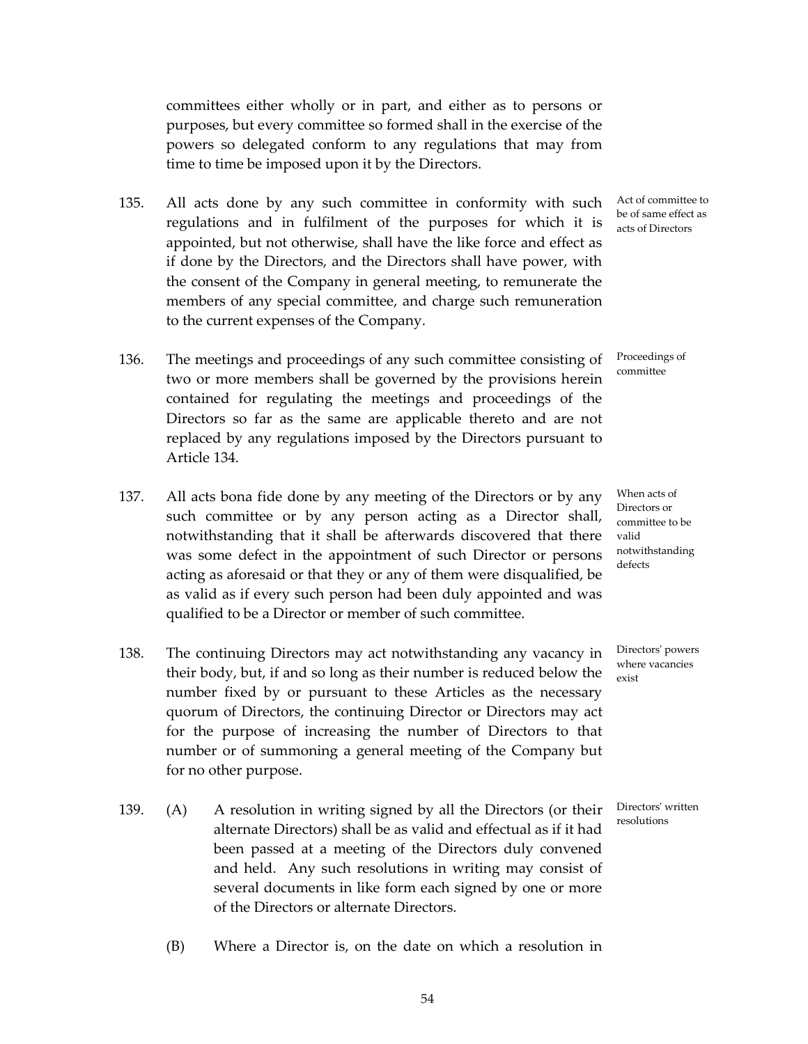committees either wholly or in part, and either as to persons or purposes, but every committee so formed shall in the exercise of the powers so delegated conform to any regulations that may from time to time be imposed upon it by the Directors.

135. All acts done by any such committee in conformity with such regulations and in fulfilment of the purposes for which it is appointed, but not otherwise, shall have the like force and effect as if done by the Directors, and the Directors shall have power, with the consent of the Company in general meeting, to remunerate the members of any special committee, and charge such remuneration to the current expenses of the Company.

Act of committee to be of same effect as acts of Directors

136. The meetings and proceedings of any such committee consisting of two or more members shall be governed by the provisions herein contained for regulating the meetings and proceedings of the Directors so far as the same are applicable thereto and are not replaced by any regulations imposed by the Directors pursuant to Article 134.

Proceedings of committee

137. All acts bona fide done by any meeting of the Directors or by any such committee or by any person acting as a Director shall, notwithstanding that it shall be afterwards discovered that there was some defect in the appointment of such Director or persons acting as aforesaid or that they or any of them were disqualified, be as valid as if every such person had been duly appointed and was qualified to be a Director or member of such committee.

When acts of Directors or committee to be valid notwithstanding defects

138. The continuing Directors may act notwithstanding any vacancy in their body, but, if and so long as their number is reduced below the number fixed by or pursuant to these Articles as the necessary quorum of Directors, the continuing Director or Directors may act for the purpose of increasing the number of Directors to that number or of summoning a general meeting of the Company but for no other purpose.

Directors' powers where vacancies exist

139. (A) A resolution in writing signed by all the Directors (or their alternate Directors) shall be as valid and effectual as if it had been passed at a meeting of the Directors duly convened and held. Any such resolutions in writing may consist of several documents in like form each signed by one or more of the Directors or alternate Directors.

Directors' written resolutions

(B) Where a Director is, on the date on which a resolution in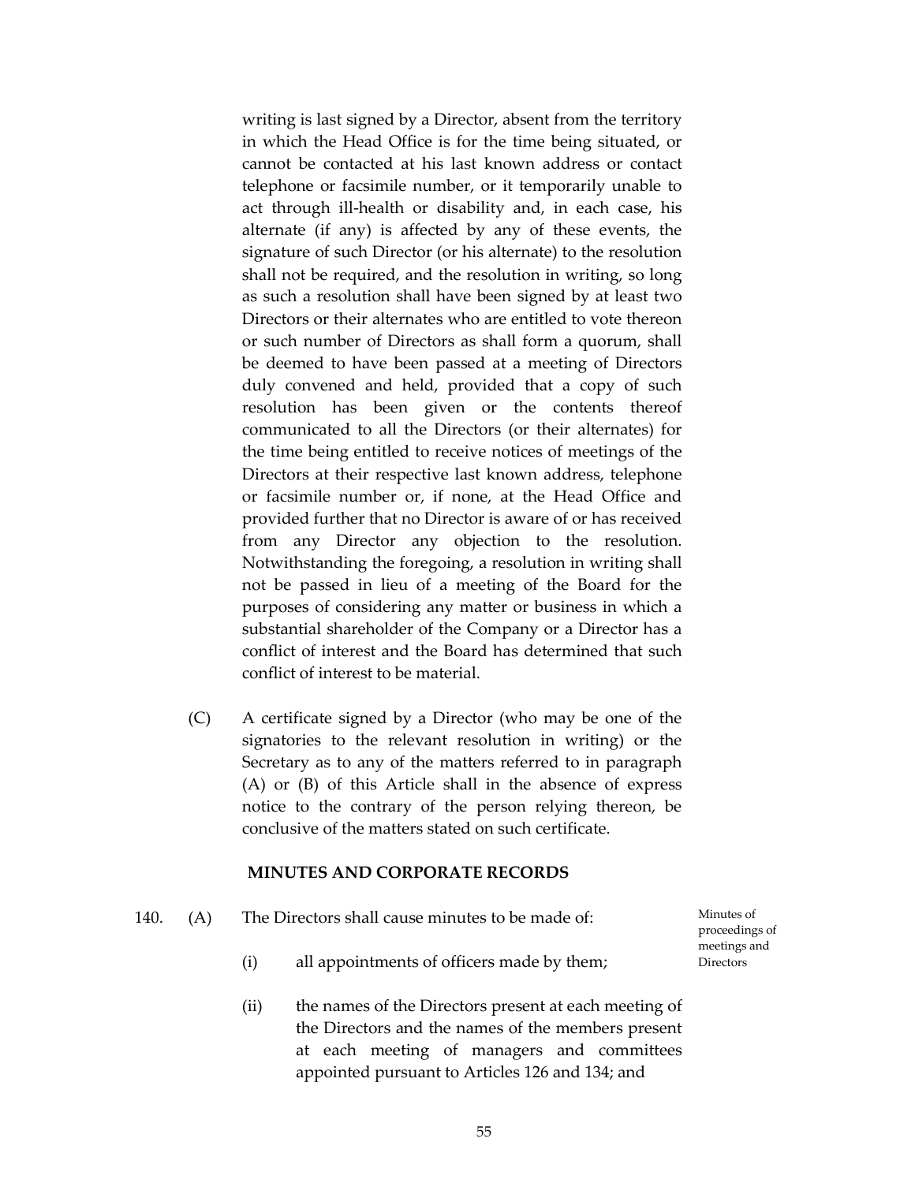writing is last signed by a Director, absent from the territory in which the Head Office is for the time being situated, or cannot be contacted at his last known address or contact telephone or facsimile number, or it temporarily unable to act through ill-health or disability and, in each case, his alternate (if any) is affected by any of these events, the signature of such Director (or his alternate) to the resolution shall not be required, and the resolution in writing, so long as such a resolution shall have been signed by at least two Directors or their alternates who are entitled to vote thereon or such number of Directors as shall form a quorum, shall be deemed to have been passed at a meeting of Directors duly convened and held, provided that a copy of such resolution has been given or the contents thereof communicated to all the Directors (or their alternates) for the time being entitled to receive notices of meetings of the Directors at their respective last known address, telephone or facsimile number or, if none, at the Head Office and provided further that no Director is aware of or has received from any Director any objection to the resolution. Notwithstanding the foregoing, a resolution in writing shall not be passed in lieu of a meeting of the Board for the purposes of considering any matter or business in which a substantial shareholder of the Company or a Director has a conflict of interest and the Board has determined that such conflict of interest to be material.

(C) A certificate signed by a Director (who may be one of the signatories to the relevant resolution in writing) or the Secretary as to any of the matters referred to in paragraph (A) or (B) of this Article shall in the absence of express notice to the contrary of the person relying thereon, be conclusive of the matters stated on such certificate.

**MINUTES AND CORPORATE RECORDS**

140. (A) The Directors shall cause minutes to be made of:

Minutes of proceedings of meetings and Directors

(i) all appointments of officers made by them;

(ii) the names of the Directors present at each meeting of the Directors and the names of the members present at each meeting of managers and committees appointed pursuant to Articles 126 and 134; and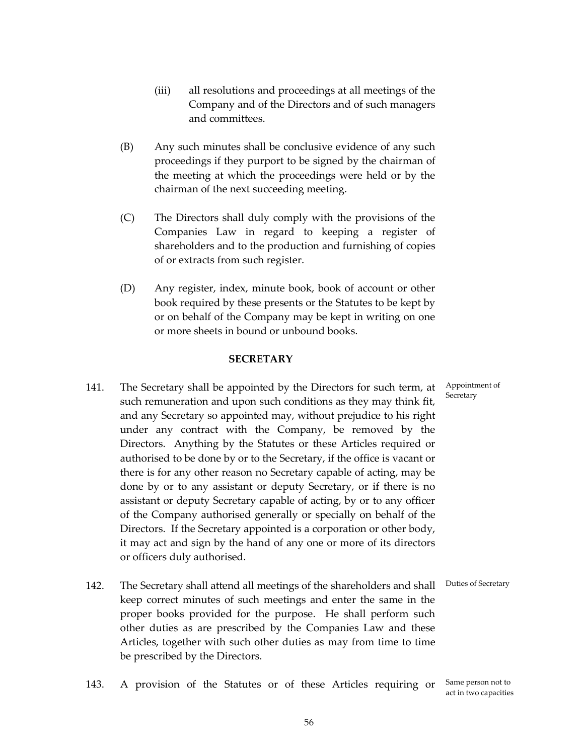(iii) all resolutions and proceedings at all meetings of the Company and of the Directors and of such managers and committees.

(B) Any such minutes shall be conclusive evidence of any such proceedings if they purport to be signed by the chairman of the meeting at which the proceedings were held or by the chairman of the next succeeding meeting.

(C) The Directors shall duly comply with the provisions of the Companies Law in regard to keeping a register of shareholders and to the production and furnishing of copies of or extracts from such register.

(D) Any register, index, minute book, book of account or other book required by these presents or the Statutes to be kept by or on behalf of the Company may be kept in writing on one or more sheets in bound or unbound books.

## SECRETARY

141. The Secretary shall be appointed by the Directors for such term, at such remuneration and upon such conditions as they may think fit, and any Secretary so appointed may, without prejudice to his right under any contract with the Company, be removed by the Directors. Anything by the Statutes or these Articles required or authorised to be done by or to the Secretary, if the office is vacant or there is for any other reason no Secretary capable of acting, may be done by or to any assistant or deputy Secretary, or if there is no assistant or deputy Secretary capable of acting, by or to any officer of the Company authorised generally or specially on behalf of the Directors. If the Secretary appointed is a corporation or other body, it may act and sign by the hand of any one or more of its directors or officers duly authorised.

*Appointment of Secretary*

142. The Secretary shall attend all meetings of the shareholders and shall keep correct minutes of such meetings and enter the same in the proper books provided for the purpose. He shall perform such other duties as are prescribed by the Companies Law and these Articles, together with such other duties as may from time to time be prescribed by the Directors.

*Duties of Secretary*

143. A provision of the Statutes or of these Articles requiring or

*Same person not to act in two capacities*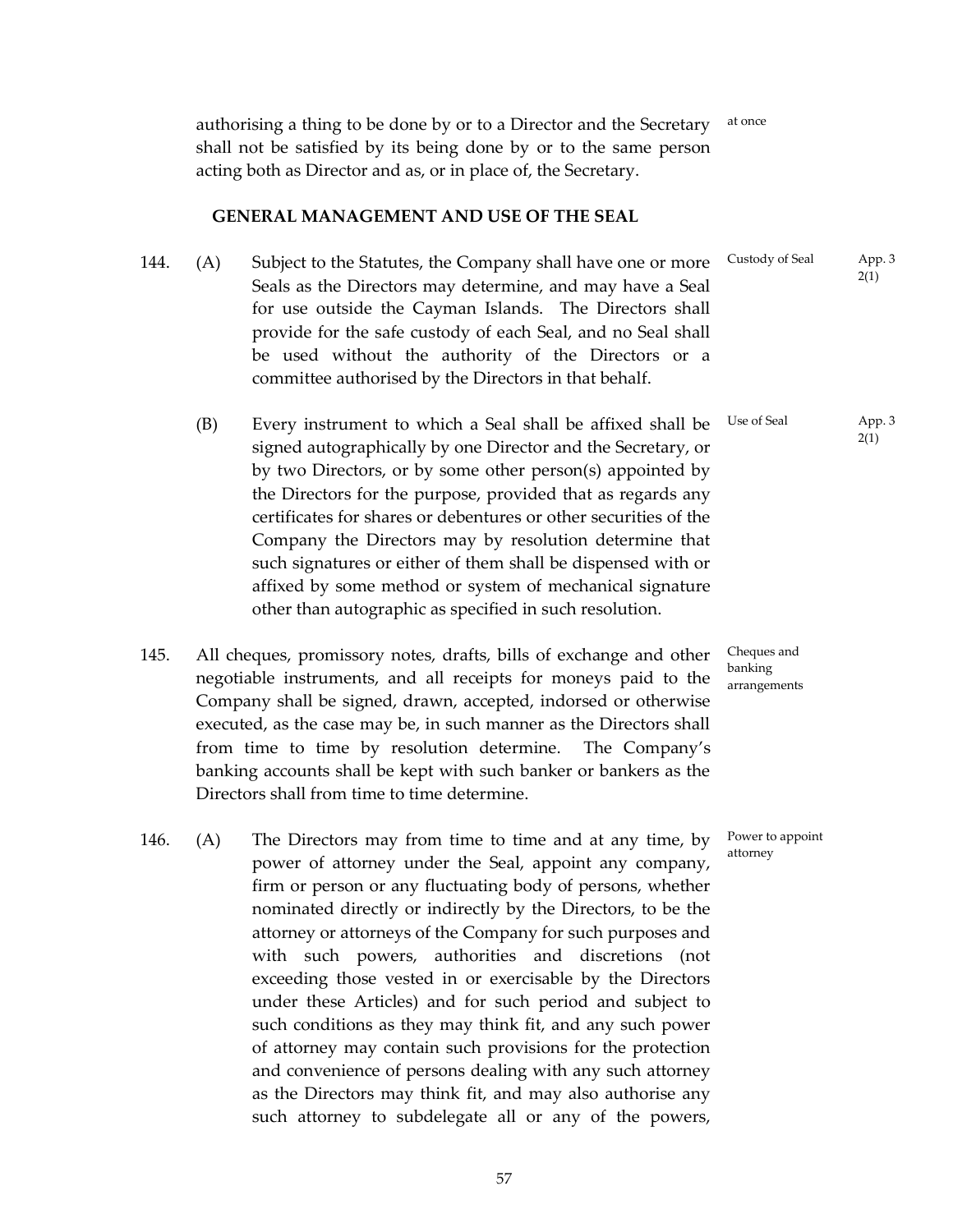authorising a thing to be done by or to a Director and the Secretary shall not be satisfied by its being done by or to the same person acting both as Director and as, or in place of, the Secretary.

at once

## GENERAL MANAGEMENT AND USE OF THE SEAL

144. (A) Subject to the Statutes, the Company shall have one or more Seals as the Directors may determine, and may have a Seal for use outside the Cayman Islands. The Directors shall provide for the safe custody of each Seal, and no Seal shall be used without the authority of the Directors or a committee authorised by the Directors in that behalf.

Custody of Seal — App. 3 2(1)

(B) Every instrument to which a Seal shall be affixed shall be signed autographically by one Director and the Secretary, or by two Directors, or by some other person(s) appointed by the Directors for the purpose, provided that as regards any certificates for shares or debentures or other securities of the Company the Directors may by resolution determine that such signatures or either of them shall be dispensed with or affixed by some method or system of mechanical signature other than autographic as specified in such resolution.

Use of Seal — App. 3 2(1)

145. All cheques, promissory notes, drafts, bills of exchange and other negotiable instruments, and all receipts for moneys paid to the Company shall be signed, drawn, accepted, indorsed or otherwise executed, as the case may be, in such manner as the Directors shall from time to time by resolution determine. The Company's banking accounts shall be kept with such banker or bankers as the Directors shall from time to time determine.

Cheques and banking arrangements

146. (A) The Directors may from time to time and at any time, by power of attorney under the Seal, appoint any company, firm or person or any fluctuating body of persons, whether nominated directly or indirectly by the Directors, to be the attorney or attorneys of the Company for such purposes and with such powers, authorities and discretions (not exceeding those vested in or exercisable by the Directors under these Articles) and for such period and subject to such conditions as they may think fit, and any such power of attorney may contain such provisions for the protection and convenience of persons dealing with any such attorney as the Directors may think fit, and may also authorise any such attorney to subdelegate all or any of the powers,

Power to appoint attorney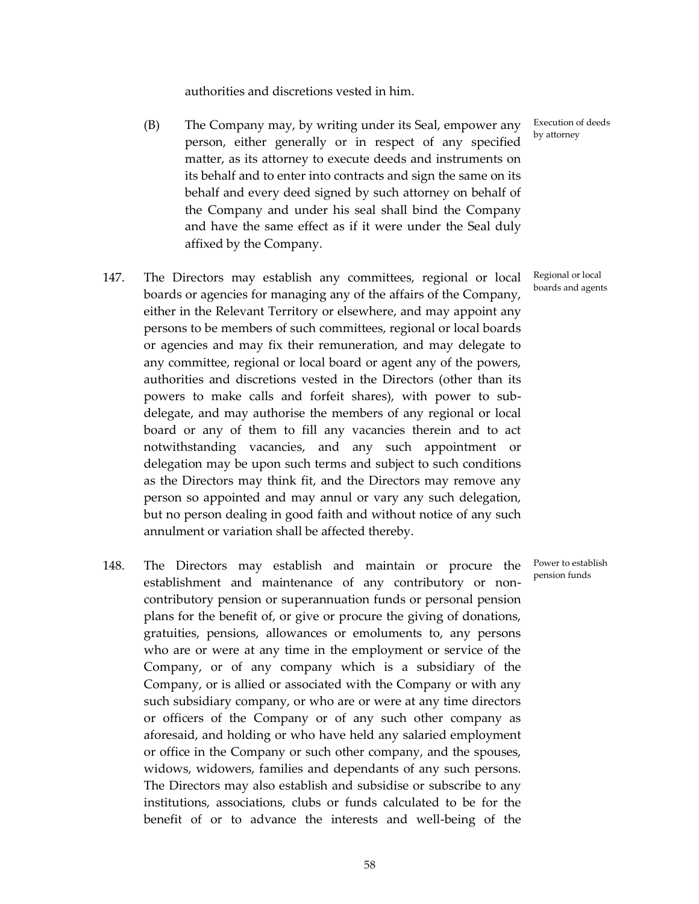authorities and discretions vested in him.

(B) The Company may, by writing under its Seal, empower any person, either generally or in respect of any specified matter, as its attorney to execute deeds and instruments on its behalf and to enter into contracts and sign the same on its behalf and every deed signed by such attorney on behalf of the Company and under his seal shall bind the Company and have the same effect as if it were under the Seal duly affixed by the Company.

Execution of deeds by attorney

147. The Directors may establish any committees, regional or local boards or agencies for managing any of the affairs of the Company, either in the Relevant Territory or elsewhere, and may appoint any persons to be members of such committees, regional or local boards or agencies and may fix their remuneration, and may delegate to any committee, regional or local board or agent any of the powers, authorities and discretions vested in the Directors (other than its powers to make calls and forfeit shares), with power to sub-delegate, and may authorise the members of any regional or local board or any of them to fill any vacancies therein and to act notwithstanding vacancies, and any such appointment or delegation may be upon such terms and subject to such conditions as the Directors may think fit, and the Directors may remove any person so appointed and may annul or vary any such delegation, but no person dealing in good faith and without notice of any such annulment or variation shall be affected thereby.

Regional or local boards and agents

148. The Directors may establish and maintain or procure the establishment and maintenance of any contributory or non-contributory pension or superannuation funds or personal pension plans for the benefit of, or give or procure the giving of donations, gratuities, pensions, allowances or emoluments to, any persons who are or were at any time in the employment or service of the Company, or of any company which is a subsidiary of the Company, or is allied or associated with the Company or with any such subsidiary company, or who are or were at any time directors or officers of the Company or of any such other company as aforesaid, and holding or who have held any salaried employment or office in the Company or such other company, and the spouses, widows, widowers, families and dependants of any such persons. The Directors may also establish and subsidise or subscribe to any institutions, associations, clubs or funds calculated to be for the benefit of or to advance the interests and well-being of the

Power to establish pension funds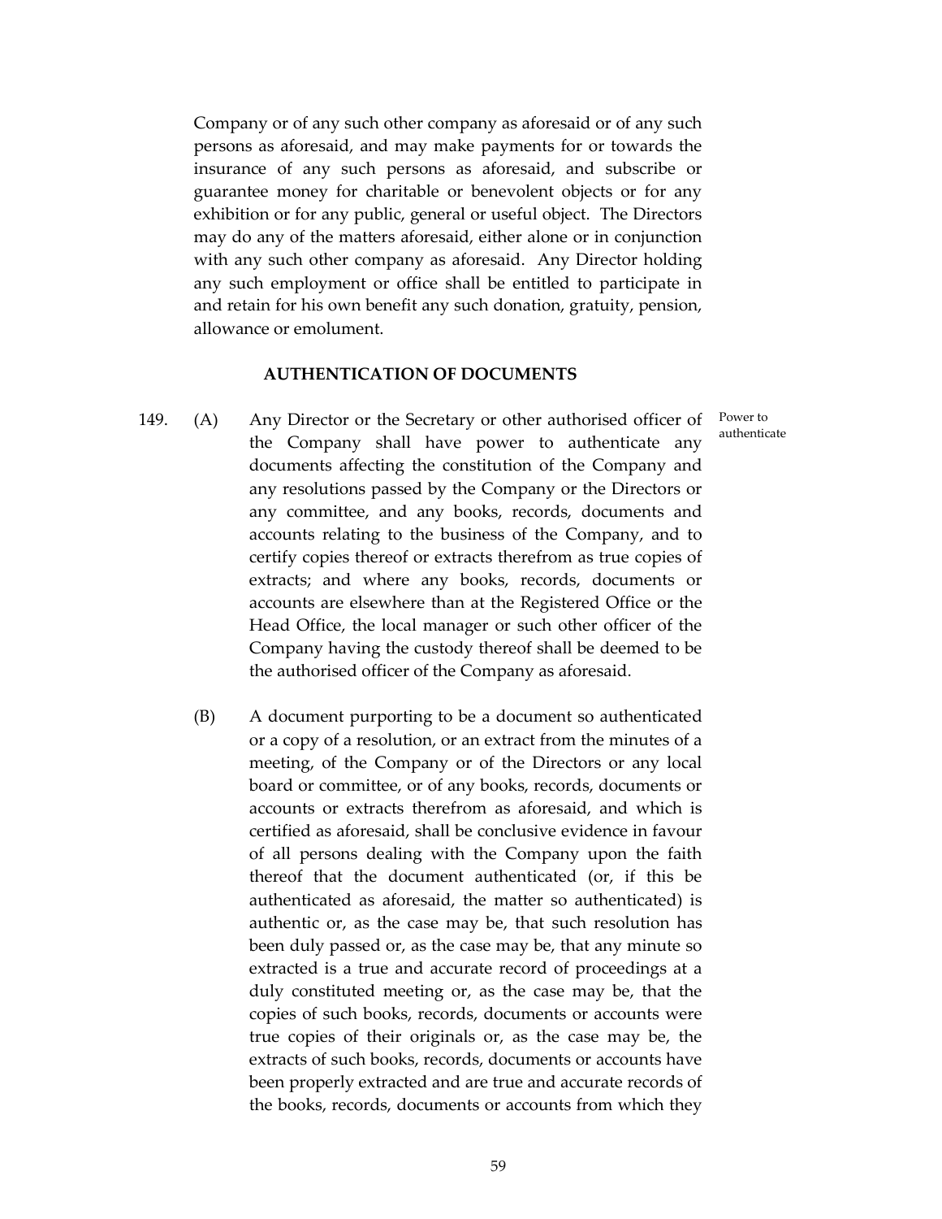Company or of any such other company as aforesaid or of any such persons as aforesaid, and may make payments for or towards the insurance of any such persons as aforesaid, and subscribe or guarantee money for charitable or benevolent objects or for any exhibition or for any public, general or useful object. The Directors may do any of the matters aforesaid, either alone or in conjunction with any such other company as aforesaid. Any Director holding any such employment or office shall be entitled to participate in and retain for his own benefit any such donation, gratuity, pension, allowance or emolument.

**AUTHENTICATION OF DOCUMENTS**

149. (A) Any Director or the Secretary or other authorised officer of the Company shall have power to authenticate any documents affecting the constitution of the Company and any resolutions passed by the Company or the Directors or any committee, and any books, records, documents and accounts relating to the business of the Company, and to certify copies thereof or extracts therefrom as true copies of extracts; and where any books, records, documents or accounts are elsewhere than at the Registered Office or the Head Office, the local manager or such other officer of the Company having the custody thereof shall be deemed to be the authorised officer of the Company as aforesaid.

Power to authenticate

(B) A document purporting to be a document so authenticated or a copy of a resolution, or an extract from the minutes of a meeting, of the Company or of the Directors or any local board or committee, or of any books, records, documents or accounts or extracts therefrom as aforesaid, and which is certified as aforesaid, shall be conclusive evidence in favour of all persons dealing with the Company upon the faith thereof that the document authenticated (or, if this be authenticated as aforesaid, the matter so authenticated) is authentic or, as the case may be, that such resolution has been duly passed or, as the case may be, that any minute so extracted is a true and accurate record of proceedings at a duly constituted meeting or, as the case may be, that the copies of such books, records, documents or accounts were true copies of their originals or, as the case may be, the extracts of such books, records, documents or accounts have been properly extracted and are true and accurate records of the books, records, documents or accounts from which they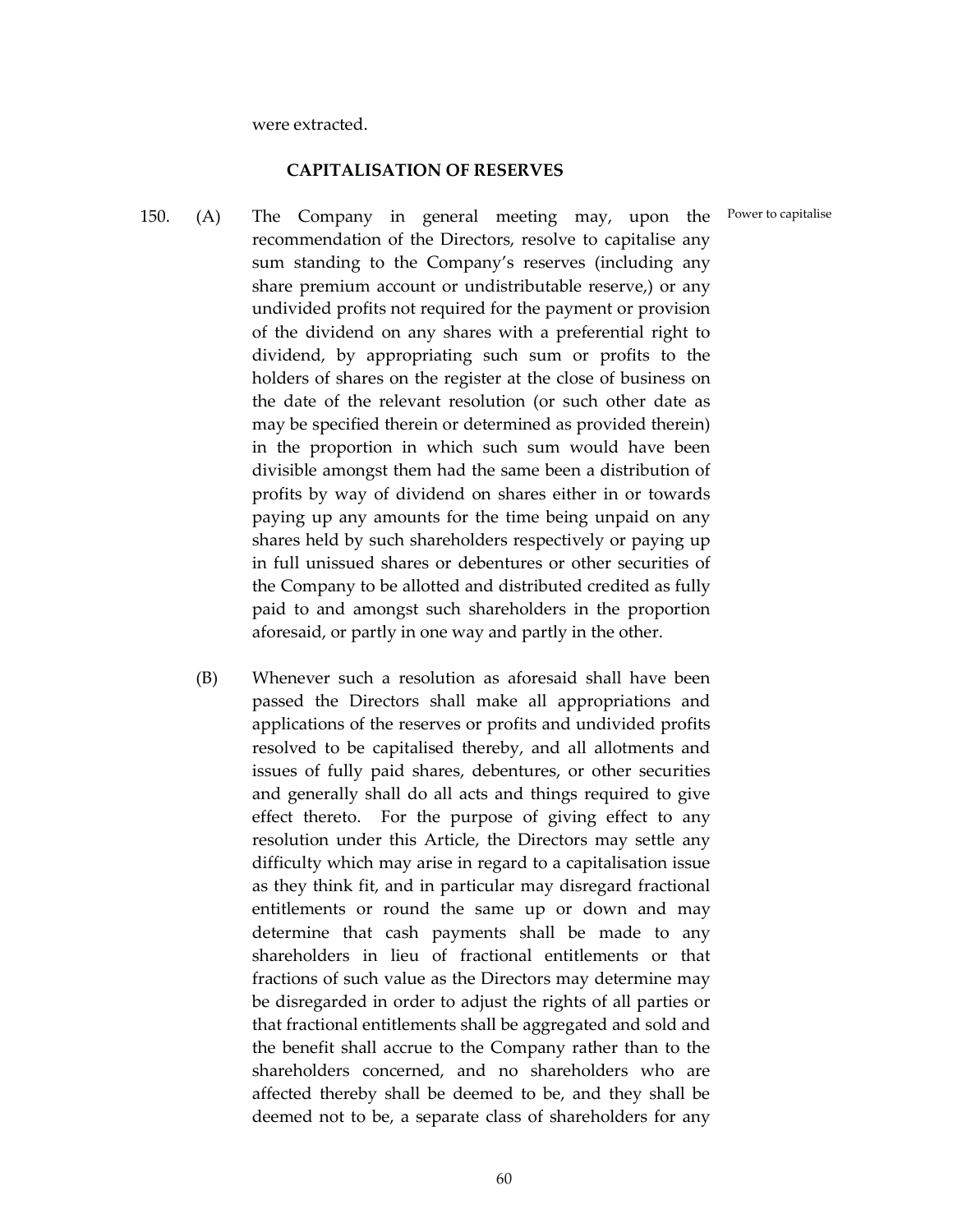were extracted.

## CAPITALISATION OF RESERVES

150. (A) The Company in general meeting may, upon the recommendation of the Directors, resolve to capitalise any sum standing to the Company's reserves (including any share premium account or undistributable reserve,) or any undivided profits not required for the payment or provision of the dividend on any shares with a preferential right to dividend, by appropriating such sum or profits to the holders of shares on the register at the close of business on the date of the relevant resolution (or such other date as may be specified therein or determined as provided therein) in the proportion in which such sum would have been divisible amongst them had the same been a distribution of profits by way of dividend on shares either in or towards paying up any amounts for the time being unpaid on any shares held by such shareholders respectively or paying up in full unissued shares or debentures or other securities of the Company to be allotted and distributed credited as fully paid to and amongst such shareholders in the proportion aforesaid, or partly in one way and partly in the other.

Power to capitalise

(B) Whenever such a resolution as aforesaid shall have been passed the Directors shall make all appropriations and applications of the reserves or profits and undivided profits resolved to be capitalised thereby, and all allotments and issues of fully paid shares, debentures, or other securities and generally shall do all acts and things required to give effect thereto. For the purpose of giving effect to any resolution under this Article, the Directors may settle any difficulty which may arise in regard to a capitalisation issue as they think fit, and in particular may disregard fractional entitlements or round the same up or down and may determine that cash payments shall be made to any shareholders in lieu of fractional entitlements or that fractions of such value as the Directors may determine may be disregarded in order to adjust the rights of all parties or that fractional entitlements shall be aggregated and sold and the benefit shall accrue to the Company rather than to the shareholders concerned, and no shareholders who are affected thereby shall be deemed to be, and they shall be deemed not to be, a separate class of shareholders for any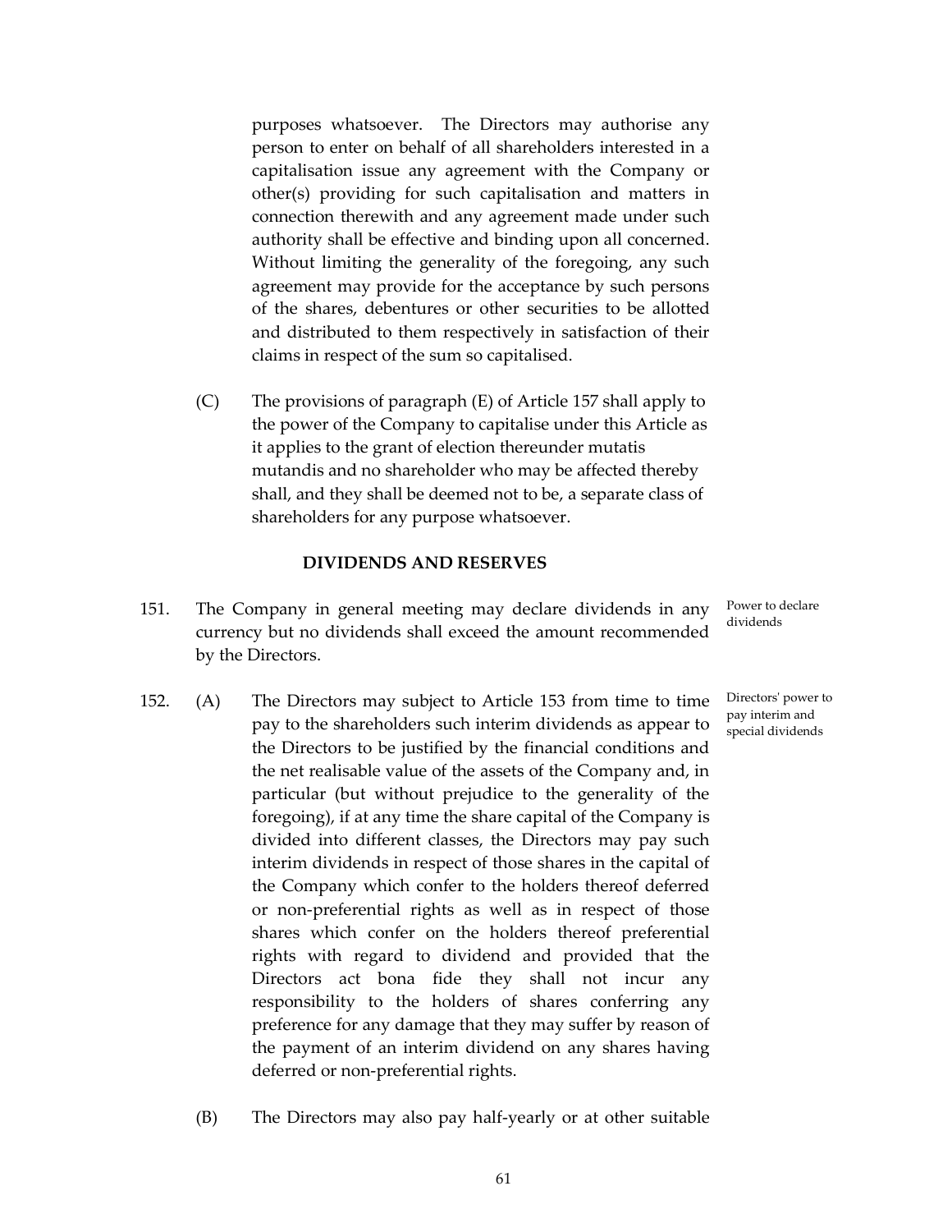purposes whatsoever. The Directors may authorise any person to enter on behalf of all shareholders interested in a capitalisation issue any agreement with the Company or other(s) providing for such capitalisation and matters in connection therewith and any agreement made under such authority shall be effective and binding upon all concerned. Without limiting the generality of the foregoing, any such agreement may provide for the acceptance by such persons of the shares, debentures or other securities to be allotted and distributed to them respectively in satisfaction of their claims in respect of the sum so capitalised.

(C) The provisions of paragraph (E) of Article 157 shall apply to the power of the Company to capitalise under this Article as it applies to the grant of election thereunder mutatis mutandis and no shareholder who may be affected thereby shall, and they shall be deemed not to be, a separate class of shareholders for any purpose whatsoever.

## DIVIDENDS AND RESERVES

151. The Company in general meeting may declare dividends in any currency but no dividends shall exceed the amount recommended by the Directors.

*Power to declare dividends*

152. (A) The Directors may subject to Article 153 from time to time pay to the shareholders such interim dividends as appear to the Directors to be justified by the financial conditions and the net realisable value of the assets of the Company and, in particular (but without prejudice to the generality of the foregoing), if at any time the share capital of the Company is divided into different classes, the Directors may pay such interim dividends in respect of those shares in the capital of the Company which confer to the holders thereof deferred or non-preferential rights as well as in respect of those shares which confer on the holders thereof preferential rights with regard to dividend and provided that the Directors act bona fide they shall not incur any responsibility to the holders of shares conferring any preference for any damage that they may suffer by reason of the payment of an interim dividend on any shares having deferred or non-preferential rights.

*Directors' power to pay interim and special dividends*

(B) The Directors may also pay half-yearly or at other suitable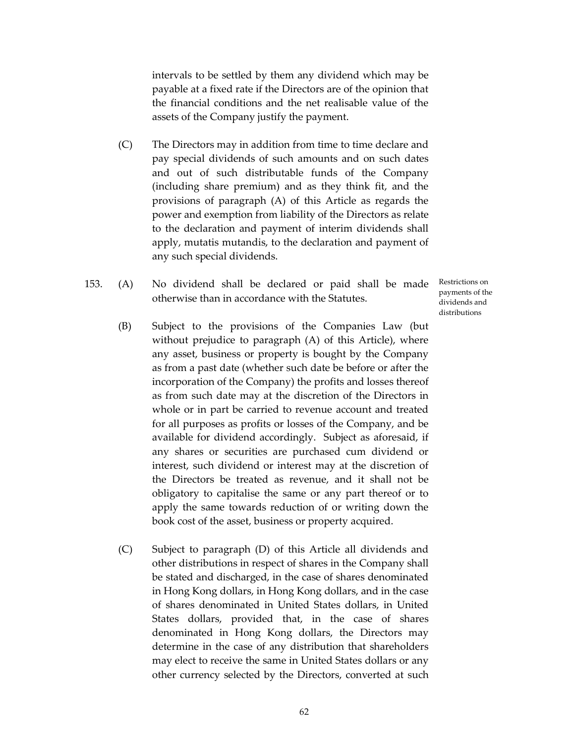intervals to be settled by them any dividend which may be payable at a fixed rate if the Directors are of the opinion that the financial conditions and the net realisable value of the assets of the Company justify the payment.

(C) The Directors may in addition from time to time declare and pay special dividends of such amounts and on such dates and out of such distributable funds of the Company (including share premium) and as they think fit, and the provisions of paragraph (A) of this Article as regards the power and exemption from liability of the Directors as relate to the declaration and payment of interim dividends shall apply, mutatis mutandis, to the declaration and payment of any such special dividends.

153. (A) No dividend shall be declared or paid shall be made otherwise than in accordance with the Statutes.

Restrictions on payments of the dividends and distributions

(B) Subject to the provisions of the Companies Law (but without prejudice to paragraph (A) of this Article), where any asset, business or property is bought by the Company as from a past date (whether such date be before or after the incorporation of the Company) the profits and losses thereof as from such date may at the discretion of the Directors in whole or in part be carried to revenue account and treated for all purposes as profits or losses of the Company, and be available for dividend accordingly. Subject as aforesaid, if any shares or securities are purchased cum dividend or interest, such dividend or interest may at the discretion of the Directors be treated as revenue, and it shall not be obligatory to capitalise the same or any part thereof or to apply the same towards reduction of or writing down the book cost of the asset, business or property acquired.

(C) Subject to paragraph (D) of this Article all dividends and other distributions in respect of shares in the Company shall be stated and discharged, in the case of shares denominated in Hong Kong dollars, in Hong Kong dollars, and in the case of shares denominated in United States dollars, in United States dollars, provided that, in the case of shares denominated in Hong Kong dollars, the Directors may determine in the case of any distribution that shareholders may elect to receive the same in United States dollars or any other currency selected by the Directors, converted at such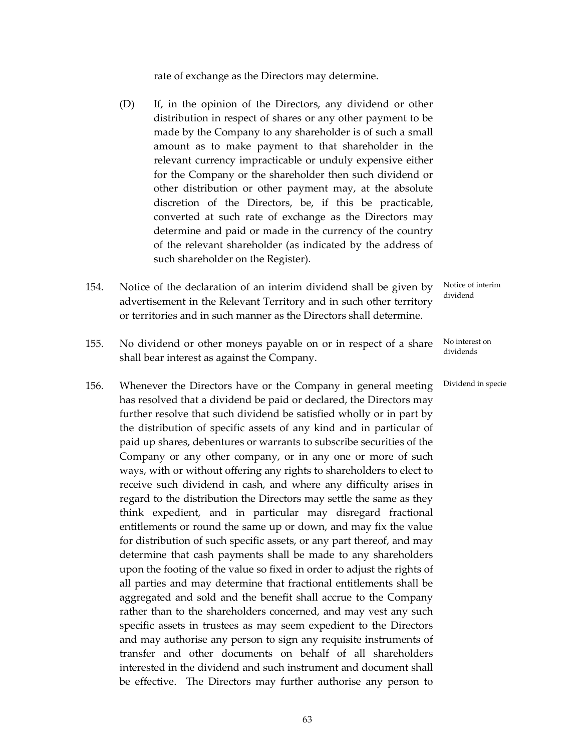rate of exchange as the Directors may determine.

(D) If, in the opinion of the Directors, any dividend or other distribution in respect of shares or any other payment to be made by the Company to any shareholder is of such a small amount as to make payment to that shareholder in the relevant currency impracticable or unduly expensive either for the Company or the shareholder then such dividend or other distribution or other payment may, at the absolute discretion of the Directors, be, if this be practicable, converted at such rate of exchange as the Directors may determine and paid or made in the currency of the country of the relevant shareholder (as indicated by the address of such shareholder on the Register).

154. Notice of the declaration of an interim dividend shall be given by advertisement in the Relevant Territory and in such other territory or territories and in such manner as the Directors shall determine.

*Notice of interim dividend*

155. No dividend or other moneys payable on or in respect of a share shall bear interest as against the Company.

*No interest on dividends*

156. Whenever the Directors have or the Company in general meeting has resolved that a dividend be paid or declared, the Directors may further resolve that such dividend be satisfied wholly or in part by the distribution of specific assets of any kind and in particular of paid up shares, debentures or warrants to subscribe securities of the Company or any other company, or in any one or more of such ways, with or without offering any rights to shareholders to elect to receive such dividend in cash, and where any difficulty arises in regard to the distribution the Directors may settle the same as they think expedient, and in particular may disregard fractional entitlements or round the same up or down, and may fix the value for distribution of such specific assets, or any part thereof, and may determine that cash payments shall be made to any shareholders upon the footing of the value so fixed in order to adjust the rights of all parties and may determine that fractional entitlements shall be aggregated and sold and the benefit shall accrue to the Company rather than to the shareholders concerned, and may vest any such specific assets in trustees as may seem expedient to the Directors and may authorise any person to sign any requisite instruments of transfer and other documents on behalf of all shareholders interested in the dividend and such instrument and document shall be effective. The Directors may further authorise any person to

*Dividend in specie*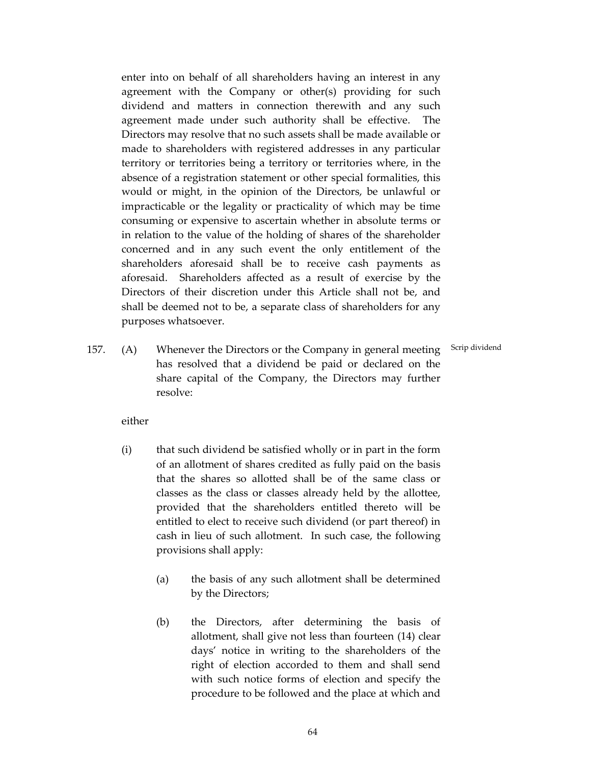enter into on behalf of all shareholders having an interest in any agreement with the Company or other(s) providing for such dividend and matters in connection therewith and any such agreement made under such authority shall be effective. The Directors may resolve that no such assets shall be made available or made to shareholders with registered addresses in any particular territory or territories being a territory or territories where, in the absence of a registration statement or other special formalities, this would or might, in the opinion of the Directors, be unlawful or impracticable or the legality or practicality of which may be time consuming or expensive to ascertain whether in absolute terms or in relation to the value of the holding of shares of the shareholder concerned and in any such event the only entitlement of the shareholders aforesaid shall be to receive cash payments as aforesaid. Shareholders affected as a result of exercise by the Directors of their discretion under this Article shall not be, and shall be deemed not to be, a separate class of shareholders for any purposes whatsoever.

157. (A) Whenever the Directors or the Company in general meeting has resolved that a dividend be paid or declared on the share capital of the Company, the Directors may further resolve:

Scrip dividend

either

(i) that such dividend be satisfied wholly or in part in the form of an allotment of shares credited as fully paid on the basis that the shares so allotted shall be of the same class or classes as the class or classes already held by the allottee, provided that the shareholders entitled thereto will be entitled to elect to receive such dividend (or part thereof) in cash in lieu of such allotment. In such case, the following provisions shall apply:

(a) the basis of any such allotment shall be determined by the Directors;

(b) the Directors, after determining the basis of allotment, shall give not less than fourteen (14) clear days' notice in writing to the shareholders of the right of election accorded to them and shall send with such notice forms of election and specify the procedure to be followed and the place at which and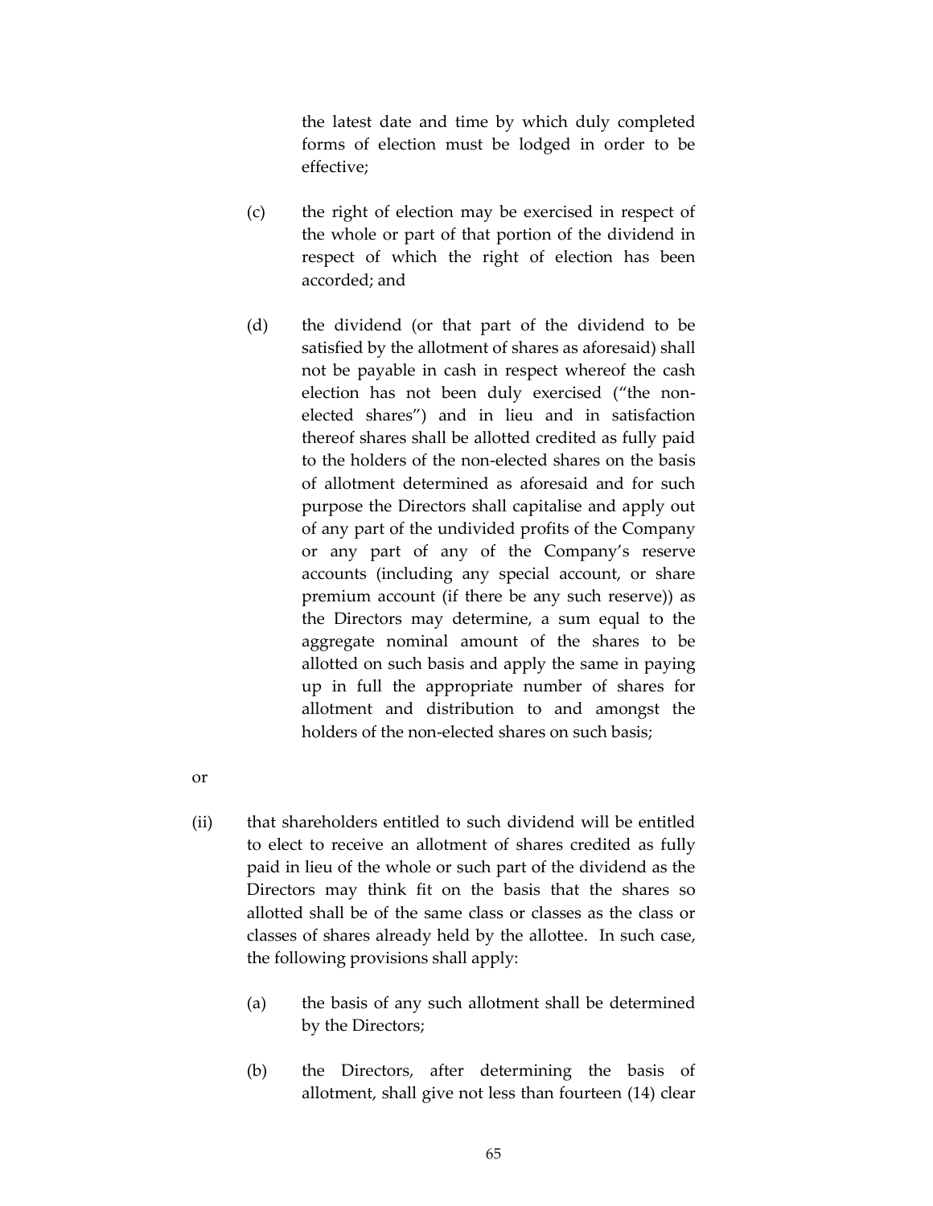the latest date and time by which duly completed forms of election must be lodged in order to be effective;

(c) the right of election may be exercised in respect of the whole or part of that portion of the dividend in respect of which the right of election has been accorded; and

(d) the dividend (or that part of the dividend to be satisfied by the allotment of shares as aforesaid) shall not be payable in cash in respect whereof the cash election has not been duly exercised ("the non-elected shares") and in lieu and in satisfaction thereof shares shall be allotted credited as fully paid to the holders of the non-elected shares on the basis of allotment determined as aforesaid and for such purpose the Directors shall capitalise and apply out of any part of the undivided profits of the Company or any part of any of the Company's reserve accounts (including any special account, or share premium account (if there be any such reserve)) as the Directors may determine, a sum equal to the aggregate nominal amount of the shares to be allotted on such basis and apply the same in paying up in full the appropriate number of shares for allotment and distribution to and amongst the holders of the non-elected shares on such basis;

or

(ii) that shareholders entitled to such dividend will be entitled to elect to receive an allotment of shares credited as fully paid in lieu of the whole or such part of the dividend as the Directors may think fit on the basis that the shares so allotted shall be of the same class or classes as the class or classes of shares already held by the allottee. In such case, the following provisions shall apply:

(a) the basis of any such allotment shall be determined by the Directors;

(b) the Directors, after determining the basis of allotment, shall give not less than fourteen (14) clear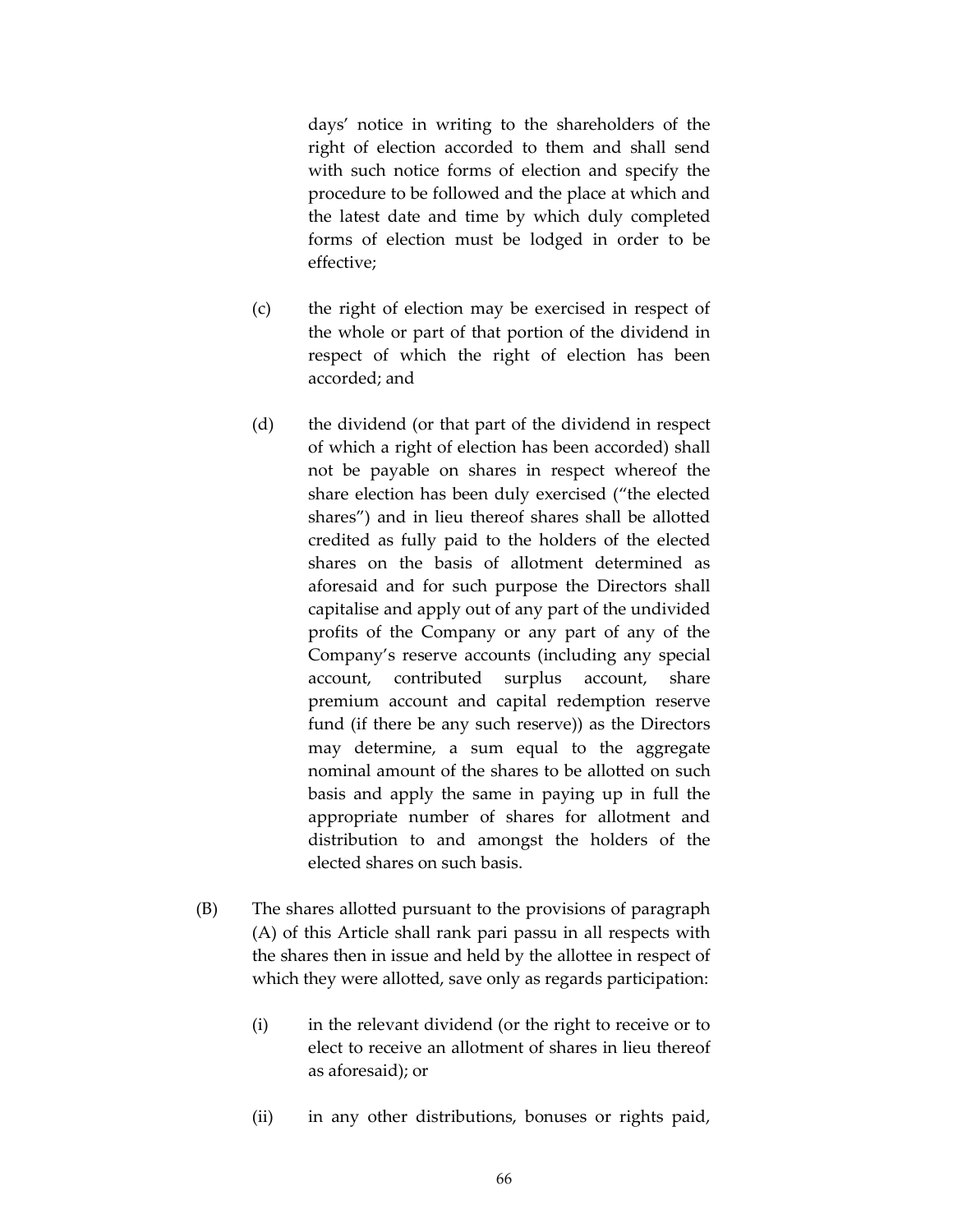days' notice in writing to the shareholders of the right of election accorded to them and shall send with such notice forms of election and specify the procedure to be followed and the place at which and the latest date and time by which duly completed forms of election must be lodged in order to be effective;

(c) the right of election may be exercised in respect of the whole or part of that portion of the dividend in respect of which the right of election has been accorded; and

(d) the dividend (or that part of the dividend in respect of which a right of election has been accorded) shall not be payable on shares in respect whereof the share election has been duly exercised ("the elected shares") and in lieu thereof shares shall be allotted credited as fully paid to the holders of the elected shares on the basis of allotment determined as aforesaid and for such purpose the Directors shall capitalise and apply out of any part of the undivided profits of the Company or any part of any of the Company's reserve accounts (including any special account, contributed surplus account, share premium account and capital redemption reserve fund (if there be any such reserve)) as the Directors may determine, a sum equal to the aggregate nominal amount of the shares to be allotted on such basis and apply the same in paying up in full the appropriate number of shares for allotment and distribution to and amongst the holders of the elected shares on such basis.

(B) The shares allotted pursuant to the provisions of paragraph (A) of this Article shall rank pari passu in all respects with the shares then in issue and held by the allottee in respect of which they were allotted, save only as regards participation:

(i) in the relevant dividend (or the right to receive or to elect to receive an allotment of shares in lieu thereof as aforesaid); or

(ii) in any other distributions, bonuses or rights paid,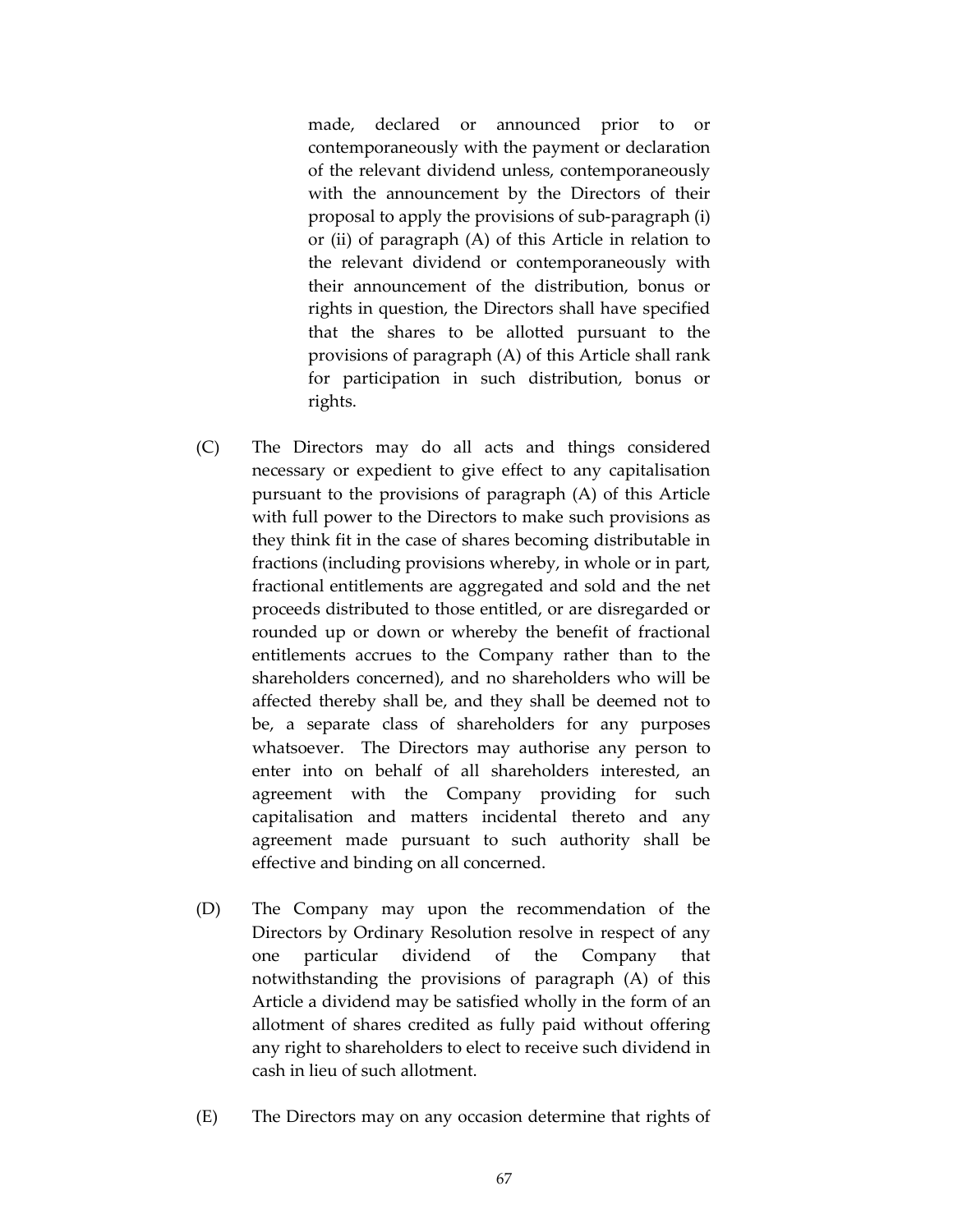made, declared or announced prior to or contemporaneously with the payment or declaration of the relevant dividend unless, contemporaneously with the announcement by the Directors of their proposal to apply the provisions of sub-paragraph (i) or (ii) of paragraph (A) of this Article in relation to the relevant dividend or contemporaneously with their announcement of the distribution, bonus or rights in question, the Directors shall have specified that the shares to be allotted pursuant to the provisions of paragraph (A) of this Article shall rank for participation in such distribution, bonus or rights.

(C) The Directors may do all acts and things considered necessary or expedient to give effect to any capitalisation pursuant to the provisions of paragraph (A) of this Article with full power to the Directors to make such provisions as they think fit in the case of shares becoming distributable in fractions (including provisions whereby, in whole or in part, fractional entitlements are aggregated and sold and the net proceeds distributed to those entitled, or are disregarded or rounded up or down or whereby the benefit of fractional entitlements accrues to the Company rather than to the shareholders concerned), and no shareholders who will be affected thereby shall be, and they shall be deemed not to be, a separate class of shareholders for any purposes whatsoever. The Directors may authorise any person to enter into on behalf of all shareholders interested, an agreement with the Company providing for such capitalisation and matters incidental thereto and any agreement made pursuant to such authority shall be effective and binding on all concerned.

(D) The Company may upon the recommendation of the Directors by Ordinary Resolution resolve in respect of any one particular dividend of the Company that notwithstanding the provisions of paragraph (A) of this Article a dividend may be satisfied wholly in the form of an allotment of shares credited as fully paid without offering any right to shareholders to elect to receive such dividend in cash in lieu of such allotment.

(E) The Directors may on any occasion determine that rights of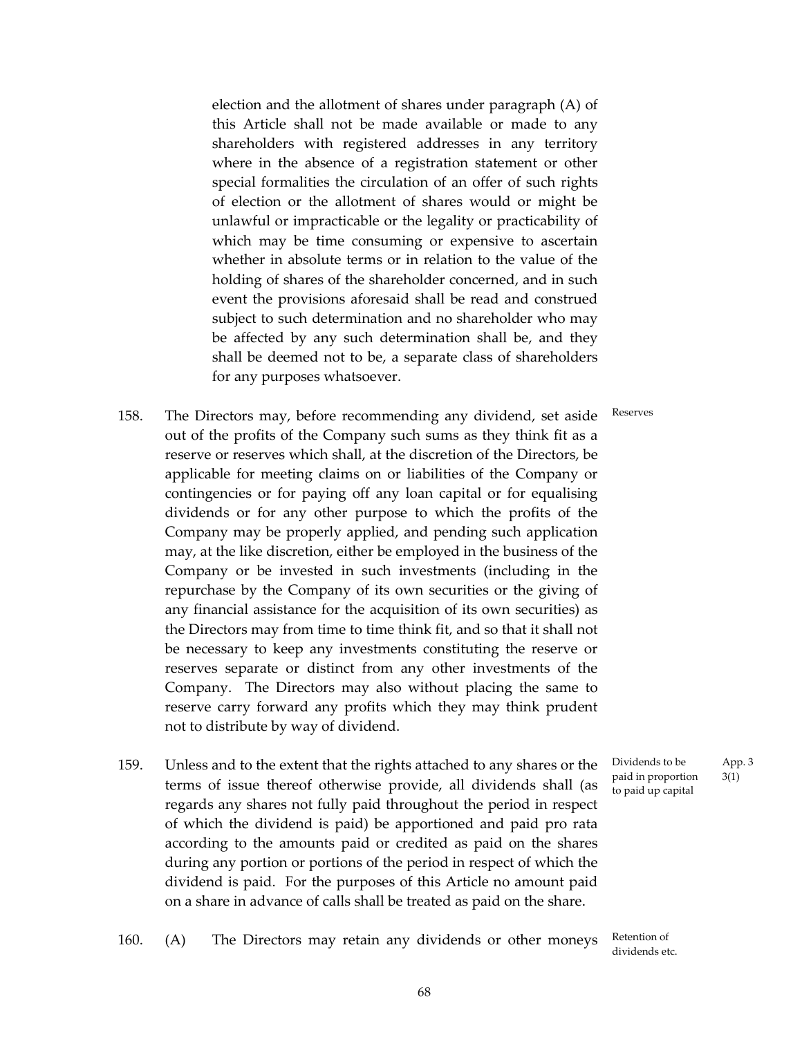election and the allotment of shares under paragraph (A) of this Article shall not be made available or made to any shareholders with registered addresses in any territory where in the absence of a registration statement or other special formalities the circulation of an offer of such rights of election or the allotment of shares would or might be unlawful or impracticable or the legality or practicability of which may be time consuming or expensive to ascertain whether in absolute terms or in relation to the value of the holding of shares of the shareholder concerned, and in such event the provisions aforesaid shall be read and construed subject to such determination and no shareholder who may be affected by any such determination shall be, and they shall be deemed not to be, a separate class of shareholders for any purposes whatsoever.

158. The Directors may, before recommending any dividend, set aside out of the profits of the Company such sums as they think fit as a reserve or reserves which shall, at the discretion of the Directors, be applicable for meeting claims on or liabilities of the Company or contingencies or for paying off any loan capital or for equalising dividends or for any other purpose to which the profits of the Company may be properly applied, and pending such application may, at the like discretion, either be employed in the business of the Company or be invested in such investments (including in the repurchase by the Company of its own securities or the giving of any financial assistance for the acquisition of its own securities) as the Directors may from time to time think fit, and so that it shall not be necessary to keep any investments constituting the reserve or reserves separate or distinct from any other investments of the Company. The Directors may also without placing the same to reserve carry forward any profits which they may think prudent not to distribute by way of dividend.

Reserves

159. Unless and to the extent that the rights attached to any shares or the terms of issue thereof otherwise provide, all dividends shall (as regards any shares not fully paid throughout the period in respect of which the dividend is paid) be apportioned and paid pro rata according to the amounts paid or credited as paid on the shares during any portion or portions of the period in respect of which the dividend is paid. For the purposes of this Article no amount paid on a share in advance of calls shall be treated as paid on the share.

Dividends to be paid in proportion to paid up capital

App. 3 3(1)

160. (A) The Directors may retain any dividends or other moneys

Retention of dividends etc.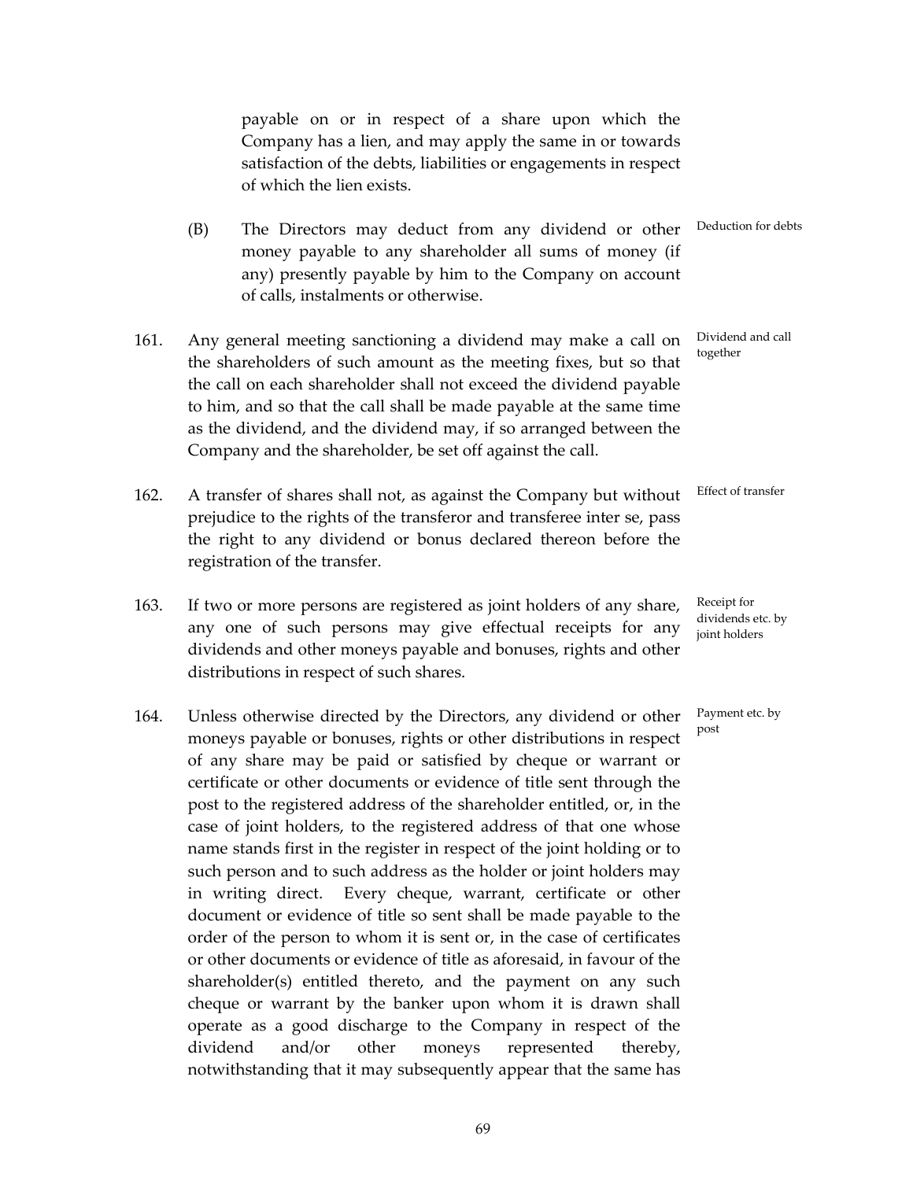payable on or in respect of a share upon which the Company has a lien, and may apply the same in or towards satisfaction of the debts, liabilities or engagements in respect of which the lien exists.

(B) The Directors may deduct from any dividend or other money payable to any shareholder all sums of money (if any) presently payable by him to the Company on account of calls, instalments or otherwise. *Deduction for debts*

161. Any general meeting sanctioning a dividend may make a call on the shareholders of such amount as the meeting fixes, but so that the call on each shareholder shall not exceed the dividend payable to him, and so that the call shall be made payable at the same time as the dividend, and the dividend may, if so arranged between the Company and the shareholder, be set off against the call. *Dividend and call together*

162. A transfer of shares shall not, as against the Company but without prejudice to the rights of the transferor and transferee inter se, pass the right to any dividend or bonus declared thereon before the registration of the transfer. *Effect of transfer*

163. If two or more persons are registered as joint holders of any share, any one of such persons may give effectual receipts for any dividends and other moneys payable and bonuses, rights and other distributions in respect of such shares. *Receipt for dividends etc. by joint holders*

164. Unless otherwise directed by the Directors, any dividend or other moneys payable or bonuses, rights or other distributions in respect of any share may be paid or satisfied by cheque or warrant or certificate or other documents or evidence of title sent through the post to the registered address of the shareholder entitled, or, in the case of joint holders, to the registered address of that one whose name stands first in the register in respect of the joint holding or to such person and to such address as the holder or joint holders may in writing direct. Every cheque, warrant, certificate or other document or evidence of title so sent shall be made payable to the order of the person to whom it is sent or, in the case of certificates or other documents or evidence of title as aforesaid, in favour of the shareholder(s) entitled thereto, and the payment on any such cheque or warrant by the banker upon whom it is drawn shall operate as a good discharge to the Company in respect of the dividend and/or other moneys represented thereby, notwithstanding that it may subsequently appear that the same has *Payment etc. by post*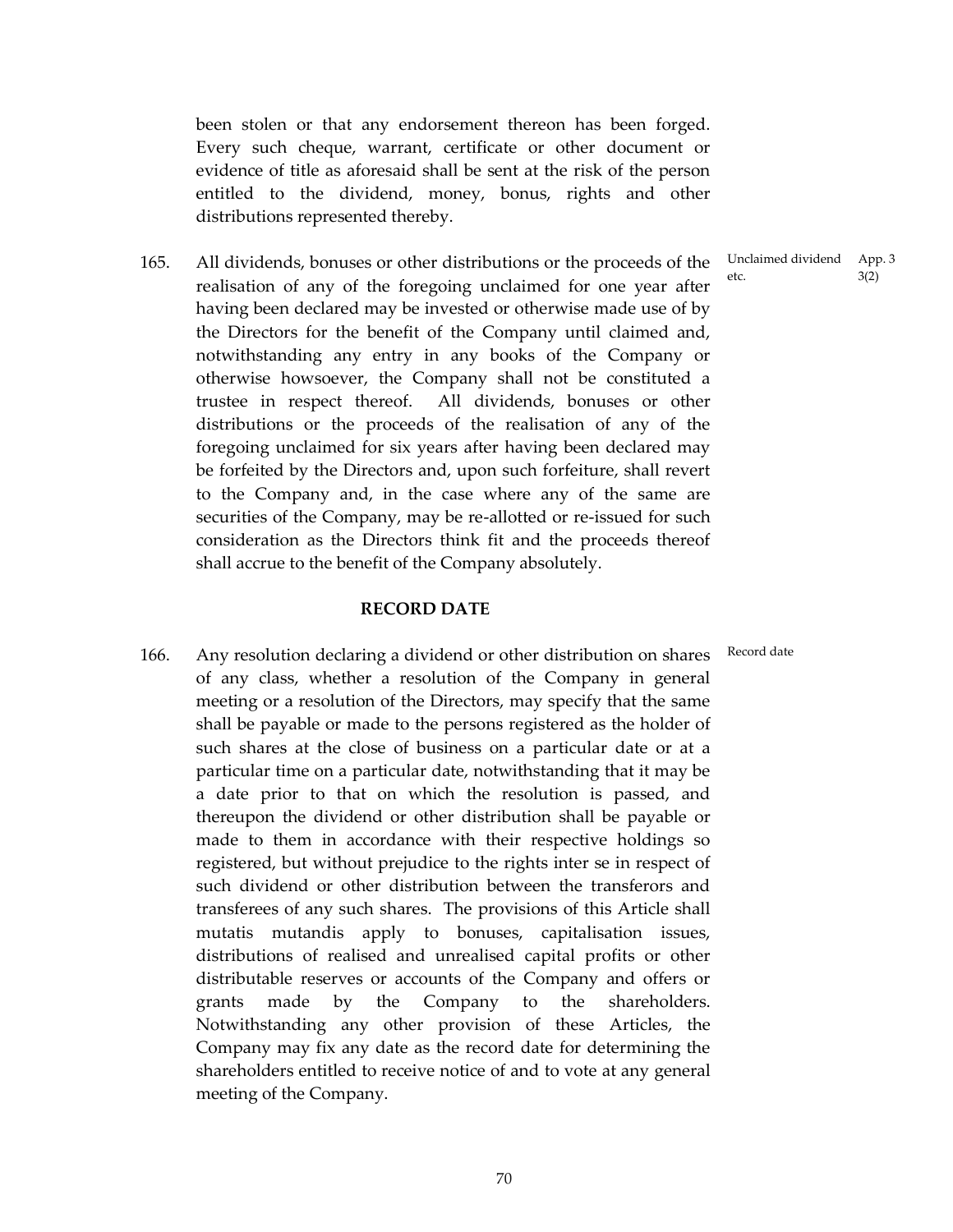been stolen or that any endorsement thereon has been forged. Every such cheque, warrant, certificate or other document or evidence of title as aforesaid shall be sent at the risk of the person entitled to the dividend, money, bonus, rights and other distributions represented thereby.

165. All dividends, bonuses or other distributions or the proceeds of the realisation of any of the foregoing unclaimed for one year after having been declared may be invested or otherwise made use of by the Directors for the benefit of the Company until claimed and, notwithstanding any entry in any books of the Company or otherwise howsoever, the Company shall not be constituted a trustee in respect thereof. All dividends, bonuses or other distributions or the proceeds of the realisation of any of the foregoing unclaimed for six years after having been declared may be forfeited by the Directors and, upon such forfeiture, shall revert to the Company and, in the case where any of the same are securities of the Company, may be re-allotted or re-issued for such consideration as the Directors think fit and the proceeds thereof shall accrue to the benefit of the Company absolutely.

Unclaimed dividend etc.

App. 3 3(2)

## RECORD DATE

166. Any resolution declaring a dividend or other distribution on shares of any class, whether a resolution of the Company in general meeting or a resolution of the Directors, may specify that the same shall be payable or made to the persons registered as the holder of such shares at the close of business on a particular date or at a particular time on a particular date, notwithstanding that it may be a date prior to that on which the resolution is passed, and thereupon the dividend or other distribution shall be payable or made to them in accordance with their respective holdings so registered, but without prejudice to the rights inter se in respect of such dividend or other distribution between the transferors and transferees of any such shares. The provisions of this Article shall mutatis mutandis apply to bonuses, capitalisation issues, distributions of realised and unrealised capital profits or other distributable reserves or accounts of the Company and offers or grants made by the Company to the shareholders. Notwithstanding any other provision of these Articles, the Company may fix any date as the record date for determining the shareholders entitled to receive notice of and to vote at any general meeting of the Company.

Record date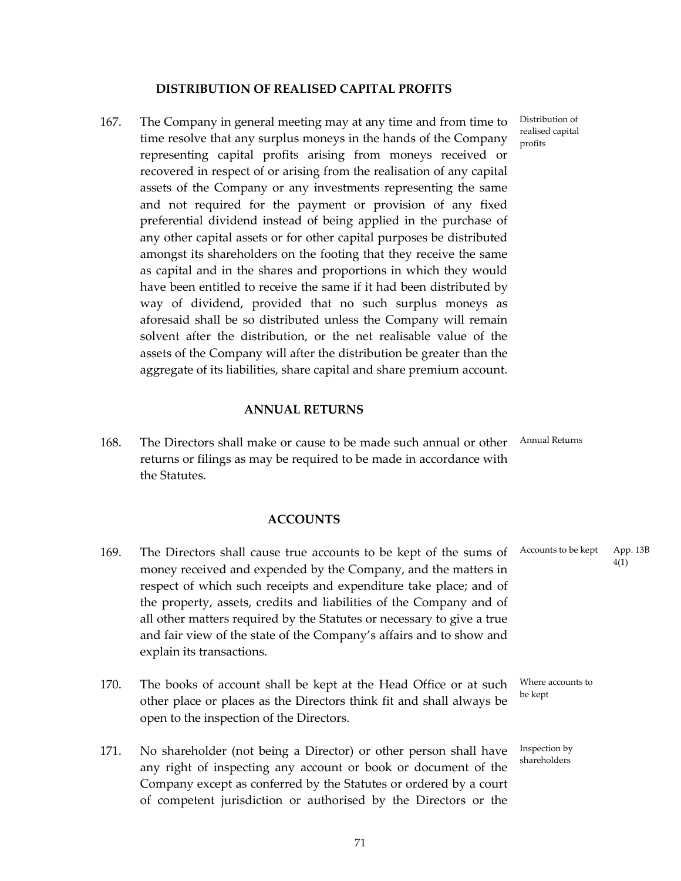## DISTRIBUTION OF REALISED CAPITAL PROFITS

167. The Company in general meeting may at any time and from time to time resolve that any surplus moneys in the hands of the Company representing capital profits arising from moneys received or recovered in respect of or arising from the realisation of any capital assets of the Company or any investments representing the same and not required for the payment or provision of any fixed preferential dividend instead of being applied in the purchase of any other capital assets or for other capital purposes be distributed amongst its shareholders on the footing that they receive the same as capital and in the shares and proportions in which they would have been entitled to receive the same if it had been distributed by way of dividend, provided that no such surplus moneys as aforesaid shall be so distributed unless the Company will remain solvent after the distribution, or the net realisable value of the assets of the Company will after the distribution be greater than the aggregate of its liabilities, share capital and share premium account.

Distribution of realised capital profits

## ANNUAL RETURNS

168. The Directors shall make or cause to be made such annual or other returns or filings as may be required to be made in accordance with the Statutes.

Annual Returns

## ACCOUNTS

169. The Directors shall cause true accounts to be kept of the sums of money received and expended by the Company, and the matters in respect of which such receipts and expenditure take place; and of the property, assets, credits and liabilities of the Company and of all other matters required by the Statutes or necessary to give a true and fair view of the state of the Company's affairs and to show and explain its transactions.

Accounts to be kept

App. 13B 4(1)

170. The books of account shall be kept at the Head Office or at such other place or places as the Directors think fit and shall always be open to the inspection of the Directors.

Where accounts to be kept

171. No shareholder (not being a Director) or other person shall have any right of inspecting any account or book or document of the Company except as conferred by the Statutes or ordered by a court of competent jurisdiction or authorised by the Directors or the

Inspection by shareholders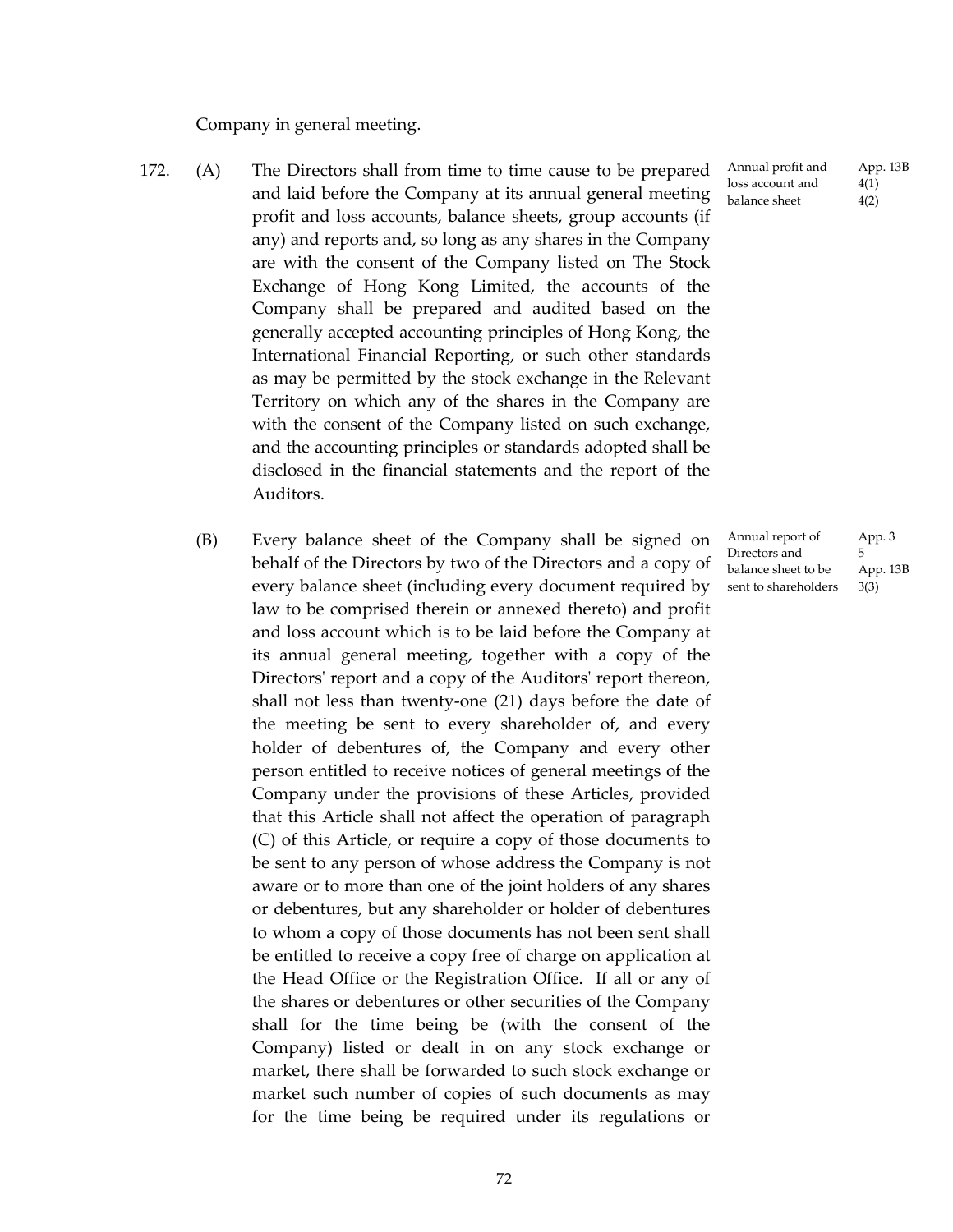Company in general meeting.

172. (A) The Directors shall from time to time cause to be prepared and laid before the Company at its annual general meeting profit and loss accounts, balance sheets, group accounts (if any) and reports and, so long as any shares in the Company are with the consent of the Company listed on The Stock Exchange of Hong Kong Limited, the accounts of the Company shall be prepared and audited based on the generally accepted accounting principles of Hong Kong, the International Financial Reporting, or such other standards as may be permitted by the stock exchange in the Relevant Territory on which any of the shares in the Company are with the consent of the Company listed on such exchange, and the accounting principles or standards adopted shall be disclosed in the financial statements and the report of the Auditors.

Annual profit and loss account and balance sheet — App. 13B 4(1) 4(2)

(B) Every balance sheet of the Company shall be signed on behalf of the Directors by two of the Directors and a copy of every balance sheet (including every document required by law to be comprised therein or annexed thereto) and profit and loss account which is to be laid before the Company at its annual general meeting, together with a copy of the Directors' report and a copy of the Auditors' report thereon, shall not less than twenty-one (21) days before the date of the meeting be sent to every shareholder of, and every holder of debentures of, the Company and every other person entitled to receive notices of general meetings of the Company under the provisions of these Articles, provided that this Article shall not affect the operation of paragraph (C) of this Article, or require a copy of those documents to be sent to any person of whose address the Company is not aware or to more than one of the joint holders of any shares or debentures, but any shareholder or holder of debentures to whom a copy of those documents has not been sent shall be entitled to receive a copy free of charge on application at the Head Office or the Registration Office. If all or any of the shares or debentures or other securities of the Company shall for the time being be (with the consent of the Company) listed or dealt in on any stock exchange or market, there shall be forwarded to such stock exchange or market such number of copies of such documents as may for the time being be required under its regulations or

Annual report of Directors and balance sheet to be sent to shareholders — App. 3 5 App. 13B 3(3)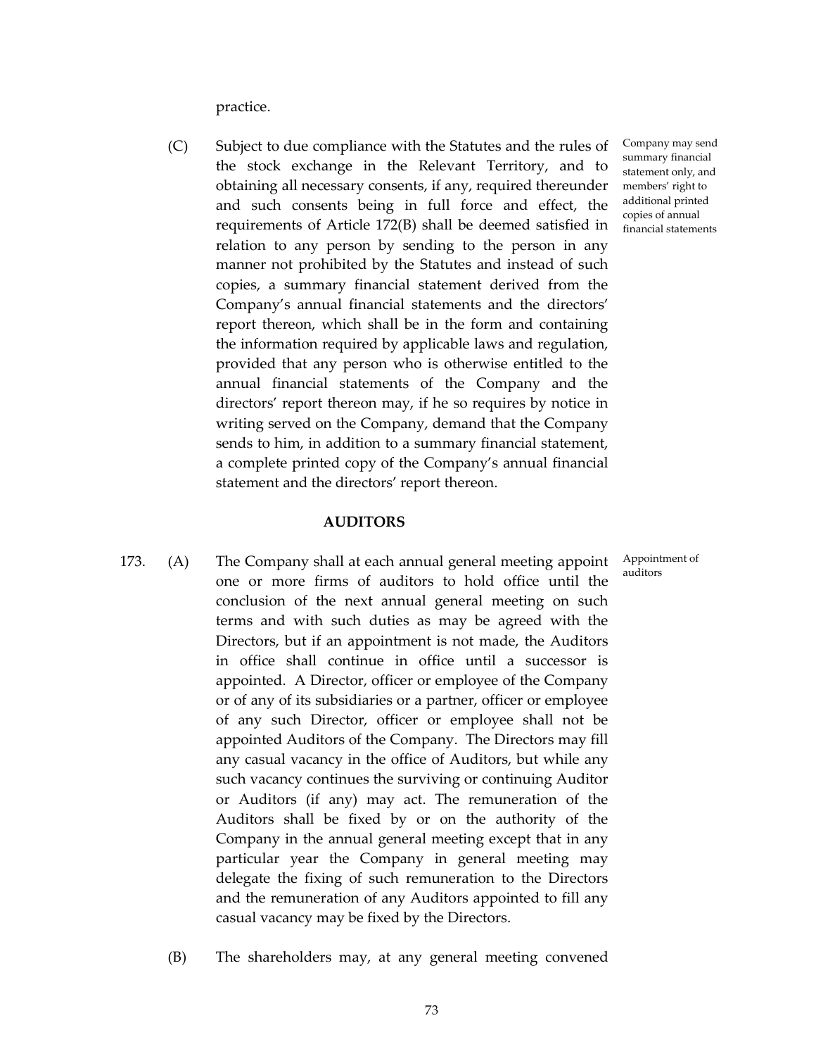practice.

(C) Subject to due compliance with the Statutes and the rules of the stock exchange in the Relevant Territory, and to obtaining all necessary consents, if any, required thereunder and such consents being in full force and effect, the requirements of Article 172(B) shall be deemed satisfied in relation to any person by sending to the person in any manner not prohibited by the Statutes and instead of such copies, a summary financial statement derived from the Company's annual financial statements and the directors' report thereon, which shall be in the form and containing the information required by applicable laws and regulation, provided that any person who is otherwise entitled to the annual financial statements of the Company and the directors' report thereon may, if he so requires by notice in writing served on the Company, demand that the Company sends to him, in addition to a summary financial statement, a complete printed copy of the Company's annual financial statement and the directors' report thereon.

Company may send summary financial statement only, and members' right to additional printed copies of annual financial statements

## AUDITORS

173. (A) The Company shall at each annual general meeting appoint one or more firms of auditors to hold office until the conclusion of the next annual general meeting on such terms and with such duties as may be agreed with the Directors, but if an appointment is not made, the Auditors in office shall continue in office until a successor is appointed. A Director, officer or employee of the Company or of any of its subsidiaries or a partner, officer or employee of any such Director, officer or employee shall not be appointed Auditors of the Company. The Directors may fill any casual vacancy in the office of Auditors, but while any such vacancy continues the surviving or continuing Auditor or Auditors (if any) may act. The remuneration of the Auditors shall be fixed by or on the authority of the Company in the annual general meeting except that in any particular year the Company in general meeting may delegate the fixing of such remuneration to the Directors and the remuneration of any Auditors appointed to fill any casual vacancy may be fixed by the Directors.

Appointment of auditors

(B) The shareholders may, at any general meeting convened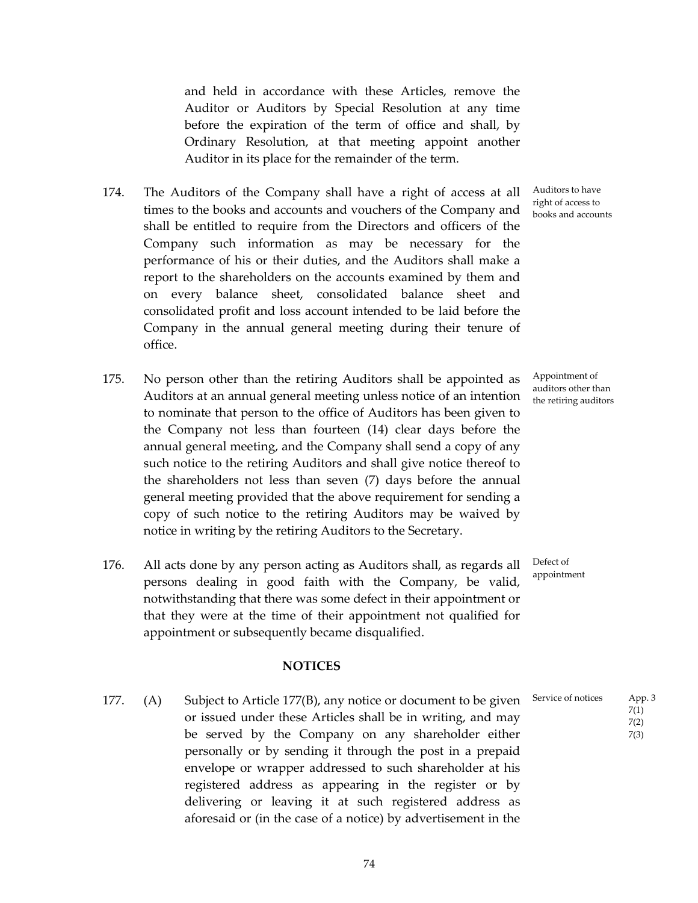and held in accordance with these Articles, remove the Auditor or Auditors by Special Resolution at any time before the expiration of the term of office and shall, by Ordinary Resolution, at that meeting appoint another Auditor in its place for the remainder of the term.

174. The Auditors of the Company shall have a right of access at all times to the books and accounts and vouchers of the Company and shall be entitled to require from the Directors and officers of the Company such information as may be necessary for the performance of his or their duties, and the Auditors shall make a report to the shareholders on the accounts examined by them and on every balance sheet, consolidated balance sheet and consolidated profit and loss account intended to be laid before the Company in the annual general meeting during their tenure of office.

Auditors to have right of access to books and accounts

175. No person other than the retiring Auditors shall be appointed as Auditors at an annual general meeting unless notice of an intention to nominate that person to the office of Auditors has been given to the Company not less than fourteen (14) clear days before the annual general meeting, and the Company shall send a copy of any such notice to the retiring Auditors and shall give notice thereof to the shareholders not less than seven (7) days before the annual general meeting provided that the above requirement for sending a copy of such notice to the retiring Auditors may be waived by notice in writing by the retiring Auditors to the Secretary.

Appointment of auditors other than the retiring auditors

176. All acts done by any person acting as Auditors shall, as regards all persons dealing in good faith with the Company, be valid, notwithstanding that there was some defect in their appointment or that they were at the time of their appointment not qualified for appointment or subsequently became disqualified.

Defect of appointment

## NOTICES

177. (A) Subject to Article 177(B), any notice or document to be given or issued under these Articles shall be in writing, and may be served by the Company on any shareholder either personally or by sending it through the post in a prepaid envelope or wrapper addressed to such shareholder at his registered address as appearing in the register or by delivering or leaving it at such registered address as aforesaid or (in the case of a notice) by advertisement in the

Service of notices

App. 3 7(1) 7(2) 7(3)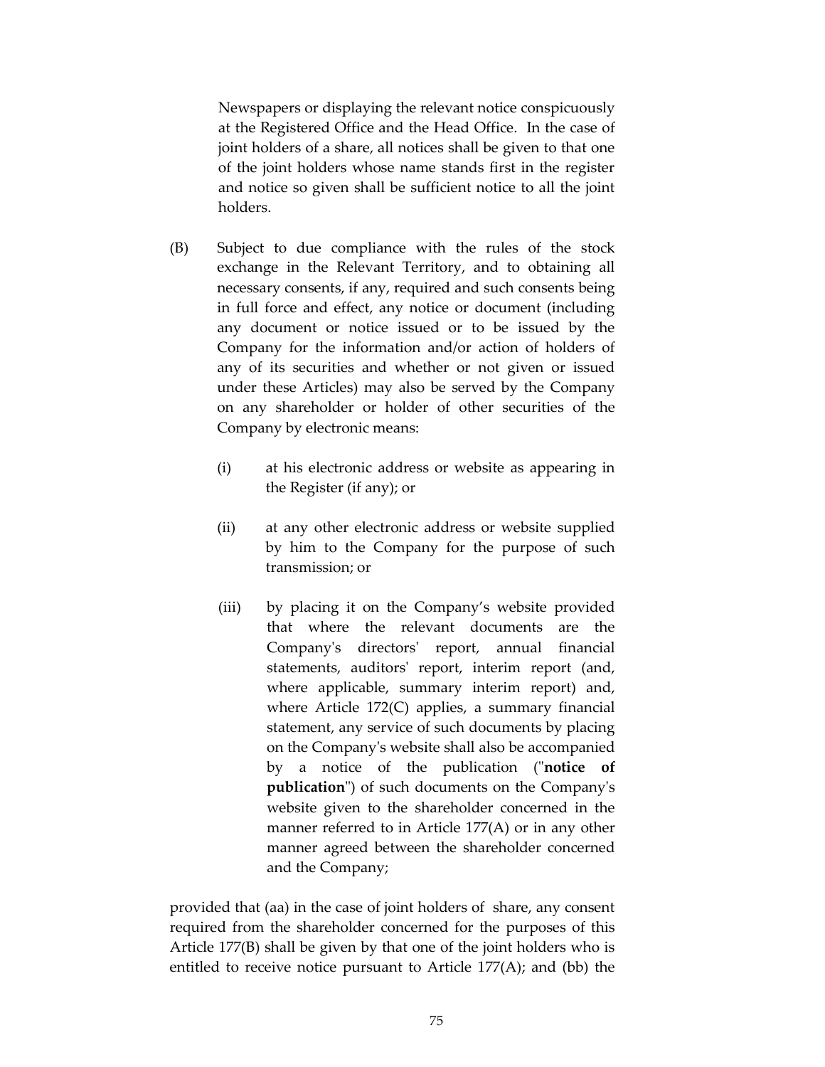Newspapers or displaying the relevant notice conspicuously at the Registered Office and the Head Office. In the case of joint holders of a share, all notices shall be given to that one of the joint holders whose name stands first in the register and notice so given shall be sufficient notice to all the joint holders.

(B) Subject to due compliance with the rules of the stock exchange in the Relevant Territory, and to obtaining all necessary consents, if any, required and such consents being in full force and effect, any notice or document (including any document or notice issued or to be issued by the Company for the information and/or action of holders of any of its securities and whether or not given or issued under these Articles) may also be served by the Company on any shareholder or holder of other securities of the Company by electronic means:

(i) at his electronic address or website as appearing in the Register (if any); or

(ii) at any other electronic address or website supplied by him to the Company for the purpose of such transmission; or

(iii) by placing it on the Company's website provided that where the relevant documents are the Company's directors' report, annual financial statements, auditors' report, interim report (and, where applicable, summary interim report) and, where Article 172(C) applies, a summary financial statement, any service of such documents by placing on the Company's website shall also be accompanied by a notice of the publication ("**notice of publication**") of such documents on the Company's website given to the shareholder concerned in the manner referred to in Article 177(A) or in any other manner agreed between the shareholder concerned and the Company;

provided that (aa) in the case of joint holders of share, any consent required from the shareholder concerned for the purposes of this Article 177(B) shall be given by that one of the joint holders who is entitled to receive notice pursuant to Article 177(A); and (bb) the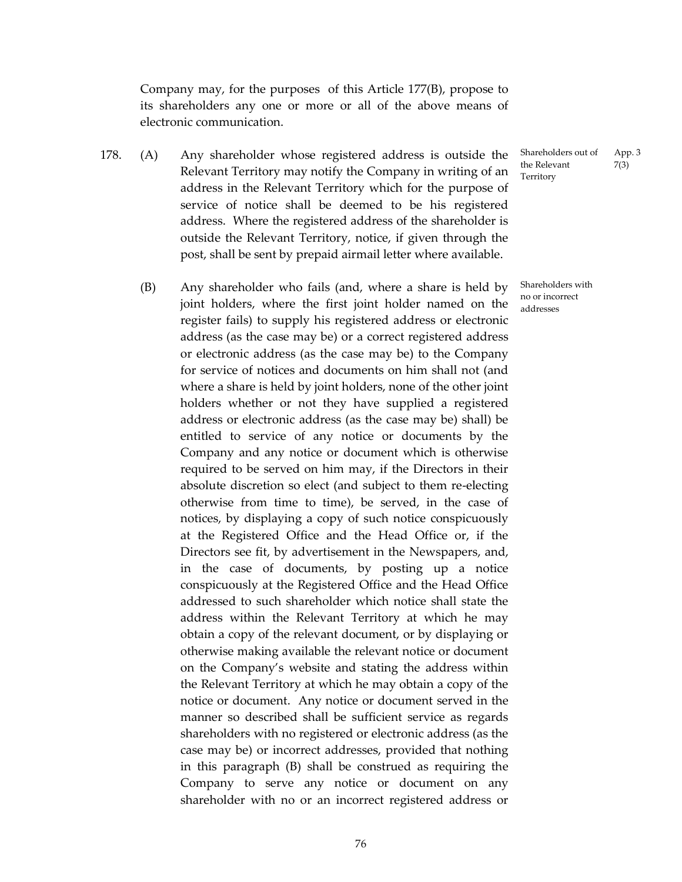Company may, for the purposes of this Article 177(B), propose to its shareholders any one or more or all of the above means of electronic communication.

178. (A) Any shareholder whose registered address is outside the Relevant Territory may notify the Company in writing of an address in the Relevant Territory which for the purpose of service of notice shall be deemed to be his registered address. Where the registered address of the shareholder is outside the Relevant Territory, notice, if given through the post, shall be sent by prepaid airmail letter where available.

Shareholders out of the Relevant Territory

App. 3 7(3)

(B) Any shareholder who fails (and, where a share is held by joint holders, where the first joint holder named on the register fails) to supply his registered address or electronic address (as the case may be) or a correct registered address or electronic address (as the case may be) to the Company for service of notices and documents on him shall not (and where a share is held by joint holders, none of the other joint holders whether or not they have supplied a registered address or electronic address (as the case may be) shall) be entitled to service of any notice or documents by the Company and any notice or document which is otherwise required to be served on him may, if the Directors in their absolute discretion so elect (and subject to them re-electing otherwise from time to time), be served, in the case of notices, by displaying a copy of such notice conspicuously at the Registered Office and the Head Office or, if the Directors see fit, by advertisement in the Newspapers, and, in the case of documents, by posting up a notice conspicuously at the Registered Office and the Head Office addressed to such shareholder which notice shall state the address within the Relevant Territory at which he may obtain a copy of the relevant document, or by displaying or otherwise making available the relevant notice or document on the Company's website and stating the address within the Relevant Territory at which he may obtain a copy of the notice or document. Any notice or document served in the manner so described shall be sufficient service as regards shareholders with no registered or electronic address (as the case may be) or incorrect addresses, provided that nothing in this paragraph (B) shall be construed as requiring the Company to serve any notice or document on any shareholder with no or an incorrect registered address or

Shareholders with no or incorrect addresses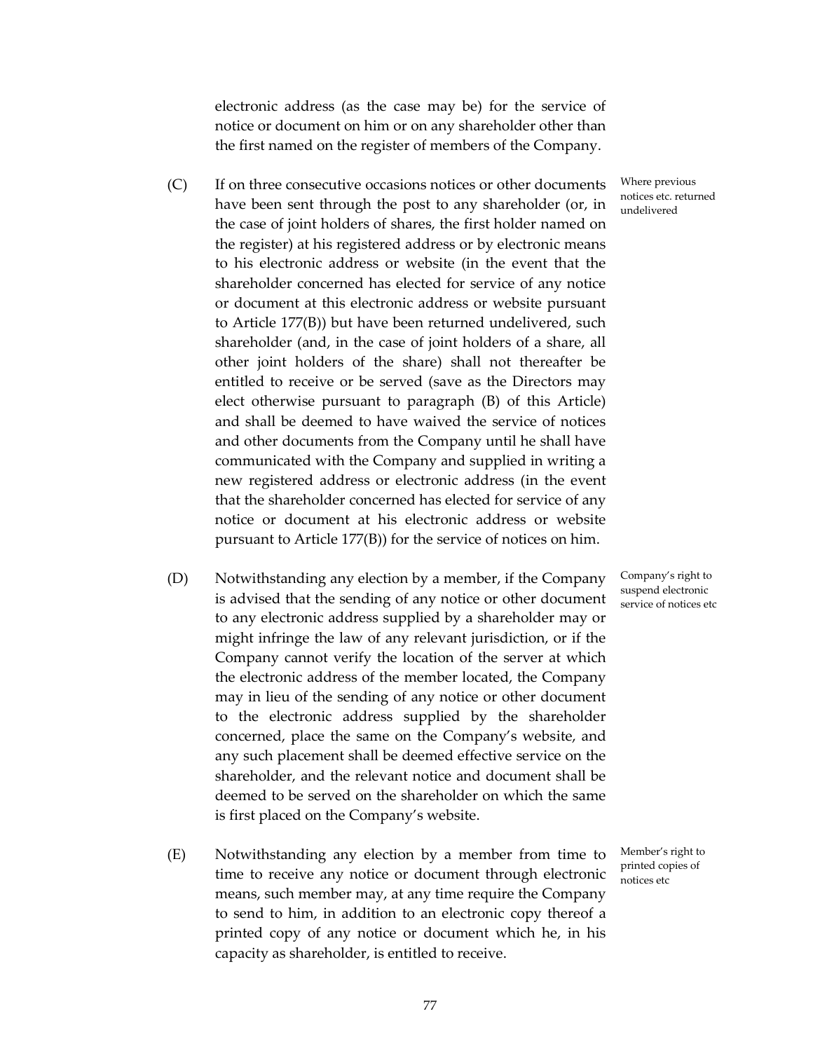electronic address (as the case may be) for the service of notice or document on him or on any shareholder other than the first named on the register of members of the Company.

(C) If on three consecutive occasions notices or other documents have been sent through the post to any shareholder (or, in the case of joint holders of shares, the first holder named on the register) at his registered address or by electronic means to his electronic address or website (in the event that the shareholder concerned has elected for service of any notice or document at this electronic address or website pursuant to Article 177(B)) but have been returned undelivered, such shareholder (and, in the case of joint holders of a share, all other joint holders of the share) shall not thereafter be entitled to receive or be served (save as the Directors may elect otherwise pursuant to paragraph (B) of this Article) and shall be deemed to have waived the service of notices and other documents from the Company until he shall have communicated with the Company and supplied in writing a new registered address or electronic address (in the event that the shareholder concerned has elected for service of any notice or document at his electronic address or website pursuant to Article 177(B)) for the service of notices on him.

*Where previous notices etc. returned undelivered*

(D) Notwithstanding any election by a member, if the Company is advised that the sending of any notice or other document to any electronic address supplied by a shareholder may or might infringe the law of any relevant jurisdiction, or if the Company cannot verify the location of the server at which the electronic address of the member located, the Company may in lieu of the sending of any notice or other document to the electronic address supplied by the shareholder concerned, place the same on the Company's website, and any such placement shall be deemed effective service on the shareholder, and the relevant notice and document shall be deemed to be served on the shareholder on which the same is first placed on the Company's website.

*Company's right to suspend electronic service of notices etc*

(E) Notwithstanding any election by a member from time to time to receive any notice or document through electronic means, such member may, at any time require the Company to send to him, in addition to an electronic copy thereof a printed copy of any notice or document which he, in his capacity as shareholder, is entitled to receive.

*Member's right to printed copies of notices etc*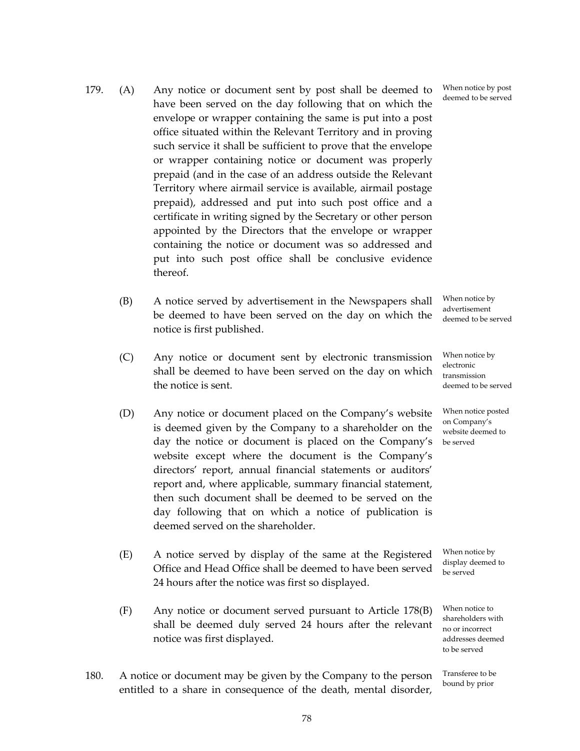179. (A) Any notice or document sent by post shall be deemed to have been served on the day following that on which the envelope or wrapper containing the same is put into a post office situated within the Relevant Territory and in proving such service it shall be sufficient to prove that the envelope or wrapper containing notice or document was properly prepaid (and in the case of an address outside the Relevant Territory where airmail service is available, airmail postage prepaid), addressed and put into such post office and a certificate in writing signed by the Secretary or other person appointed by the Directors that the envelope or wrapper containing the notice or document was so addressed and put into such post office shall be conclusive evidence thereof.

*When notice by post deemed to be served*

(B) A notice served by advertisement in the Newspapers shall be deemed to have been served on the day on which the notice is first published.

*When notice by advertisement deemed to be served*

(C) Any notice or document sent by electronic transmission shall be deemed to have been served on the day on which the notice is sent.

*When notice by electronic transmission deemed to be served*

(D) Any notice or document placed on the Company's website is deemed given by the Company to a shareholder on the day the notice or document is placed on the Company's website except where the document is the Company's directors' report, annual financial statements or auditors' report and, where applicable, summary financial statement, then such document shall be deemed to be served on the day following that on which a notice of publication is deemed served on the shareholder.

*When notice posted on Company's website deemed to be served*

(E) A notice served by display of the same at the Registered Office and Head Office shall be deemed to have been served 24 hours after the notice was first so displayed.

*When notice by display deemed to be served*

(F) Any notice or document served pursuant to Article 178(B) shall be deemed duly served 24 hours after the relevant notice was first displayed.

*When notice to shareholders with no or incorrect addresses deemed to be served*

180. A notice or document may be given by the Company to the person entitled to a share in consequence of the death, mental disorder,

*Transferee to be bound by prior*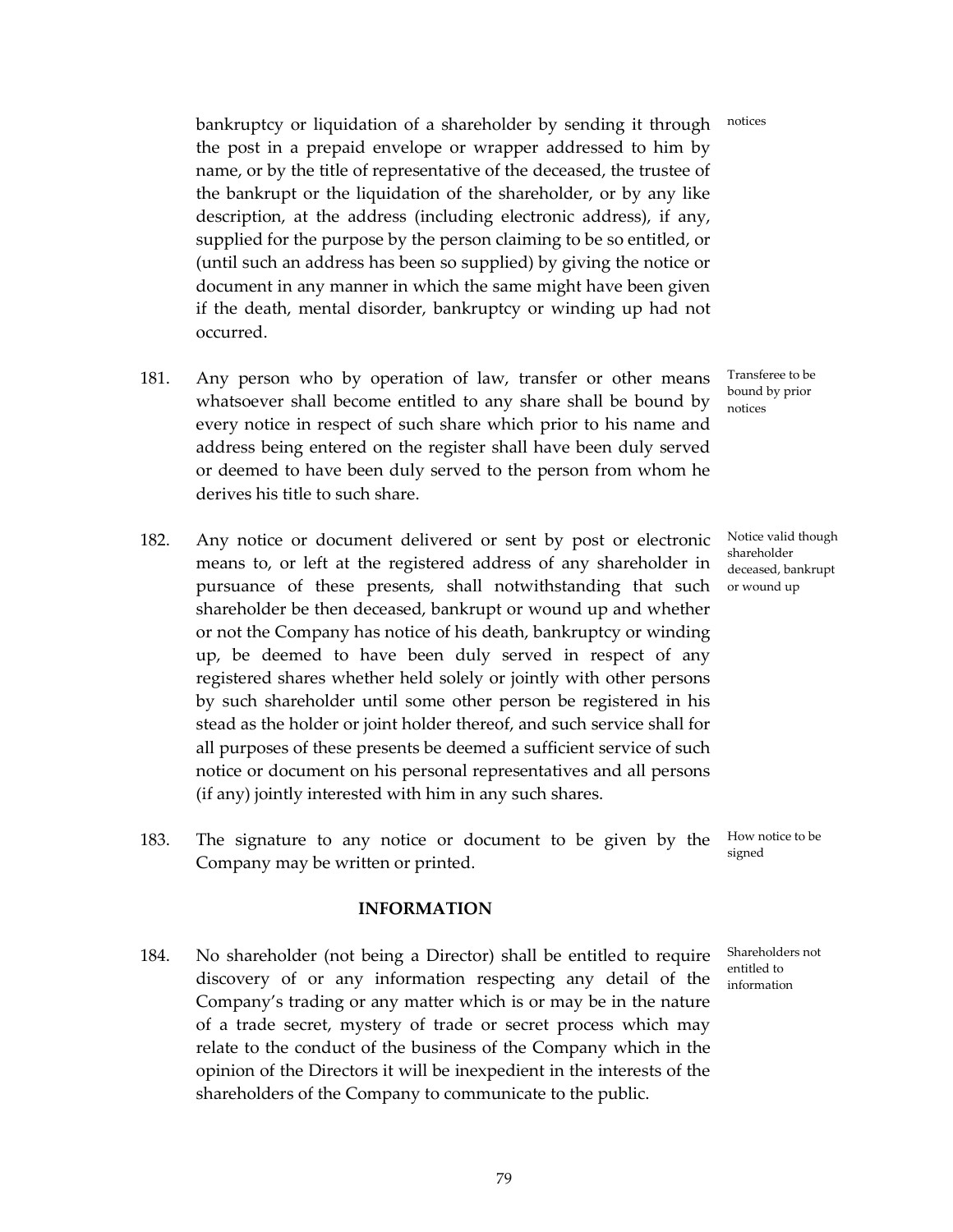bankruptcy or liquidation of a shareholder by sending it through the post in a prepaid envelope or wrapper addressed to him by name, or by the title of representative of the deceased, the trustee of the bankrupt or the liquidation of the shareholder, or by any like description, at the address (including electronic address), if any, supplied for the purpose by the person claiming to be so entitled, or (until such an address has been so supplied) by giving the notice or document in any manner in which the same might have been given if the death, mental disorder, bankruptcy or winding up had not occurred.

notices

181. Any person who by operation of law, transfer or other means whatsoever shall become entitled to any share shall be bound by every notice in respect of such share which prior to his name and address being entered on the register shall have been duly served or deemed to have been duly served to the person from whom he derives his title to such share.

Transferee to be bound by prior notices

182. Any notice or document delivered or sent by post or electronic means to, or left at the registered address of any shareholder in pursuance of these presents, shall notwithstanding that such shareholder be then deceased, bankrupt or wound up and whether or not the Company has notice of his death, bankruptcy or winding up, be deemed to have been duly served in respect of any registered shares whether held solely or jointly with other persons by such shareholder until some other person be registered in his stead as the holder or joint holder thereof, and such service shall for all purposes of these presents be deemed a sufficient service of such notice or document on his personal representatives and all persons (if any) jointly interested with him in any such shares.

Notice valid though shareholder deceased, bankrupt or wound up

183. The signature to any notice or document to be given by the Company may be written or printed.

How notice to be signed

## INFORMATION

184. No shareholder (not being a Director) shall be entitled to require discovery of or any information respecting any detail of the Company's trading or any matter which is or may be in the nature of a trade secret, mystery of trade or secret process which may relate to the conduct of the business of the Company which in the opinion of the Directors it will be inexpedient in the interests of the shareholders of the Company to communicate to the public.

Shareholders not entitled to information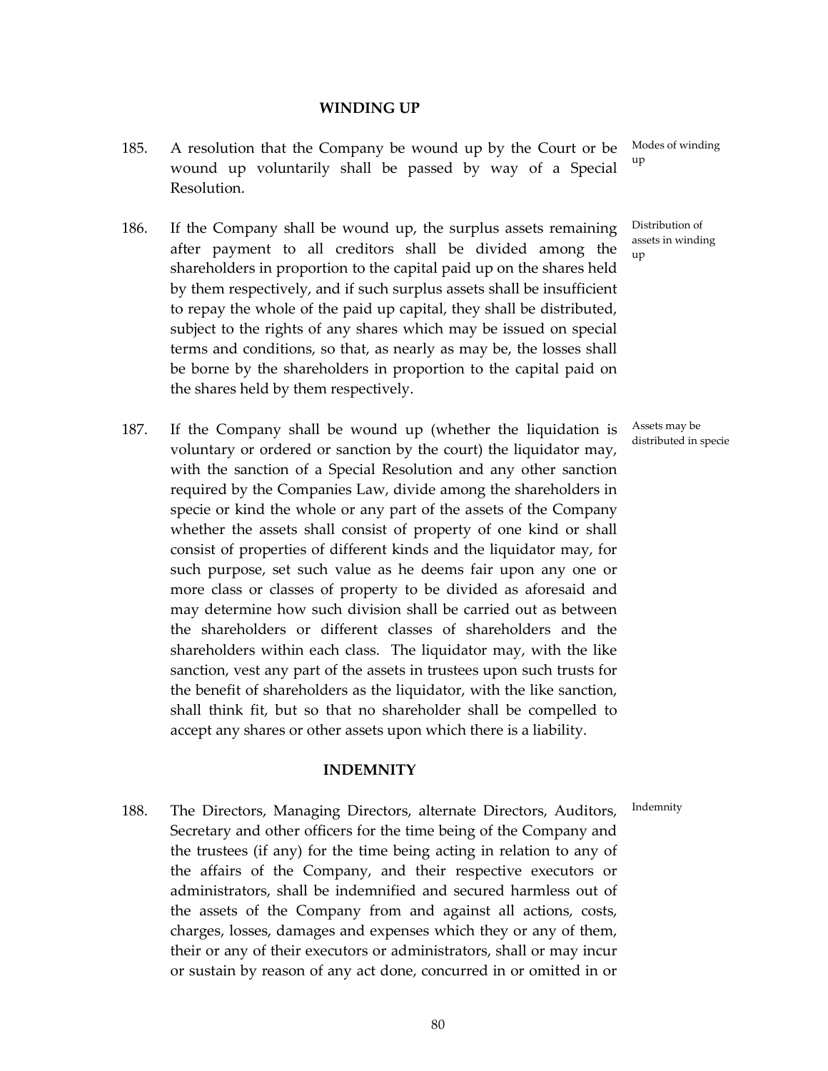## WINDING UP

185. A resolution that the Company be wound up by the Court or be wound up voluntarily shall be passed by way of a Special Resolution.

Modes of winding up

186. If the Company shall be wound up, the surplus assets remaining after payment to all creditors shall be divided among the shareholders in proportion to the capital paid up on the shares held by them respectively, and if such surplus assets shall be insufficient to repay the whole of the paid up capital, they shall be distributed, subject to the rights of any shares which may be issued on special terms and conditions, so that, as nearly as may be, the losses shall be borne by the shareholders in proportion to the capital paid on the shares held by them respectively.

Distribution of assets in winding up

187. If the Company shall be wound up (whether the liquidation is voluntary or ordered or sanction by the court) the liquidator may, with the sanction of a Special Resolution and any other sanction required by the Companies Law, divide among the shareholders in specie or kind the whole or any part of the assets of the Company whether the assets shall consist of property of one kind or shall consist of properties of different kinds and the liquidator may, for such purpose, set such value as he deems fair upon any one or more class or classes of property to be divided as aforesaid and may determine how such division shall be carried out as between the shareholders or different classes of shareholders and the shareholders within each class. The liquidator may, with the like sanction, vest any part of the assets in trustees upon such trusts for the benefit of shareholders as the liquidator, with the like sanction, shall think fit, but so that no shareholder shall be compelled to accept any shares or other assets upon which there is a liability.

Assets may be distributed in specie

## INDEMNITY

188. The Directors, Managing Directors, alternate Directors, Auditors, Secretary and other officers for the time being of the Company and the trustees (if any) for the time being acting in relation to any of the affairs of the Company, and their respective executors or administrators, shall be indemnified and secured harmless out of the assets of the Company from and against all actions, costs, charges, losses, damages and expenses which they or any of them, their or any of their executors or administrators, shall or may incur or sustain by reason of any act done, concurred in or omitted in or

Indemnity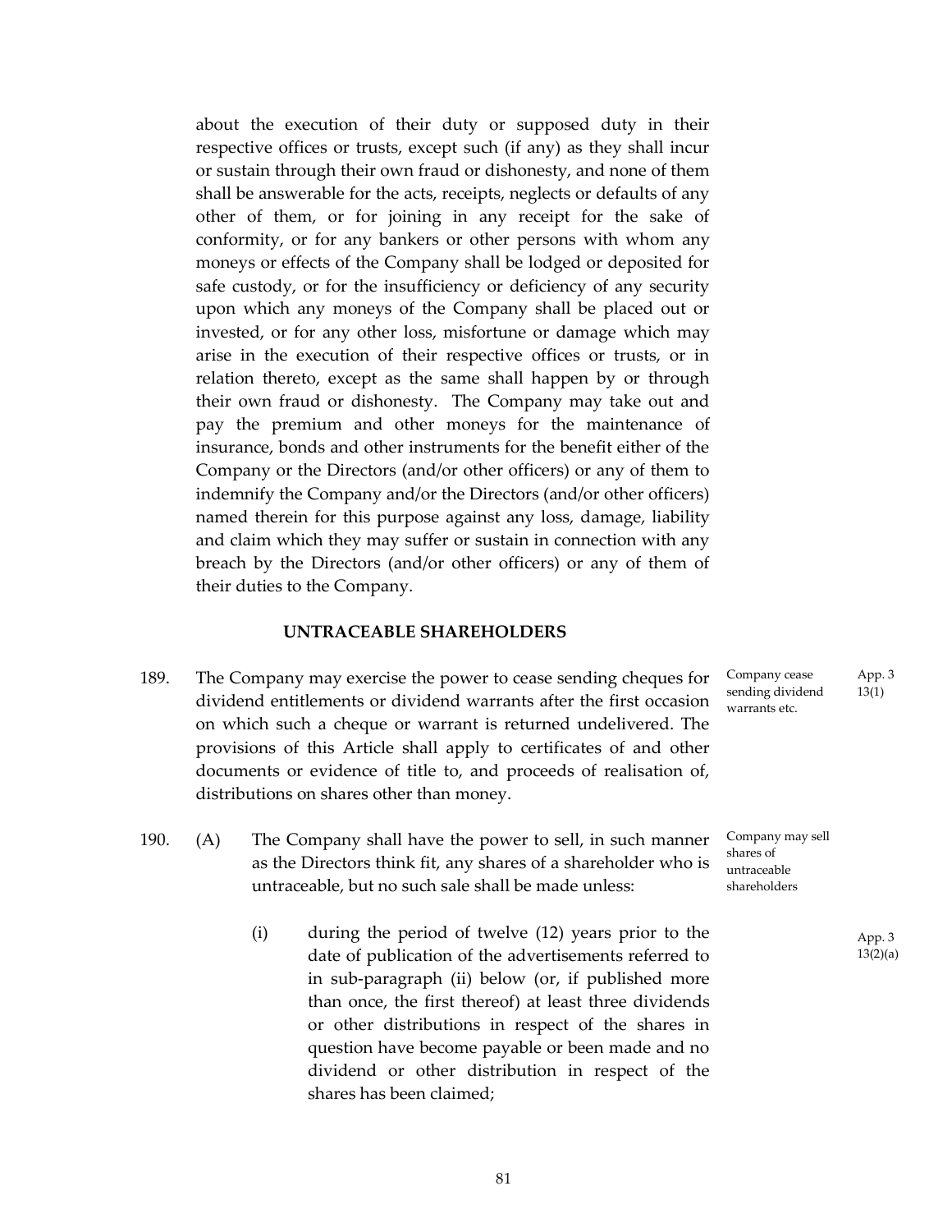about the execution of their duty or supposed duty in their respective offices or trusts, except such (if any) as they shall incur or sustain through their own fraud or dishonesty, and none of them shall be answerable for the acts, receipts, neglects or defaults of any other of them, or for joining in any receipt for the sake of conformity, or for any bankers or other persons with whom any moneys or effects of the Company shall be lodged or deposited for safe custody, or for the insufficiency or deficiency of any security upon which any moneys of the Company shall be placed out or invested, or for any other loss, misfortune or damage which may arise in the execution of their respective offices or trusts, or in relation thereto, except as the same shall happen by or through their own fraud or dishonesty. The Company may take out and pay the premium and other moneys for the maintenance of insurance, bonds and other instruments for the benefit either of the Company or the Directors (and/or other officers) or any of them to indemnify the Company and/or the Directors (and/or other officers) named therein for this purpose against any loss, damage, liability and claim which they may suffer or sustain in connection with any breach by the Directors (and/or other officers) or any of them of their duties to the Company.

## UNTRACEABLE SHAREHOLDERS

189. The Company may exercise the power to cease sending cheques for dividend entitlements or dividend warrants after the first occasion on which such a cheque or warrant is returned undelivered. The provisions of this Article shall apply to certificates of and other documents or evidence of title to, and proceeds of realisation of, distributions on shares other than money.

Company cease sending dividend warrants etc.

App. 3 13(1)

190. (A) The Company shall have the power to sell, in such manner as the Directors think fit, any shares of a shareholder who is untraceable, but no such sale shall be made unless:

Company may sell shares of untraceable shareholders

(i) during the period of twelve (12) years prior to the date of publication of the advertisements referred to in sub-paragraph (ii) below (or, if published more than once, the first thereof) at least three dividends or other distributions in respect of the shares in question have become payable or been made and no dividend or other distribution in respect of the shares has been claimed;

App. 3 13(2)(a)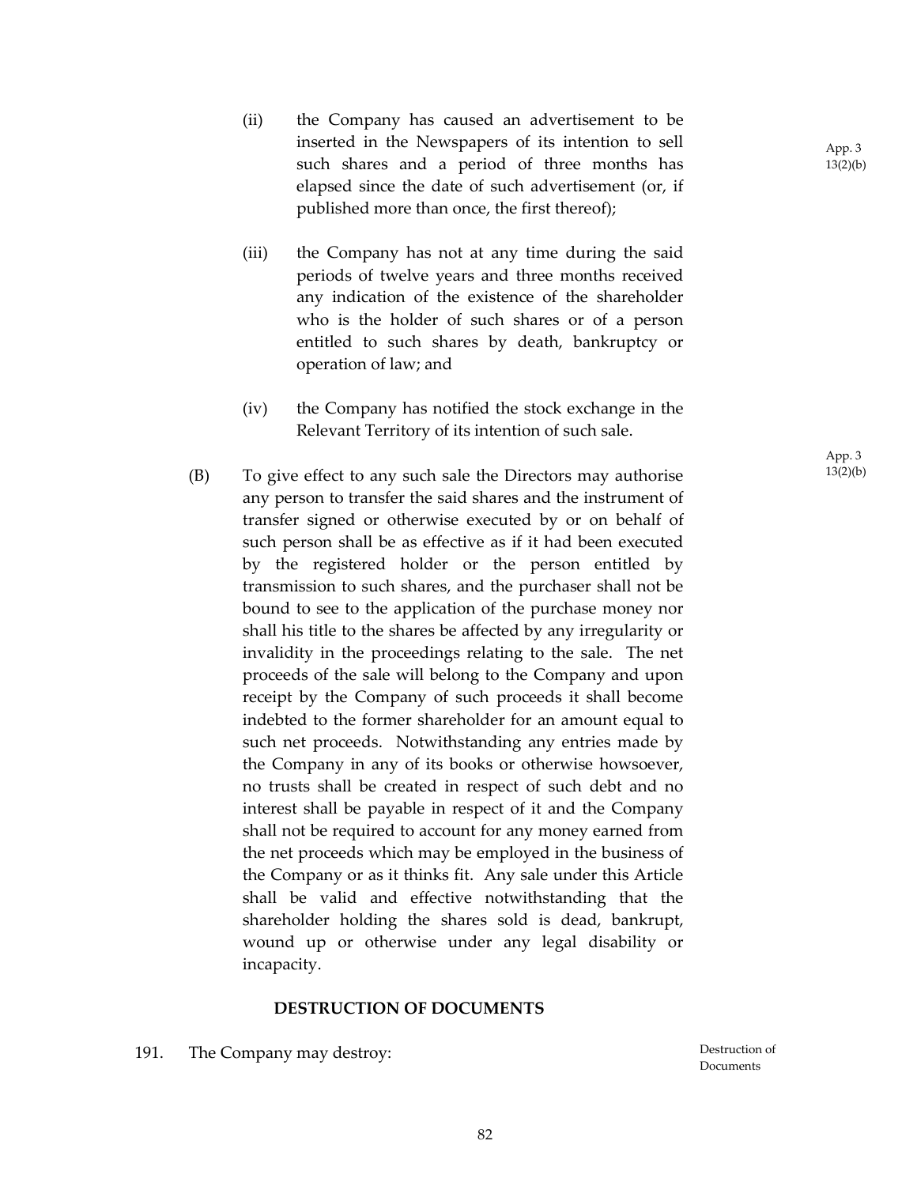(ii) the Company has caused an advertisement to be inserted in the Newspapers of its intention to sell such shares and a period of three months has elapsed since the date of such advertisement (or, if published more than once, the first thereof);

App. 3 13(2)(b)

(iii) the Company has not at any time during the said periods of twelve years and three months received any indication of the existence of the shareholder who is the holder of such shares or of a person entitled to such shares by death, bankruptcy or operation of law; and

(iv) the Company has notified the stock exchange in the Relevant Territory of its intention of such sale.

App. 3 13(2)(b)

(B) To give effect to any such sale the Directors may authorise any person to transfer the said shares and the instrument of transfer signed or otherwise executed by or on behalf of such person shall be as effective as if it had been executed by the registered holder or the person entitled by transmission to such shares, and the purchaser shall not be bound to see to the application of the purchase money nor shall his title to the shares be affected by any irregularity or invalidity in the proceedings relating to the sale. The net proceeds of the sale will belong to the Company and upon receipt by the Company of such proceeds it shall become indebted to the former shareholder for an amount equal to such net proceeds. Notwithstanding any entries made by the Company in any of its books or otherwise howsoever, no trusts shall be created in respect of such debt and no interest shall be payable in respect of it and the Company shall not be required to account for any money earned from the net proceeds which may be employed in the business of the Company or as it thinks fit. Any sale under this Article shall be valid and effective notwithstanding that the shareholder holding the shares sold is dead, bankrupt, wound up or otherwise under any legal disability or incapacity.

**DESTRUCTION OF DOCUMENTS**

191. The Company may destroy:

Destruction of Documents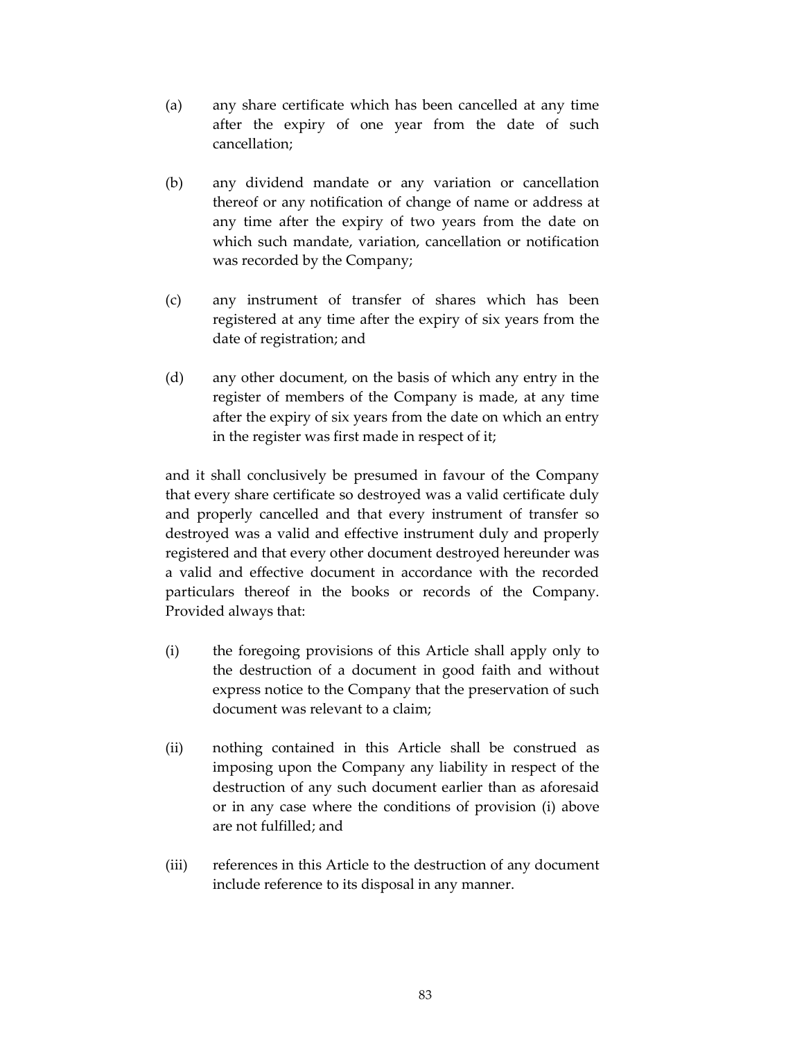(a) any share certificate which has been cancelled at any time after the expiry of one year from the date of such cancellation;

(b) any dividend mandate or any variation or cancellation thereof or any notification of change of name or address at any time after the expiry of two years from the date on which such mandate, variation, cancellation or notification was recorded by the Company;

(c) any instrument of transfer of shares which has been registered at any time after the expiry of six years from the date of registration; and

(d) any other document, on the basis of which any entry in the register of members of the Company is made, at any time after the expiry of six years from the date on which an entry in the register was first made in respect of it;

and it shall conclusively be presumed in favour of the Company that every share certificate so destroyed was a valid certificate duly and properly cancelled and that every instrument of transfer so destroyed was a valid and effective instrument duly and properly registered and that every other document destroyed hereunder was a valid and effective document in accordance with the recorded particulars thereof in the books or records of the Company. Provided always that:

(i) the foregoing provisions of this Article shall apply only to the destruction of a document in good faith and without express notice to the Company that the preservation of such document was relevant to a claim;

(ii) nothing contained in this Article shall be construed as imposing upon the Company any liability in respect of the destruction of any such document earlier than as aforesaid or in any case where the conditions of provision (i) above are not fulfilled; and

(iii) references in this Article to the destruction of any document include reference to its disposal in any manner.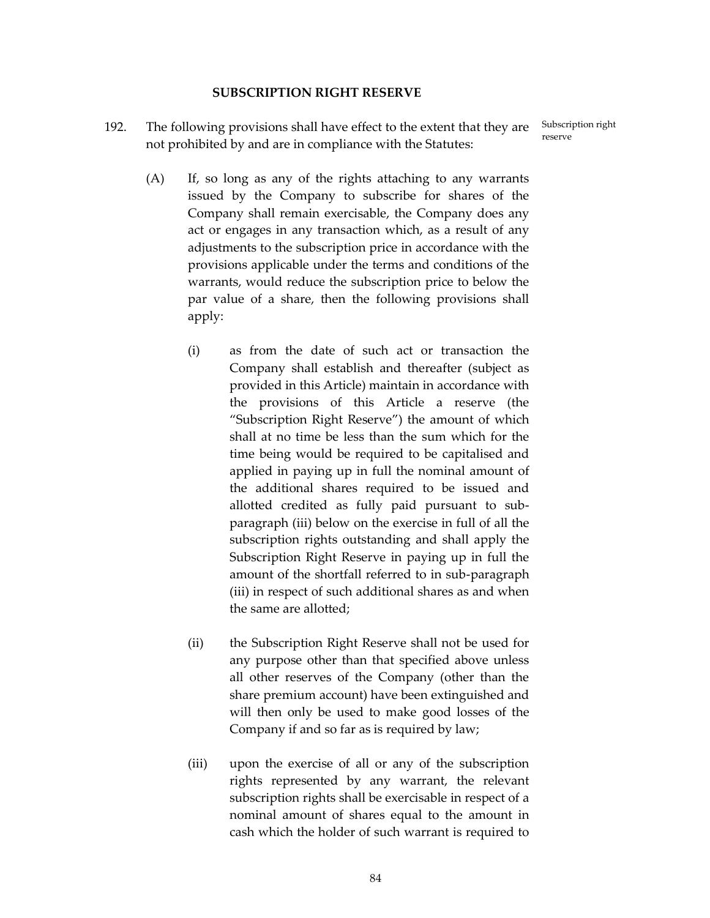## SUBSCRIPTION RIGHT RESERVE

192. The following provisions shall have effect to the extent that they are not prohibited by and are in compliance with the Statutes:

Subscription right reserve

(A) If, so long as any of the rights attaching to any warrants issued by the Company to subscribe for shares of the Company shall remain exercisable, the Company does any act or engages in any transaction which, as a result of any adjustments to the subscription price in accordance with the provisions applicable under the terms and conditions of the warrants, would reduce the subscription price to below the par value of a share, then the following provisions shall apply:

(i) as from the date of such act or transaction the Company shall establish and thereafter (subject as provided in this Article) maintain in accordance with the provisions of this Article a reserve (the "Subscription Right Reserve") the amount of which shall at no time be less than the sum which for the time being would be required to be capitalised and applied in paying up in full the nominal amount of the additional shares required to be issued and allotted credited as fully paid pursuant to sub-paragraph (iii) below on the exercise in full of all the subscription rights outstanding and shall apply the Subscription Right Reserve in paying up in full the amount of the shortfall referred to in sub-paragraph (iii) in respect of such additional shares as and when the same are allotted;

(ii) the Subscription Right Reserve shall not be used for any purpose other than that specified above unless all other reserves of the Company (other than the share premium account) have been extinguished and will then only be used to make good losses of the Company if and so far as is required by law;

(iii) upon the exercise of all or any of the subscription rights represented by any warrant, the relevant subscription rights shall be exercisable in respect of a nominal amount of shares equal to the amount in cash which the holder of such warrant is required to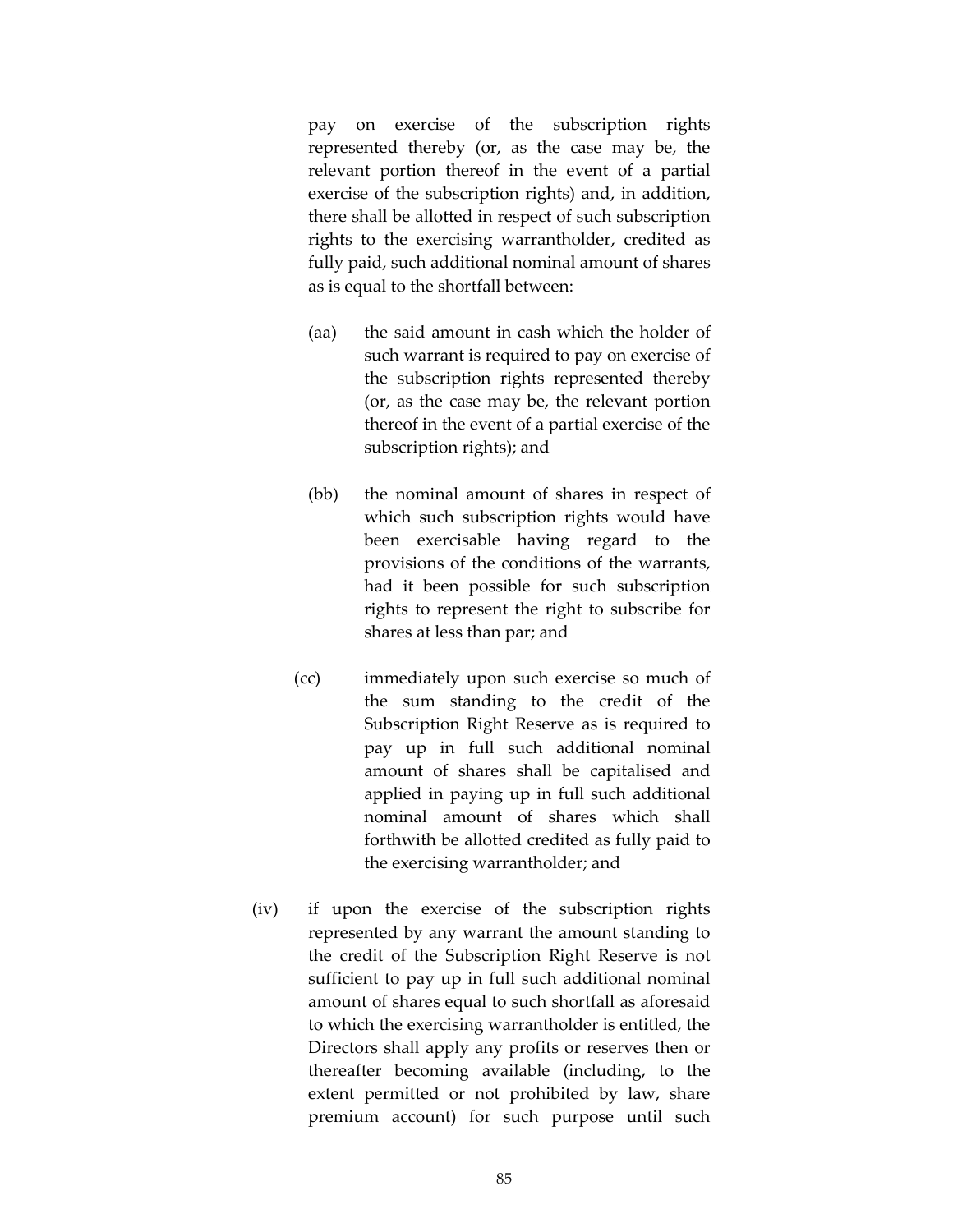pay on exercise of the subscription rights represented thereby (or, as the case may be, the relevant portion thereof in the event of a partial exercise of the subscription rights) and, in addition, there shall be allotted in respect of such subscription rights to the exercising warrantholder, credited as fully paid, such additional nominal amount of shares as is equal to the shortfall between:

(aa) the said amount in cash which the holder of such warrant is required to pay on exercise of the subscription rights represented thereby (or, as the case may be, the relevant portion thereof in the event of a partial exercise of the subscription rights); and

(bb) the nominal amount of shares in respect of which such subscription rights would have been exercisable having regard to the provisions of the conditions of the warrants, had it been possible for such subscription rights to represent the right to subscribe for shares at less than par; and

(cc) immediately upon such exercise so much of the sum standing to the credit of the Subscription Right Reserve as is required to pay up in full such additional nominal amount of shares shall be capitalised and applied in paying up in full such additional nominal amount of shares which shall forthwith be allotted credited as fully paid to the exercising warrantholder; and

(iv) if upon the exercise of the subscription rights represented by any warrant the amount standing to the credit of the Subscription Right Reserve is not sufficient to pay up in full such additional nominal amount of shares equal to such shortfall as aforesaid to which the exercising warrantholder is entitled, the Directors shall apply any profits or reserves then or thereafter becoming available (including, to the extent permitted or not prohibited by law, share premium account) for such purpose until such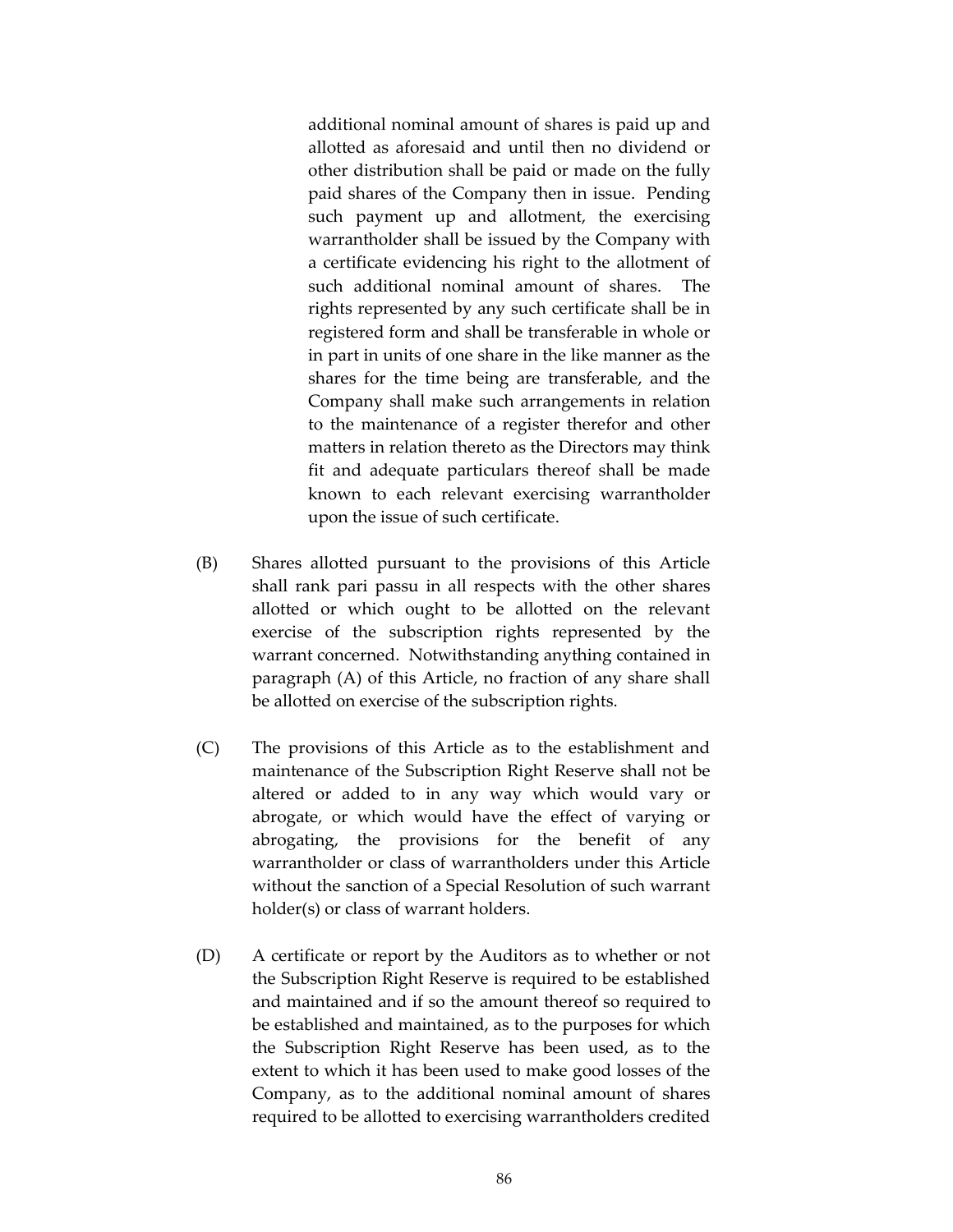additional nominal amount of shares is paid up and allotted as aforesaid and until then no dividend or other distribution shall be paid or made on the fully paid shares of the Company then in issue. Pending such payment up and allotment, the exercising warrantholder shall be issued by the Company with a certificate evidencing his right to the allotment of such additional nominal amount of shares. The rights represented by any such certificate shall be in registered form and shall be transferable in whole or in part in units of one share in the like manner as the shares for the time being are transferable, and the Company shall make such arrangements in relation to the maintenance of a register therefor and other matters in relation thereto as the Directors may think fit and adequate particulars thereof shall be made known to each relevant exercising warrantholder upon the issue of such certificate.

(B) Shares allotted pursuant to the provisions of this Article shall rank pari passu in all respects with the other shares allotted or which ought to be allotted on the relevant exercise of the subscription rights represented by the warrant concerned. Notwithstanding anything contained in paragraph (A) of this Article, no fraction of any share shall be allotted on exercise of the subscription rights.

(C) The provisions of this Article as to the establishment and maintenance of the Subscription Right Reserve shall not be altered or added to in any way which would vary or abrogate, or which would have the effect of varying or abrogating, the provisions for the benefit of any warrantholder or class of warrantholders under this Article without the sanction of a Special Resolution of such warrant holder(s) or class of warrant holders.

(D) A certificate or report by the Auditors as to whether or not the Subscription Right Reserve is required to be established and maintained and if so the amount thereof so required to be established and maintained, as to the purposes for which the Subscription Right Reserve has been used, as to the extent to which it has been used to make good losses of the Company, as to the additional nominal amount of shares required to be allotted to exercising warrantholders credited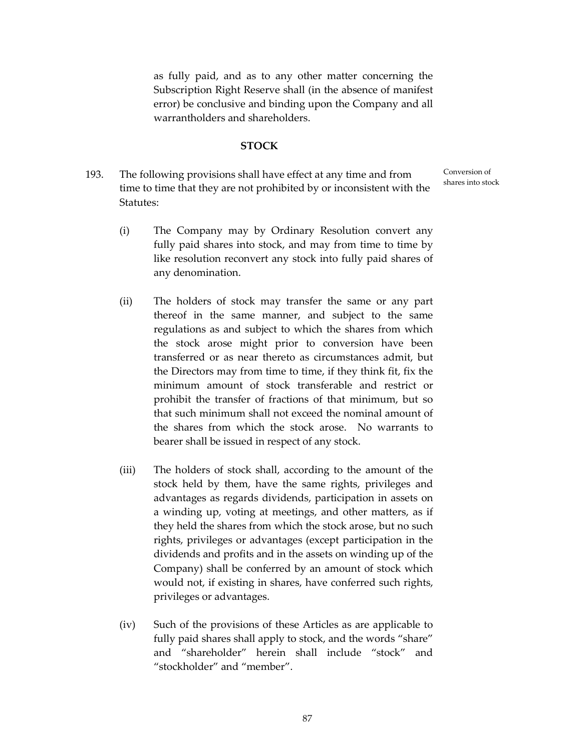as fully paid, and as to any other matter concerning the Subscription Right Reserve shall (in the absence of manifest error) be conclusive and binding upon the Company and all warrantholders and shareholders.

## STOCK

193. The following provisions shall have effect at any time and from time to time that they are not prohibited by or inconsistent with the Statutes:

Conversion of shares into stock

(i) The Company may by Ordinary Resolution convert any fully paid shares into stock, and may from time to time by like resolution reconvert any stock into fully paid shares of any denomination.

(ii) The holders of stock may transfer the same or any part thereof in the same manner, and subject to the same regulations as and subject to which the shares from which the stock arose might prior to conversion have been transferred or as near thereto as circumstances admit, but the Directors may from time to time, if they think fit, fix the minimum amount of stock transferable and restrict or prohibit the transfer of fractions of that minimum, but so that such minimum shall not exceed the nominal amount of the shares from which the stock arose. No warrants to bearer shall be issued in respect of any stock.

(iii) The holders of stock shall, according to the amount of the stock held by them, have the same rights, privileges and advantages as regards dividends, participation in assets on a winding up, voting at meetings, and other matters, as if they held the shares from which the stock arose, but no such rights, privileges or advantages (except participation in the dividends and profits and in the assets on winding up of the Company) shall be conferred by an amount of stock which would not, if existing in shares, have conferred such rights, privileges or advantages.

(iv) Such of the provisions of these Articles as are applicable to fully paid shares shall apply to stock, and the words "share" and "shareholder" herein shall include "stock" and "stockholder" and "member".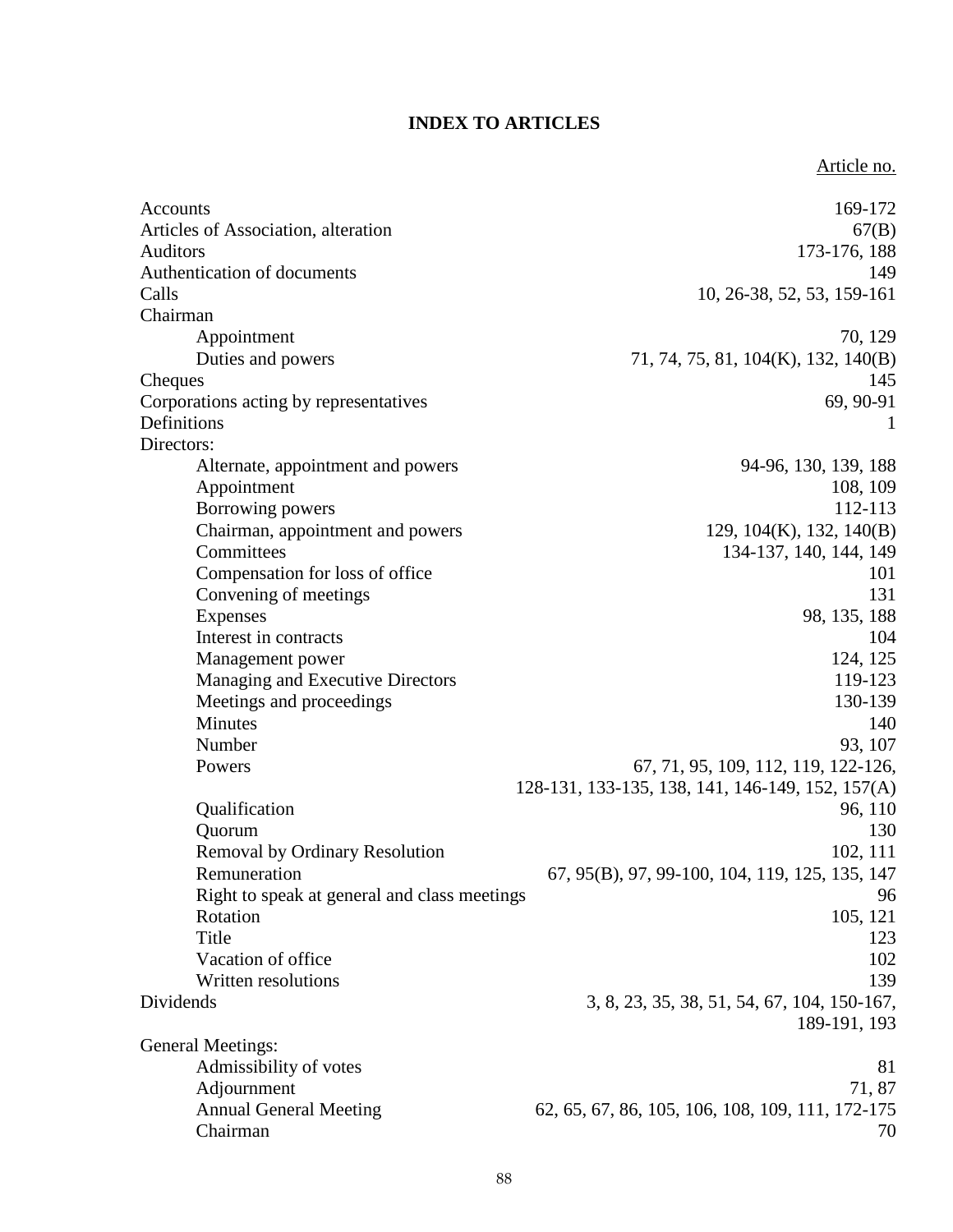**INDEX TO ARTICLES**

| | Article no. |
|---|---|
| Accounts | 169-172 |
| Articles of Association, alteration | 67(B) |
| Auditors | 173-176, 188 |
| Authentication of documents | 149 |
| Calls | 10, 26-38, 52, 53, 159-161 |
| Chairman | |
| Appointment | 70, 129 |
| Duties and powers | 71, 74, 75, 81, 104(K), 132, 140(B) |
| Cheques | 145 |
| Corporations acting by representatives | 69, 90-91 |
| Definitions | 1 |
| Directors: | |
| Alternate, appointment and powers | 94-96, 130, 139, 188 |
| Appointment | 108, 109 |
| Borrowing powers | 112-113 |
| Chairman, appointment and powers | 129, 104(K), 132, 140(B) |
| Committees | 134-137, 140, 144, 149 |
| Compensation for loss of office | 101 |
| Convening of meetings | 131 |
| Expenses | 98, 135, 188 |
| Interest in contracts | 104 |
| Management power | 124, 125 |
| Managing and Executive Directors | 119-123 |
| Meetings and proceedings | 130-139 |
| Minutes | 140 |
| Number | 93, 107 |
| Powers | 67, 71, 95, 109, 112, 119, 122-126, 128-131, 133-135, 138, 141, 146-149, 152, 157(A) |
| Qualification | 96, 110 |
| Quorum | 130 |
| Removal by Ordinary Resolution | 102, 111 |
| Remuneration | 67, 95(B), 97, 99-100, 104, 119, 125, 135, 147 |
| Right to speak at general and class meetings | 96 |
| Rotation | 105, 121 |
| Title | 123 |
| Vacation of office | 102 |
| Written resolutions | 139 |
| Dividends | 3, 8, 23, 35, 38, 51, 54, 67, 104, 150-167, 189-191, 193 |
| General Meetings: | |
| Admissibility of votes | 81 |
| Adjournment | 71, 87 |
| Annual General Meeting | 62, 65, 67, 86, 105, 106, 108, 109, 111, 172-175 |
| Chairman | 70 |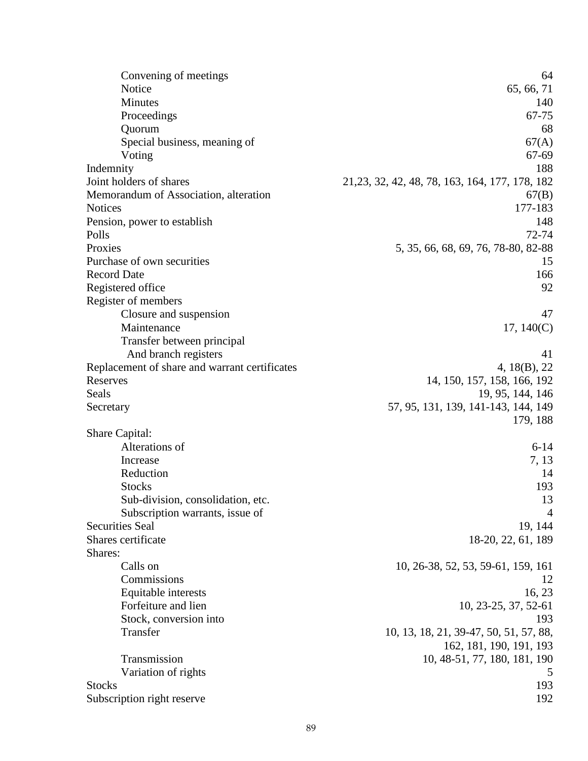| | |
|---|---|
| Convening of meetings | 64 |
| Notice | 65, 66, 71 |
| Minutes | 140 |
| Proceedings | 67-75 |
| Quorum | 68 |
| Special business, meaning of | 67(A) |
| Voting | 67-69 |
| Indemnity | 188 |
| Joint holders of shares | 21,23, 32, 42, 48, 78, 163, 164, 177, 178, 182 |
| Memorandum of Association, alteration | 67(B) |
| Notices | 177-183 |
| Pension, power to establish | 148 |
| Polls | 72-74 |
| Proxies | 5, 35, 66, 68, 69, 76, 78-80, 82-88 |
| Purchase of own securities | 15 |
| Record Date | 166 |
| Registered office | 92 |
| Register of members | |
| Closure and suspension | 47 |
| Maintenance | 17, 140(C) |
| Transfer between principal And branch registers | 41 |
| Replacement of share and warrant certificates | 4, 18(B), 22 |
| Reserves | 14, 150, 157, 158, 166, 192 |
| Seals | 19, 95, 144, 146 |
| Secretary | 57, 95, 131, 139, 141-143, 144, 149 179, 188 |
| Share Capital: | |
| Alterations of | 6-14 |
| Increase | 7, 13 |
| Reduction | 14 |
| Stocks | 193 |
| Sub-division, consolidation, etc. | 13 |
| Subscription warrants, issue of | 4 |
| Securities Seal | 19, 144 |
| Shares certificate | 18-20, 22, 61, 189 |
| Shares: | |
| Calls on | 10, 26-38, 52, 53, 59-61, 159, 161 |
| Commissions | 12 |
| Equitable interests | 16, 23 |
| Forfeiture and lien | 10, 23-25, 37, 52-61 |
| Stock, conversion into | 193 |
| Transfer | 10, 13, 18, 21, 39-47, 50, 51, 57, 88, 162, 181, 190, 191, 193 |
| Transmission | 10, 48-51, 77, 180, 181, 190 |
| Variation of rights | 5 |
| Stocks | 193 |
| Subscription right reserve | 192 |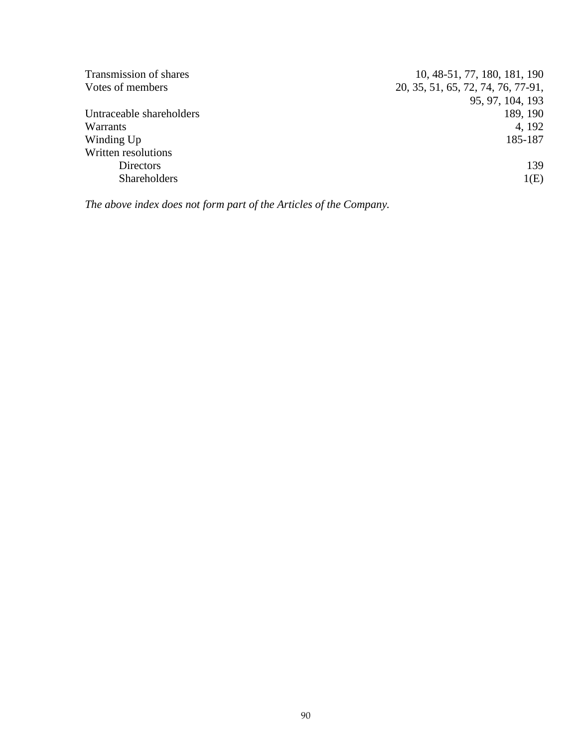| | |
|---|---|
| Transmission of shares | 10, 48-51, 77, 180, 181, 190 |
| Votes of members | 20, 35, 51, 65, 72, 74, 76, 77-91, 95, 97, 104, 193 |
| Untraceable shareholders | 189, 190 |
| Warrants | 4, 192 |
| Winding Up | 185-187 |
| Written resolutions | |
| Directors | 139 |
| Shareholders | 1(E) |

*The above index does not form part of the Articles of the Company.*